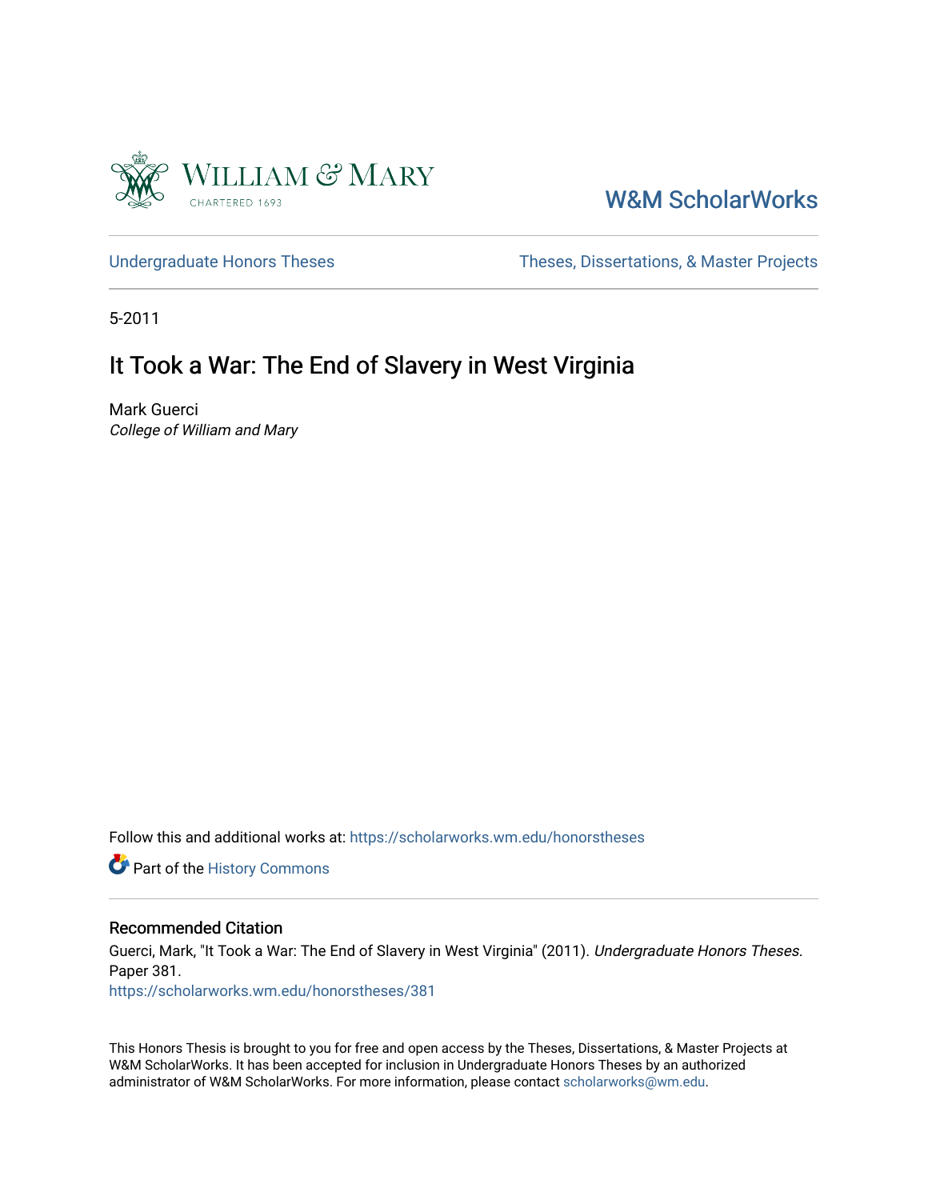William & Mary

CHARTERED 1693

W&M ScholarWorks

Undergraduate Honors Theses

Theses, Dissertations, & Master Projects

5-2011

# It Took a War: The End of Slavery in West Virginia

Mark Guerci

*College of William and Mary*

Follow this and additional works at: https://scholarworks.wm.edu/honorstheses

Part of the History Commons

## Recommended Citation

Guerci, Mark, "It Took a War: The End of Slavery in West Virginia" (2011). *Undergraduate Honors Theses.* Paper 381.

https://scholarworks.wm.edu/honorstheses/381

This Honors Thesis is brought to you for free and open access by the Theses, Dissertations, & Master Projects at W&M ScholarWorks. It has been accepted for inclusion in Undergraduate Honors Theses by an authorized administrator of W&M ScholarWorks. For more information, please contact scholarworks@wm.edu.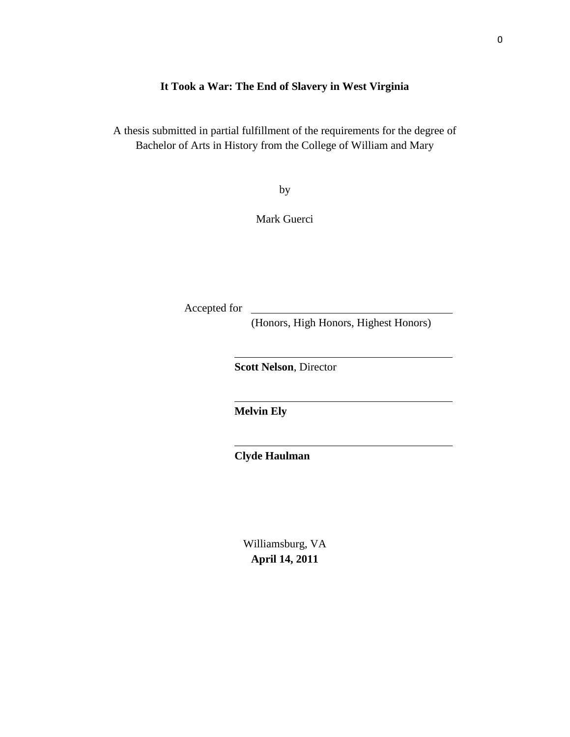**It Took a War: The End of Slavery in West Virginia**

A thesis submitted in partial fulfillment of the requirements for the degree of Bachelor of Arts in History from the College of William and Mary

by

Mark Guerci

Accepted for \_\_\_\_\_\_\_\_\_\_\_\_\_\_\_\_\_\_\_\_\_\_\_\_\_\_\_\_\_\_\_\_\_\_\_\_\_\_\_\_
(Honors, High Honors, Highest Honors)

\_\_\_\_\_\_\_\_\_\_\_\_\_\_\_\_\_\_\_\_\_\_\_\_\_\_\_\_\_\_\_\_\_\_\_\_\_\_\_\_
**Scott Nelson**, Director

\_\_\_\_\_\_\_\_\_\_\_\_\_\_\_\_\_\_\_\_\_\_\_\_\_\_\_\_\_\_\_\_\_\_\_\_\_\_\_\_
**Melvin Ely**

\_\_\_\_\_\_\_\_\_\_\_\_\_\_\_\_\_\_\_\_\_\_\_\_\_\_\_\_\_\_\_\_\_\_\_\_\_\_\_\_
**Clyde Haulman**

Williamsburg, VA
**April 14, 2011**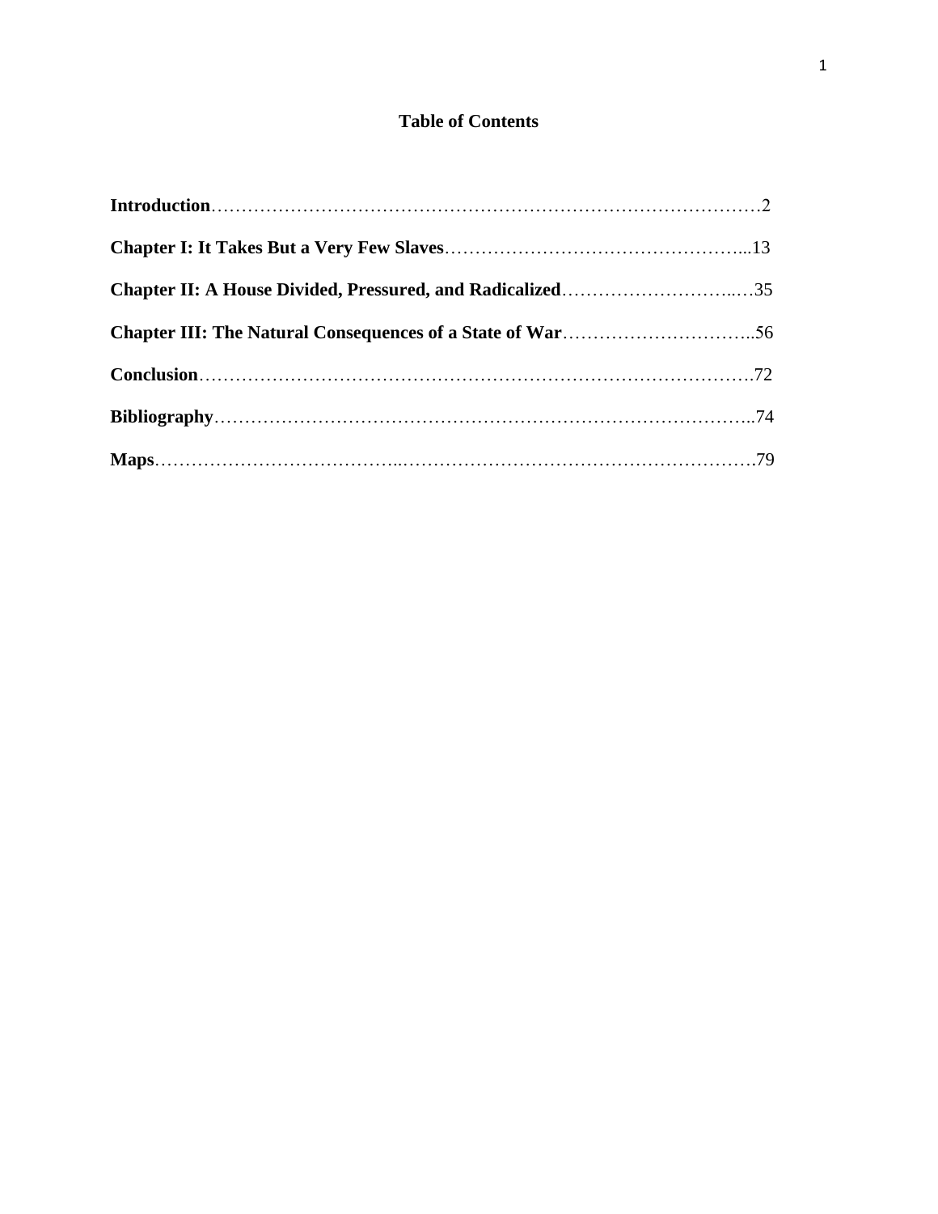# Table of Contents

**Introduction**……………………………………………………………………………2

**Chapter I: It Takes But a Very Few Slaves**…………………………………………...13

**Chapter II: A House Divided, Pressured, and Radicalized**………………………..…35

**Chapter III: The Natural Consequences of a State of War**…………………………..56

**Conclusion**…………………………………………………………………………….72

**Bibliography**…………………………………………………………………………..74

**Maps**…………………………………...…………………………………………………79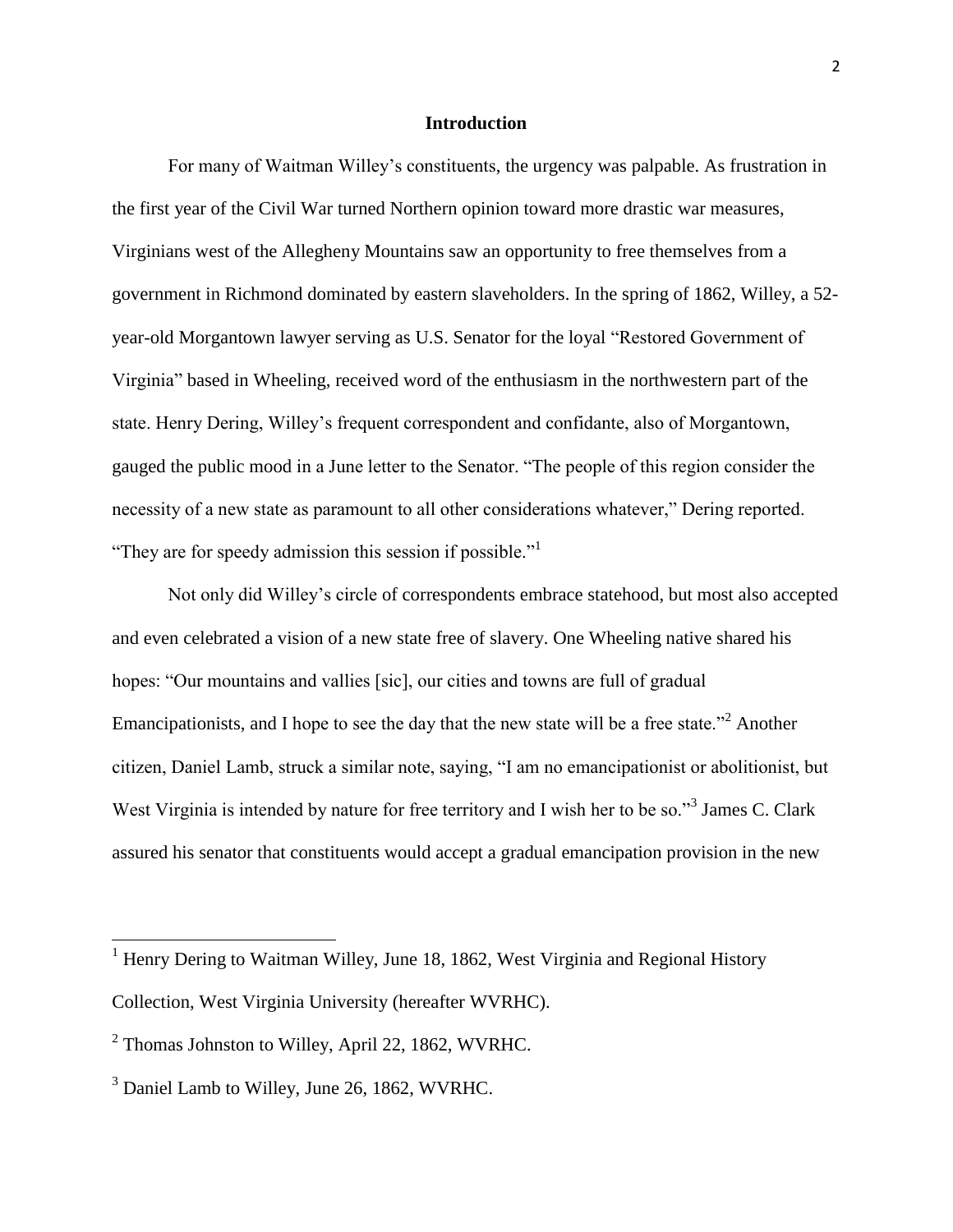## Introduction

For many of Waitman Willey's constituents, the urgency was palpable. As frustration in the first year of the Civil War turned Northern opinion toward more drastic war measures, Virginians west of the Allegheny Mountains saw an opportunity to free themselves from a government in Richmond dominated by eastern slaveholders. In the spring of 1862, Willey, a 52-year-old Morgantown lawyer serving as U.S. Senator for the loyal "Restored Government of Virginia" based in Wheeling, received word of the enthusiasm in the northwestern part of the state. Henry Dering, Willey's frequent correspondent and confidante, also of Morgantown, gauged the public mood in a June letter to the Senator. "The people of this region consider the necessity of a new state as paramount to all other considerations whatever," Dering reported. "They are for speedy admission this session if possible."[1]

Not only did Willey's circle of correspondents embrace statehood, but most also accepted and even celebrated a vision of a new state free of slavery. One Wheeling native shared his hopes: "Our mountains and vallies [sic], our cities and towns are full of gradual Emancipationists, and I hope to see the day that the new state will be a free state."[2] Another citizen, Daniel Lamb, struck a similar note, saying, "I am no emancipationist or abolitionist, but West Virginia is intended by nature for free territory and I wish her to be so."[3] James C. Clark assured his senator that constituents would accept a gradual emancipation provision in the new

---

[1] Henry Dering to Waitman Willey, June 18, 1862, West Virginia and Regional History Collection, West Virginia University (hereafter WVRHC).

[2] Thomas Johnston to Willey, April 22, 1862, WVRHC.

[3] Daniel Lamb to Willey, June 26, 1862, WVRHC.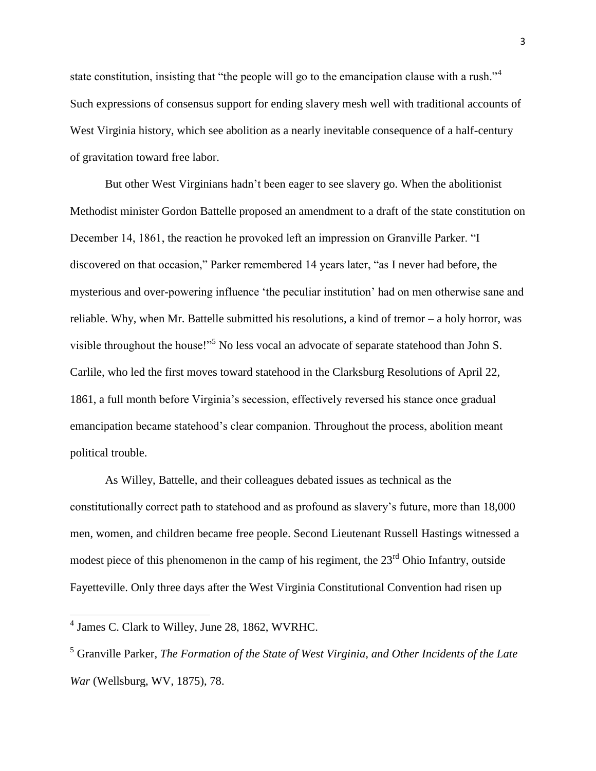state constitution, insisting that "the people will go to the emancipation clause with a rush."[4] Such expressions of consensus support for ending slavery mesh well with traditional accounts of West Virginia history, which see abolition as a nearly inevitable consequence of a half-century of gravitation toward free labor.

But other West Virginians hadn't been eager to see slavery go. When the abolitionist Methodist minister Gordon Battelle proposed an amendment to a draft of the state constitution on December 14, 1861, the reaction he provoked left an impression on Granville Parker. "I discovered on that occasion," Parker remembered 14 years later, "as I never had before, the mysterious and over-powering influence 'the peculiar institution' had on men otherwise sane and reliable. Why, when Mr. Battelle submitted his resolutions, a kind of tremor – a holy horror, was visible throughout the house!"[5] No less vocal an advocate of separate statehood than John S. Carlile, who led the first moves toward statehood in the Clarksburg Resolutions of April 22, 1861, a full month before Virginia's secession, effectively reversed his stance once gradual emancipation became statehood's clear companion. Throughout the process, abolition meant political trouble.

As Willey, Battelle, and their colleagues debated issues as technical as the constitutionally correct path to statehood and as profound as slavery's future, more than 18,000 men, women, and children became free people. Second Lieutenant Russell Hastings witnessed a modest piece of this phenomenon in the camp of his regiment, the 23rd Ohio Infantry, outside Fayetteville. Only three days after the West Virginia Constitutional Convention had risen up

---

[4] James C. Clark to Willey, June 28, 1862, WVRHC.

[5] Granville Parker, *The Formation of the State of West Virginia, and Other Incidents of the Late War* (Wellsburg, WV, 1875), 78.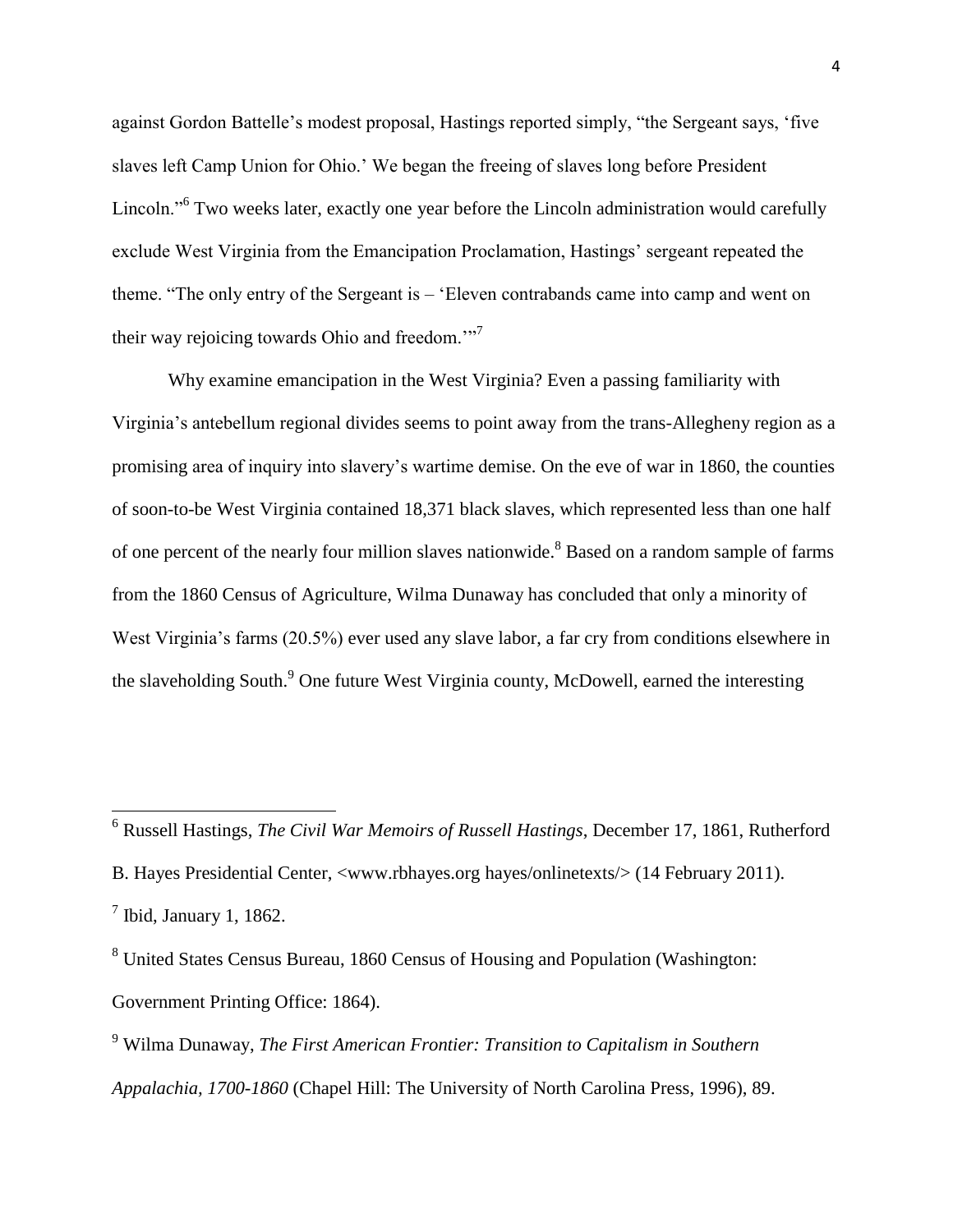against Gordon Battelle's modest proposal, Hastings reported simply, "the Sergeant says, 'five slaves left Camp Union for Ohio.' We began the freeing of slaves long before President Lincoln."[6] Two weeks later, exactly one year before the Lincoln administration would carefully exclude West Virginia from the Emancipation Proclamation, Hastings' sergeant repeated the theme. "The only entry of the Sergeant is – 'Eleven contrabands came into camp and went on their way rejoicing towards Ohio and freedom.'"[7]

Why examine emancipation in the West Virginia? Even a passing familiarity with Virginia's antebellum regional divides seems to point away from the trans-Allegheny region as a promising area of inquiry into slavery's wartime demise. On the eve of war in 1860, the counties of soon-to-be West Virginia contained 18,371 black slaves, which represented less than one half of one percent of the nearly four million slaves nationwide.[8] Based on a random sample of farms from the 1860 Census of Agriculture, Wilma Dunaway has concluded that only a minority of West Virginia's farms (20.5%) ever used any slave labor, a far cry from conditions elsewhere in the slaveholding South.[9] One future West Virginia county, McDowell, earned the interesting

---

[6] Russell Hastings, *The Civil War Memoirs of Russell Hastings*, December 17, 1861, Rutherford B. Hayes Presidential Center, <www.rbhayes.org hayes/onlinetexts/> (14 February 2011).

[7] Ibid, January 1, 1862.

[8] United States Census Bureau, 1860 Census of Housing and Population (Washington: Government Printing Office: 1864).

[9] Wilma Dunaway, *The First American Frontier: Transition to Capitalism in Southern Appalachia, 1700-1860* (Chapel Hill: The University of North Carolina Press, 1996), 89.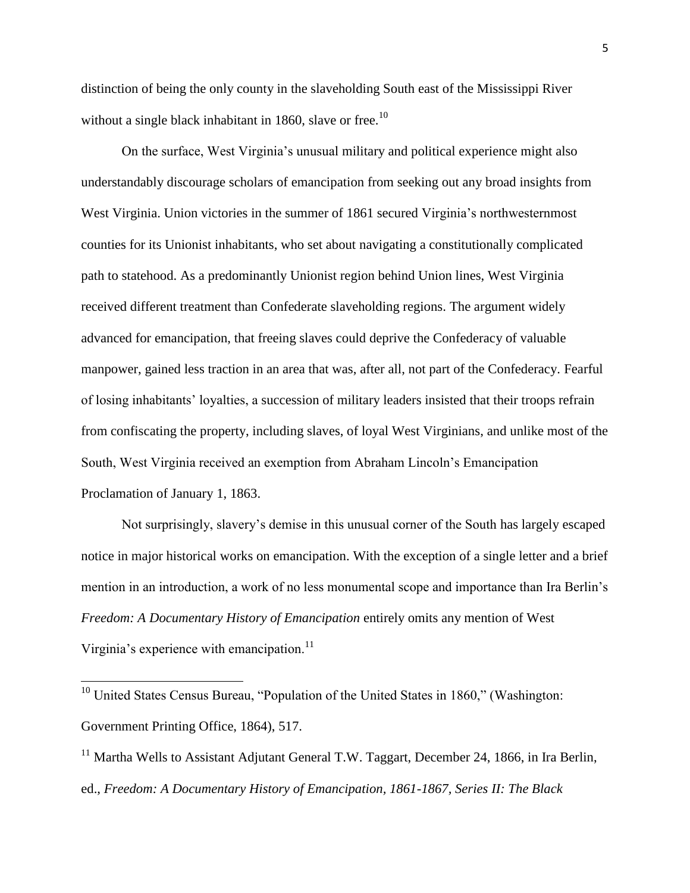distinction of being the only county in the slaveholding South east of the Mississippi River without a single black inhabitant in 1860, slave or free.[10]

On the surface, West Virginia's unusual military and political experience might also understandably discourage scholars of emancipation from seeking out any broad insights from West Virginia. Union victories in the summer of 1861 secured Virginia's northwesternmost counties for its Unionist inhabitants, who set about navigating a constitutionally complicated path to statehood. As a predominantly Unionist region behind Union lines, West Virginia received different treatment than Confederate slaveholding regions. The argument widely advanced for emancipation, that freeing slaves could deprive the Confederacy of valuable manpower, gained less traction in an area that was, after all, not part of the Confederacy. Fearful of losing inhabitants' loyalties, a succession of military leaders insisted that their troops refrain from confiscating the property, including slaves, of loyal West Virginians, and unlike most of the South, West Virginia received an exemption from Abraham Lincoln's Emancipation Proclamation of January 1, 1863.

Not surprisingly, slavery's demise in this unusual corner of the South has largely escaped notice in major historical works on emancipation. With the exception of a single letter and a brief mention in an introduction, a work of no less monumental scope and importance than Ira Berlin's *Freedom: A Documentary History of Emancipation* entirely omits any mention of West Virginia's experience with emancipation.[11]

---

[10] United States Census Bureau, "Population of the United States in 1860," (Washington: Government Printing Office, 1864), 517.

[11] Martha Wells to Assistant Adjutant General T.W. Taggart, December 24, 1866, in Ira Berlin, ed., *Freedom: A Documentary History of Emancipation, 1861-1867, Series II: The Black*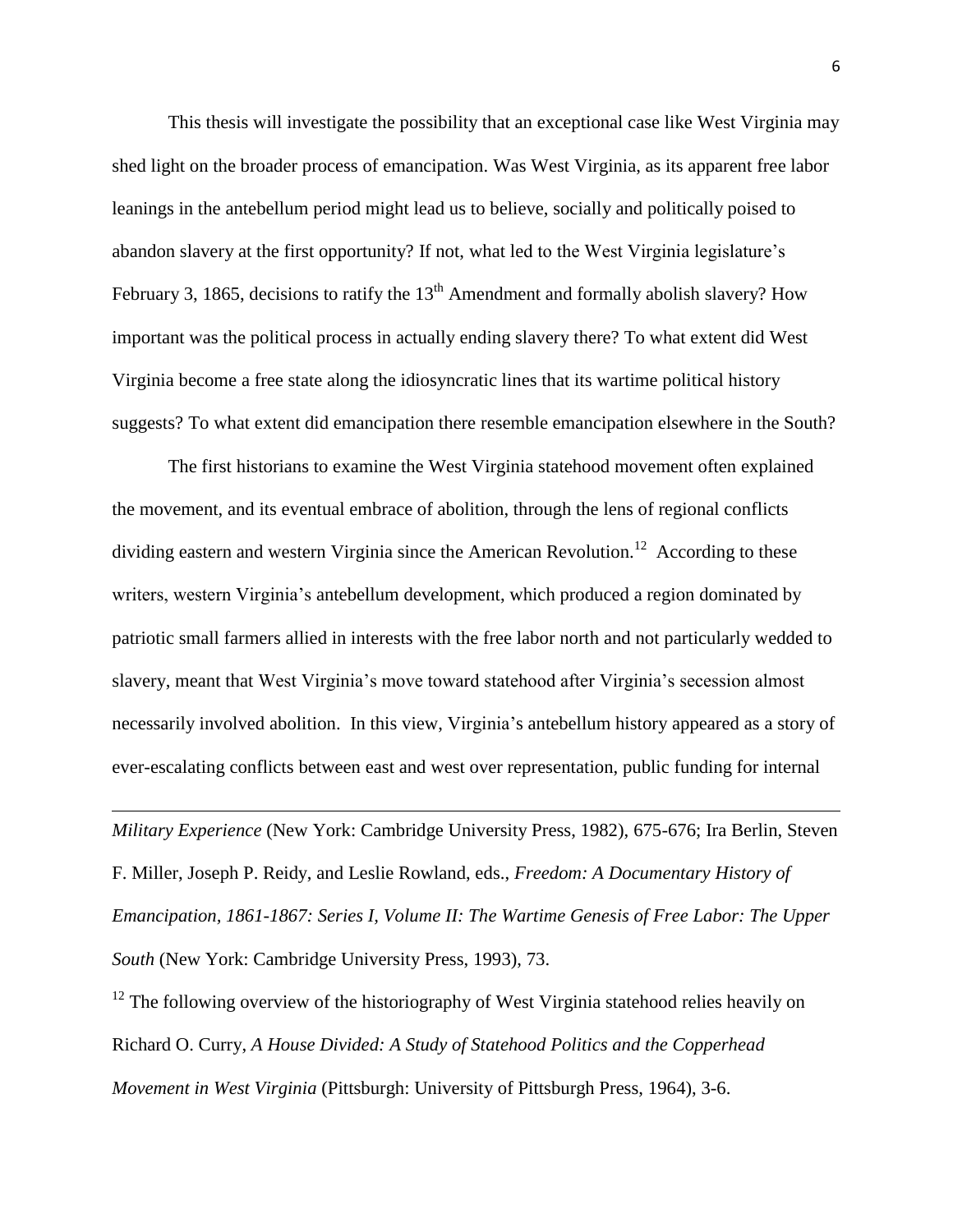This thesis will investigate the possibility that an exceptional case like West Virginia may shed light on the broader process of emancipation. Was West Virginia, as its apparent free labor leanings in the antebellum period might lead us to believe, socially and politically poised to abandon slavery at the first opportunity? If not, what led to the West Virginia legislature's February 3, 1865, decisions to ratify the 13th Amendment and formally abolish slavery? How important was the political process in actually ending slavery there? To what extent did West Virginia become a free state along the idiosyncratic lines that its wartime political history suggests? To what extent did emancipation there resemble emancipation elsewhere in the South?

The first historians to examine the West Virginia statehood movement often explained the movement, and its eventual embrace of abolition, through the lens of regional conflicts dividing eastern and western Virginia since the American Revolution.[12] According to these writers, western Virginia's antebellum development, which produced a region dominated by patriotic small farmers allied in interests with the free labor north and not particularly wedded to slavery, meant that West Virginia's move toward statehood after Virginia's secession almost necessarily involved abolition. In this view, Virginia's antebellum history appeared as a story of ever-escalating conflicts between east and west over representation, public funding for internal

---

*Military Experience* (New York: Cambridge University Press, 1982), 675-676; Ira Berlin, Steven F. Miller, Joseph P. Reidy, and Leslie Rowland, eds., *Freedom: A Documentary History of Emancipation, 1861-1867: Series I, Volume II: The Wartime Genesis of Free Labor: The Upper South* (New York: Cambridge University Press, 1993), 73.

[12] The following overview of the historiography of West Virginia statehood relies heavily on Richard O. Curry, *A House Divided: A Study of Statehood Politics and the Copperhead Movement in West Virginia* (Pittsburgh: University of Pittsburgh Press, 1964), 3-6.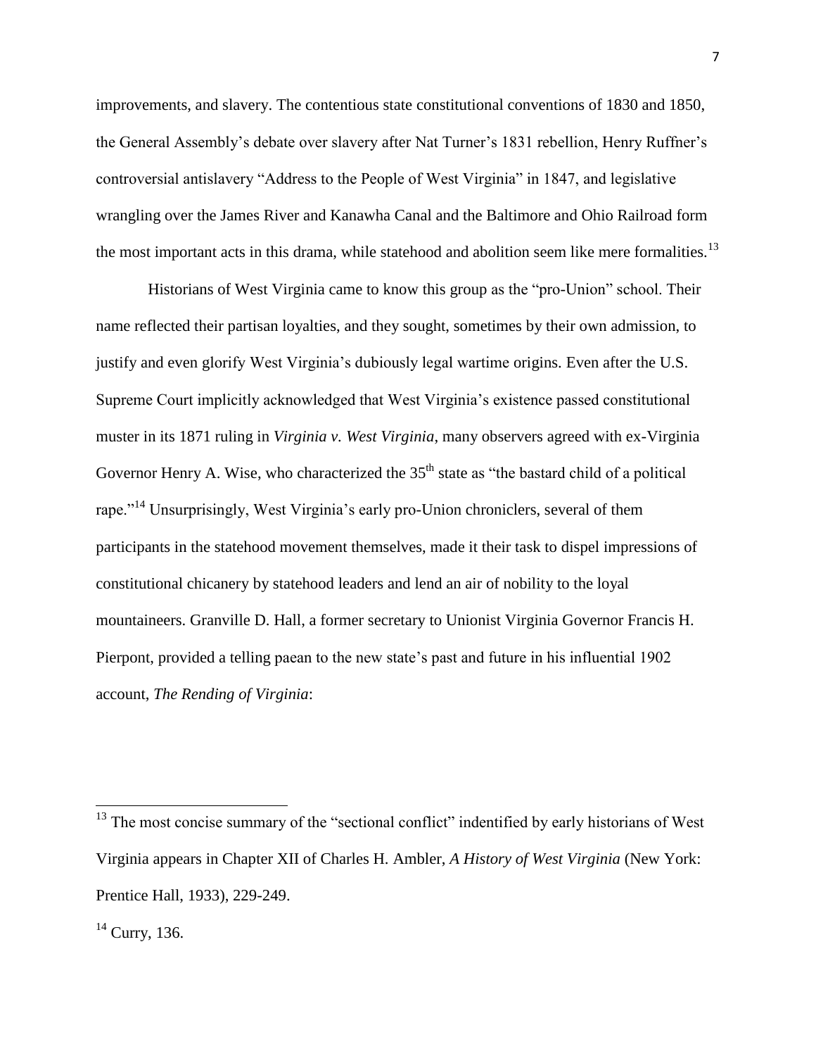improvements, and slavery. The contentious state constitutional conventions of 1830 and 1850, the General Assembly's debate over slavery after Nat Turner's 1831 rebellion, Henry Ruffner's controversial antislavery "Address to the People of West Virginia" in 1847, and legislative wrangling over the James River and Kanawha Canal and the Baltimore and Ohio Railroad form the most important acts in this drama, while statehood and abolition seem like mere formalities.[13]

Historians of West Virginia came to know this group as the "pro-Union" school. Their name reflected their partisan loyalties, and they sought, sometimes by their own admission, to justify and even glorify West Virginia's dubiously legal wartime origins. Even after the U.S. Supreme Court implicitly acknowledged that West Virginia's existence passed constitutional muster in its 1871 ruling in *Virginia v. West Virginia*, many observers agreed with ex-Virginia Governor Henry A. Wise, who characterized the 35th state as "the bastard child of a political rape."[14] Unsurprisingly, West Virginia's early pro-Union chroniclers, several of them participants in the statehood movement themselves, made it their task to dispel impressions of constitutional chicanery by statehood leaders and lend an air of nobility to the loyal mountaineers. Granville D. Hall, a former secretary to Unionist Virginia Governor Francis H. Pierpont, provided a telling paean to the new state's past and future in his influential 1902 account, *The Rending of Virginia*:

---

[13] The most concise summary of the "sectional conflict" indentified by early historians of West Virginia appears in Chapter XII of Charles H. Ambler, *A History of West Virginia* (New York: Prentice Hall, 1933), 229-249.

[14] Curry, 136.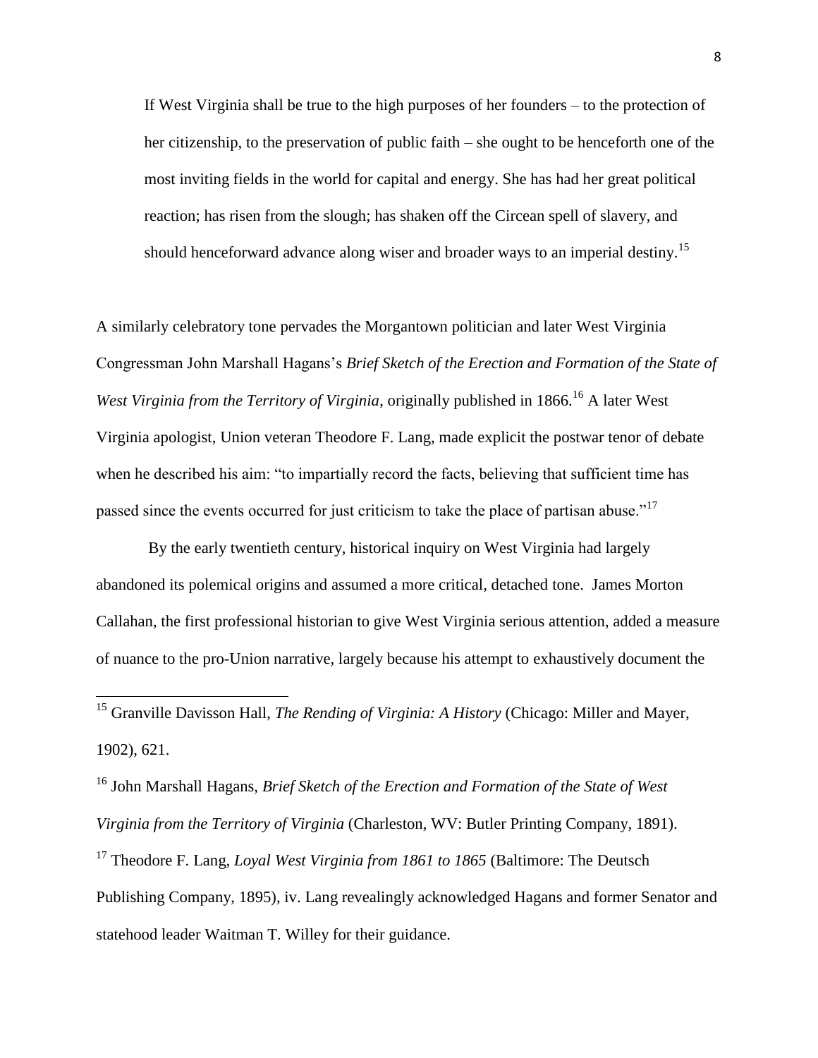> If West Virginia shall be true to the high purposes of her founders – to the protection of her citizenship, to the preservation of public faith – she ought to be henceforth one of the most inviting fields in the world for capital and energy. She has had her great political reaction; has risen from the slough; has shaken off the Circean spell of slavery, and should henceforward advance along wiser and broader ways to an imperial destiny.[15]

A similarly celebratory tone pervades the Morgantown politician and later West Virginia Congressman John Marshall Hagans's *Brief Sketch of the Erection and Formation of the State of West Virginia from the Territory of Virginia*, originally published in 1866.[16] A later West Virginia apologist, Union veteran Theodore F. Lang, made explicit the postwar tenor of debate when he described his aim: "to impartially record the facts, believing that sufficient time has passed since the events occurred for just criticism to take the place of partisan abuse."[17]

By the early twentieth century, historical inquiry on West Virginia had largely abandoned its polemical origins and assumed a more critical, detached tone. James Morton Callahan, the first professional historian to give West Virginia serious attention, added a measure of nuance to the pro-Union narrative, largely because his attempt to exhaustively document the

---

[15] Granville Davisson Hall, *The Rending of Virginia: A History* (Chicago: Miller and Mayer, 1902), 621.

[16] John Marshall Hagans, *Brief Sketch of the Erection and Formation of the State of West Virginia from the Territory of Virginia* (Charleston, WV: Butler Printing Company, 1891).

[17] Theodore F. Lang, *Loyal West Virginia from 1861 to 1865* (Baltimore: The Deutsch Publishing Company, 1895), iv. Lang revealingly acknowledged Hagans and former Senator and statehood leader Waitman T. Willey for their guidance.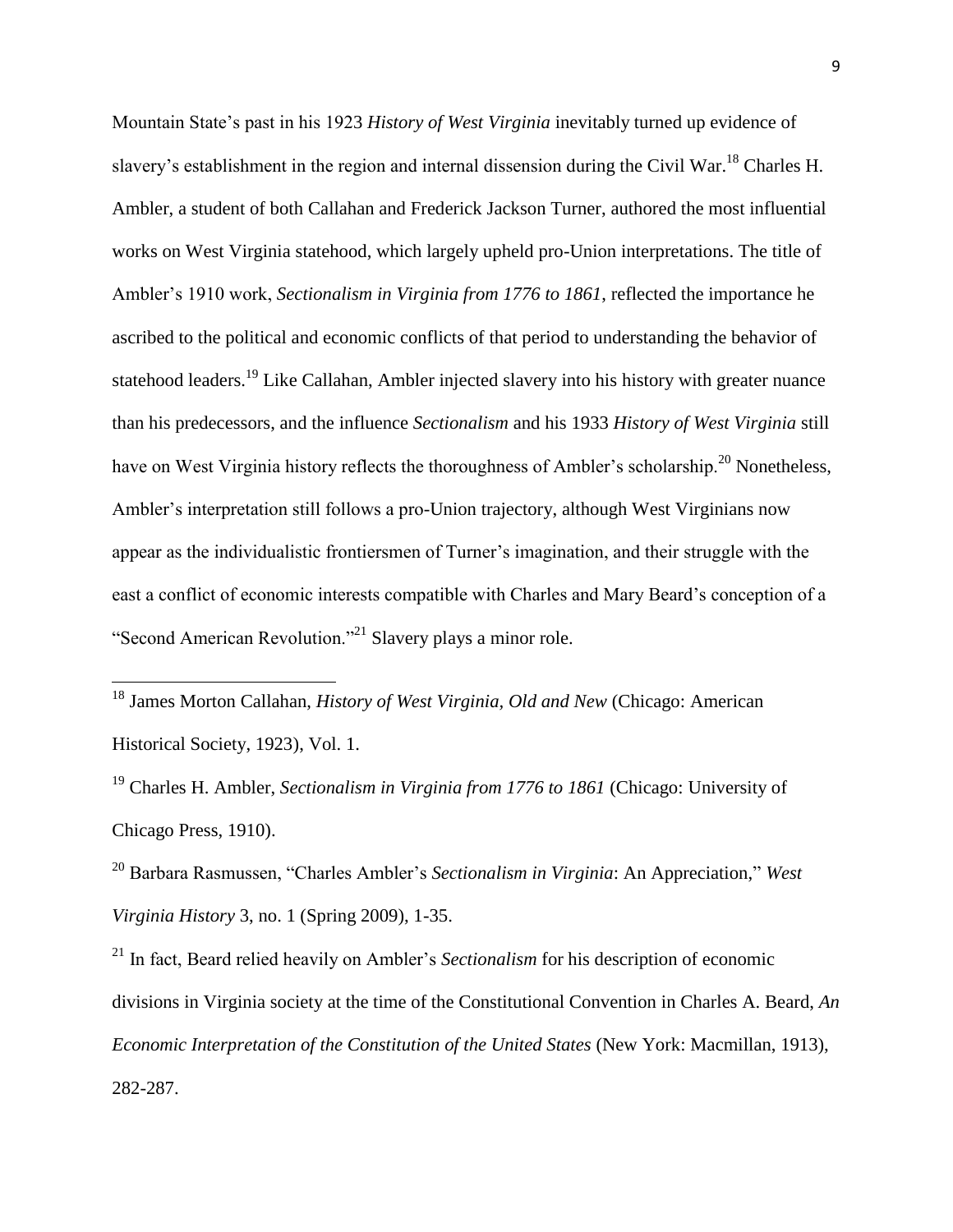Mountain State's past in his 1923 *History of West Virginia* inevitably turned up evidence of slavery's establishment in the region and internal dissension during the Civil War.[18] Charles H. Ambler, a student of both Callahan and Frederick Jackson Turner, authored the most influential works on West Virginia statehood, which largely upheld pro-Union interpretations. The title of Ambler's 1910 work, *Sectionalism in Virginia from 1776 to 1861*, reflected the importance he ascribed to the political and economic conflicts of that period to understanding the behavior of statehood leaders.[19] Like Callahan, Ambler injected slavery into his history with greater nuance than his predecessors, and the influence *Sectionalism* and his 1933 *History of West Virginia* still have on West Virginia history reflects the thoroughness of Ambler's scholarship.[20] Nonetheless, Ambler's interpretation still follows a pro-Union trajectory, although West Virginians now appear as the individualistic frontiersmen of Turner's imagination, and their struggle with the east a conflict of economic interests compatible with Charles and Mary Beard's conception of a "Second American Revolution."[21] Slavery plays a minor role.

---

[18] James Morton Callahan, *History of West Virginia, Old and New* (Chicago: American Historical Society, 1923), Vol. 1.

[19] Charles H. Ambler, *Sectionalism in Virginia from 1776 to 1861* (Chicago: University of Chicago Press, 1910).

[20] Barbara Rasmussen, "Charles Ambler's *Sectionalism in Virginia*: An Appreciation," *West Virginia History* 3, no. 1 (Spring 2009), 1-35.

[21] In fact, Beard relied heavily on Ambler's *Sectionalism* for his description of economic divisions in Virginia society at the time of the Constitutional Convention in Charles A. Beard, *An Economic Interpretation of the Constitution of the United States* (New York: Macmillan, 1913), 282-287.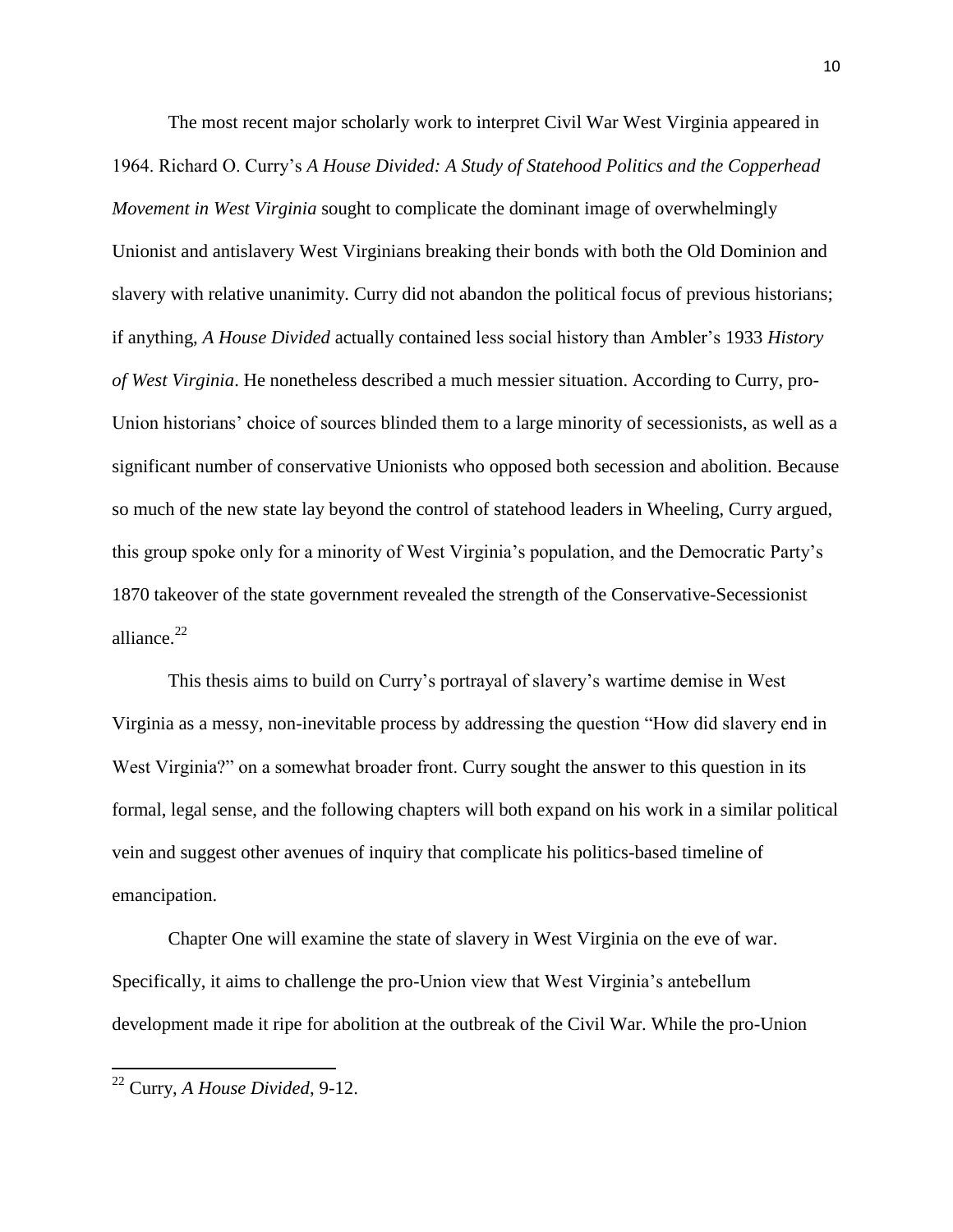The most recent major scholarly work to interpret Civil War West Virginia appeared in 1964. Richard O. Curry's *A House Divided: A Study of Statehood Politics and the Copperhead Movement in West Virginia* sought to complicate the dominant image of overwhelmingly Unionist and antislavery West Virginians breaking their bonds with both the Old Dominion and slavery with relative unanimity. Curry did not abandon the political focus of previous historians; if anything, *A House Divided* actually contained less social history than Ambler's 1933 *History of West Virginia*. He nonetheless described a much messier situation. According to Curry, pro-Union historians' choice of sources blinded them to a large minority of secessionists, as well as a significant number of conservative Unionists who opposed both secession and abolition. Because so much of the new state lay beyond the control of statehood leaders in Wheeling, Curry argued, this group spoke only for a minority of West Virginia's population, and the Democratic Party's 1870 takeover of the state government revealed the strength of the Conservative-Secessionist alliance.[22]

This thesis aims to build on Curry's portrayal of slavery's wartime demise in West Virginia as a messy, non-inevitable process by addressing the question "How did slavery end in West Virginia?" on a somewhat broader front. Curry sought the answer to this question in its formal, legal sense, and the following chapters will both expand on his work in a similar political vein and suggest other avenues of inquiry that complicate his politics-based timeline of emancipation.

Chapter One will examine the state of slavery in West Virginia on the eve of war. Specifically, it aims to challenge the pro-Union view that West Virginia's antebellum development made it ripe for abolition at the outbreak of the Civil War. While the pro-Union

---

[22] Curry, *A House Divided*, 9-12.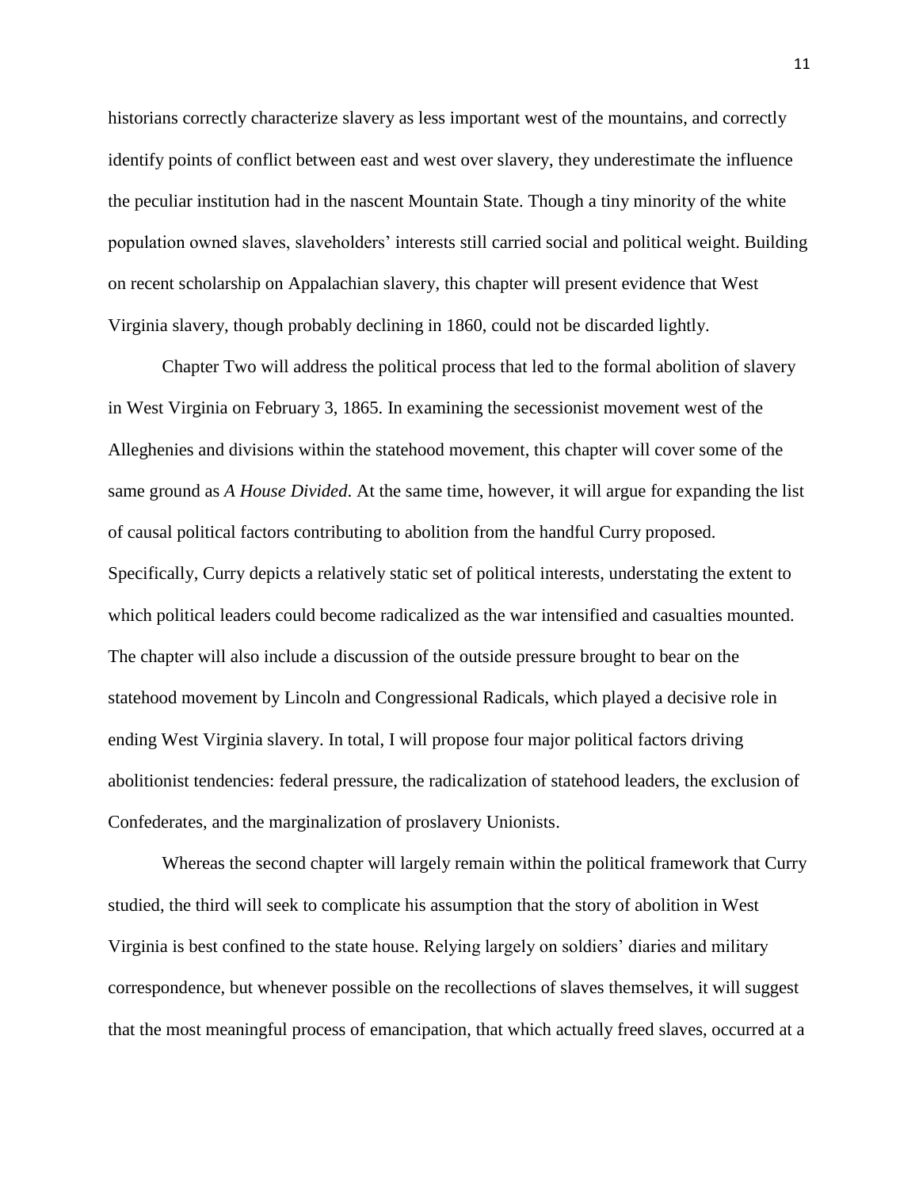historians correctly characterize slavery as less important west of the mountains, and correctly identify points of conflict between east and west over slavery, they underestimate the influence the peculiar institution had in the nascent Mountain State. Though a tiny minority of the white population owned slaves, slaveholders' interests still carried social and political weight. Building on recent scholarship on Appalachian slavery, this chapter will present evidence that West Virginia slavery, though probably declining in 1860, could not be discarded lightly.

Chapter Two will address the political process that led to the formal abolition of slavery in West Virginia on February 3, 1865. In examining the secessionist movement west of the Alleghenies and divisions within the statehood movement, this chapter will cover some of the same ground as *A House Divided*. At the same time, however, it will argue for expanding the list of causal political factors contributing to abolition from the handful Curry proposed. Specifically, Curry depicts a relatively static set of political interests, understating the extent to which political leaders could become radicalized as the war intensified and casualties mounted. The chapter will also include a discussion of the outside pressure brought to bear on the statehood movement by Lincoln and Congressional Radicals, which played a decisive role in ending West Virginia slavery. In total, I will propose four major political factors driving abolitionist tendencies: federal pressure, the radicalization of statehood leaders, the exclusion of Confederates, and the marginalization of proslavery Unionists.

Whereas the second chapter will largely remain within the political framework that Curry studied, the third will seek to complicate his assumption that the story of abolition in West Virginia is best confined to the state house. Relying largely on soldiers' diaries and military correspondence, but whenever possible on the recollections of slaves themselves, it will suggest that the most meaningful process of emancipation, that which actually freed slaves, occurred at a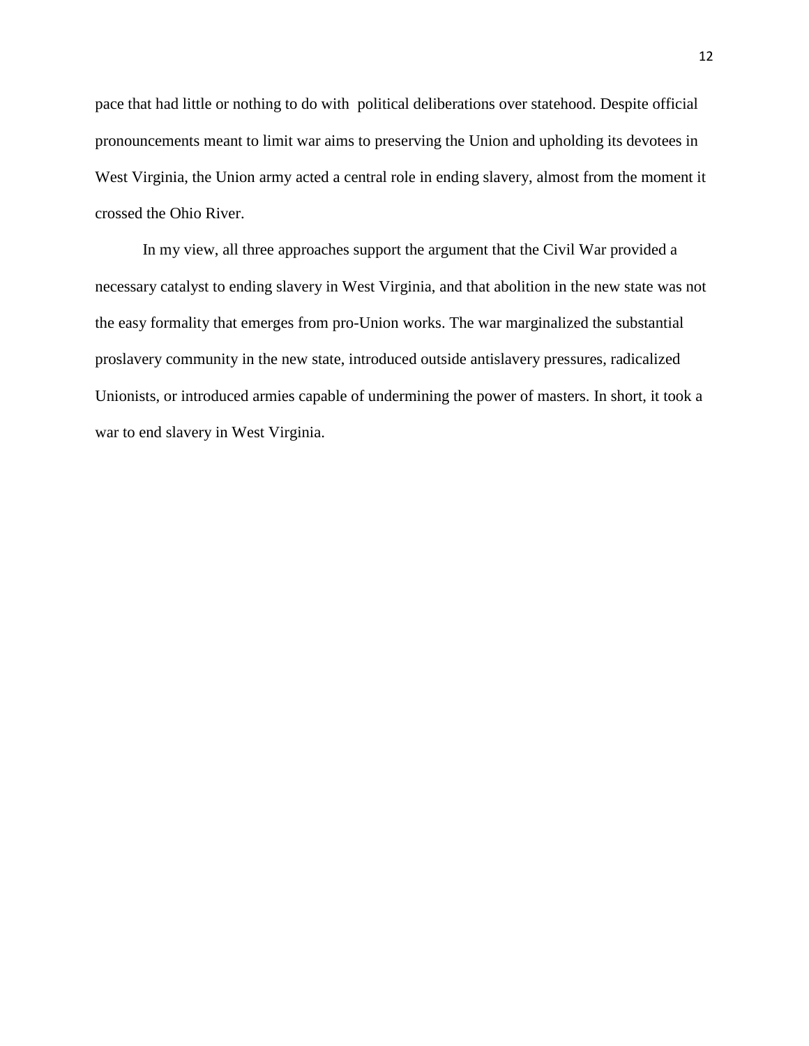pace that had little or nothing to do with political deliberations over statehood. Despite official pronouncements meant to limit war aims to preserving the Union and upholding its devotees in West Virginia, the Union army acted a central role in ending slavery, almost from the moment it crossed the Ohio River.

In my view, all three approaches support the argument that the Civil War provided a necessary catalyst to ending slavery in West Virginia, and that abolition in the new state was not the easy formality that emerges from pro-Union works. The war marginalized the substantial proslavery community in the new state, introduced outside antislavery pressures, radicalized Unionists, or introduced armies capable of undermining the power of masters. In short, it took a war to end slavery in West Virginia.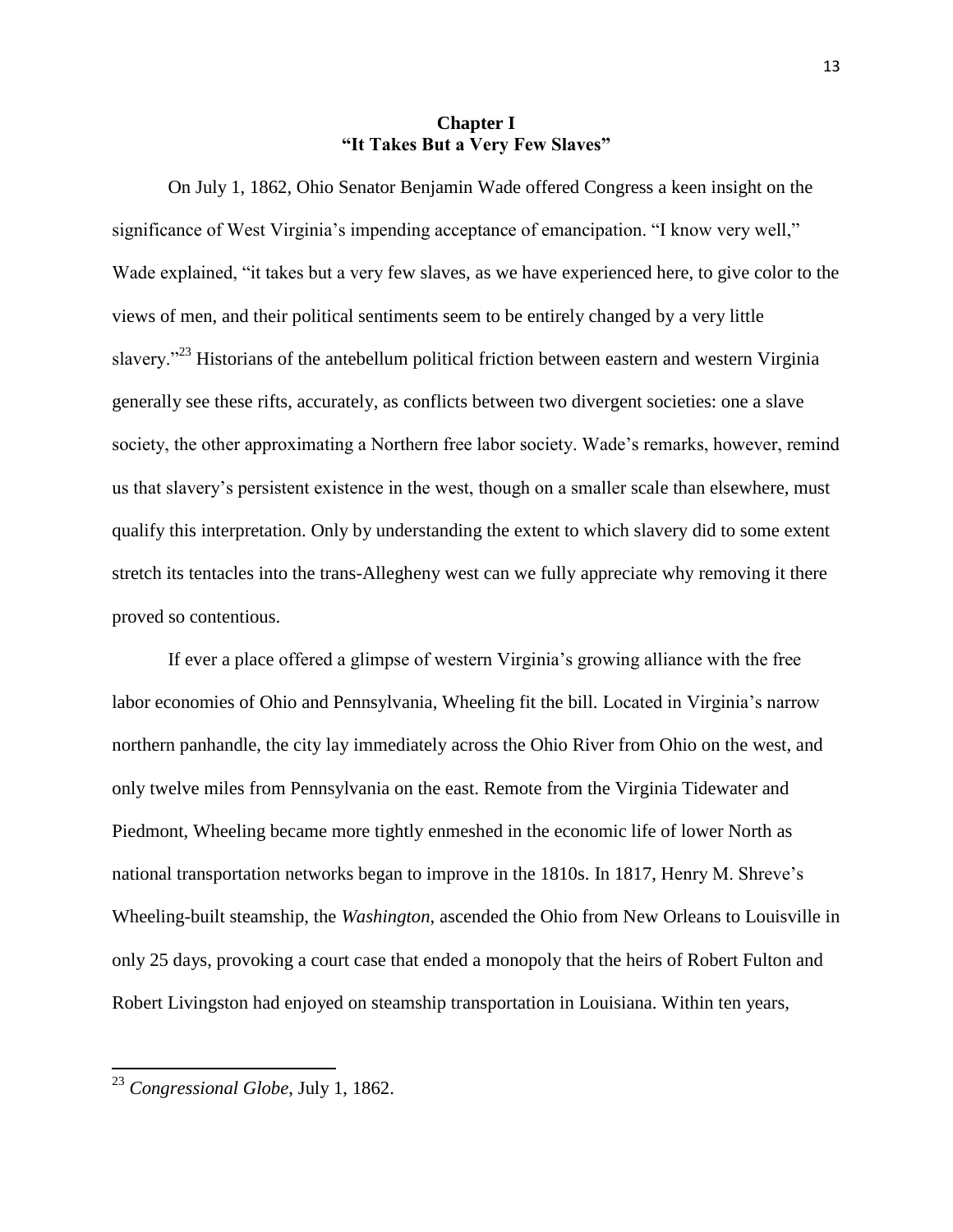# Chapter I
## "It Takes But a Very Few Slaves"

On July 1, 1862, Ohio Senator Benjamin Wade offered Congress a keen insight on the significance of West Virginia's impending acceptance of emancipation. "I know very well," Wade explained, "it takes but a very few slaves, as we have experienced here, to give color to the views of men, and their political sentiments seem to be entirely changed by a very little slavery."[23] Historians of the antebellum political friction between eastern and western Virginia generally see these rifts, accurately, as conflicts between two divergent societies: one a slave society, the other approximating a Northern free labor society. Wade's remarks, however, remind us that slavery's persistent existence in the west, though on a smaller scale than elsewhere, must qualify this interpretation. Only by understanding the extent to which slavery did to some extent stretch its tentacles into the trans-Allegheny west can we fully appreciate why removing it there proved so contentious.

If ever a place offered a glimpse of western Virginia's growing alliance with the free labor economies of Ohio and Pennsylvania, Wheeling fit the bill. Located in Virginia's narrow northern panhandle, the city lay immediately across the Ohio River from Ohio on the west, and only twelve miles from Pennsylvania on the east. Remote from the Virginia Tidewater and Piedmont, Wheeling became more tightly enmeshed in the economic life of lower North as national transportation networks began to improve in the 1810s. In 1817, Henry M. Shreve's Wheeling-built steamship, the *Washington*, ascended the Ohio from New Orleans to Louisville in only 25 days, provoking a court case that ended a monopoly that the heirs of Robert Fulton and Robert Livingston had enjoyed on steamship transportation in Louisiana. Within ten years,

---

[23] *Congressional Globe*, July 1, 1862.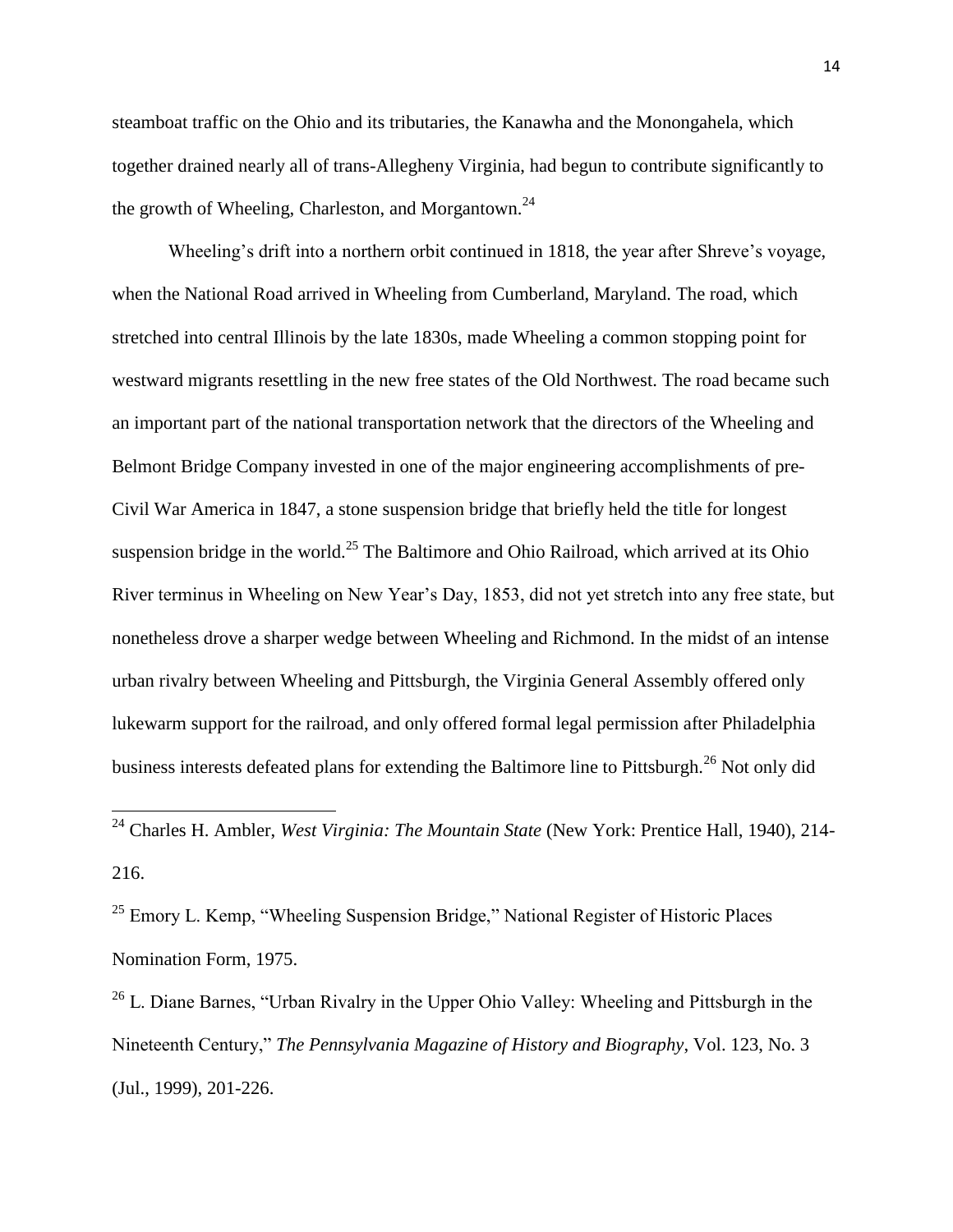steamboat traffic on the Ohio and its tributaries, the Kanawha and the Monongahela, which together drained nearly all of trans-Allegheny Virginia, had begun to contribute significantly to the growth of Wheeling, Charleston, and Morgantown.[24]

Wheeling's drift into a northern orbit continued in 1818, the year after Shreve's voyage, when the National Road arrived in Wheeling from Cumberland, Maryland. The road, which stretched into central Illinois by the late 1830s, made Wheeling a common stopping point for westward migrants resettling in the new free states of the Old Northwest. The road became such an important part of the national transportation network that the directors of the Wheeling and Belmont Bridge Company invested in one of the major engineering accomplishments of pre-Civil War America in 1847, a stone suspension bridge that briefly held the title for longest suspension bridge in the world.[25] The Baltimore and Ohio Railroad, which arrived at its Ohio River terminus in Wheeling on New Year's Day, 1853, did not yet stretch into any free state, but nonetheless drove a sharper wedge between Wheeling and Richmond. In the midst of an intense urban rivalry between Wheeling and Pittsburgh, the Virginia General Assembly offered only lukewarm support for the railroad, and only offered formal legal permission after Philadelphia business interests defeated plans for extending the Baltimore line to Pittsburgh.[26] Not only did

---

[24] Charles H. Ambler, *West Virginia: The Mountain State* (New York: Prentice Hall, 1940), 214-216.

[25] Emory L. Kemp, "Wheeling Suspension Bridge," National Register of Historic Places Nomination Form, 1975.

[26] L. Diane Barnes, "Urban Rivalry in the Upper Ohio Valley: Wheeling and Pittsburgh in the Nineteenth Century," *The Pennsylvania Magazine of History and Biography*, Vol. 123, No. 3 (Jul., 1999), 201-226.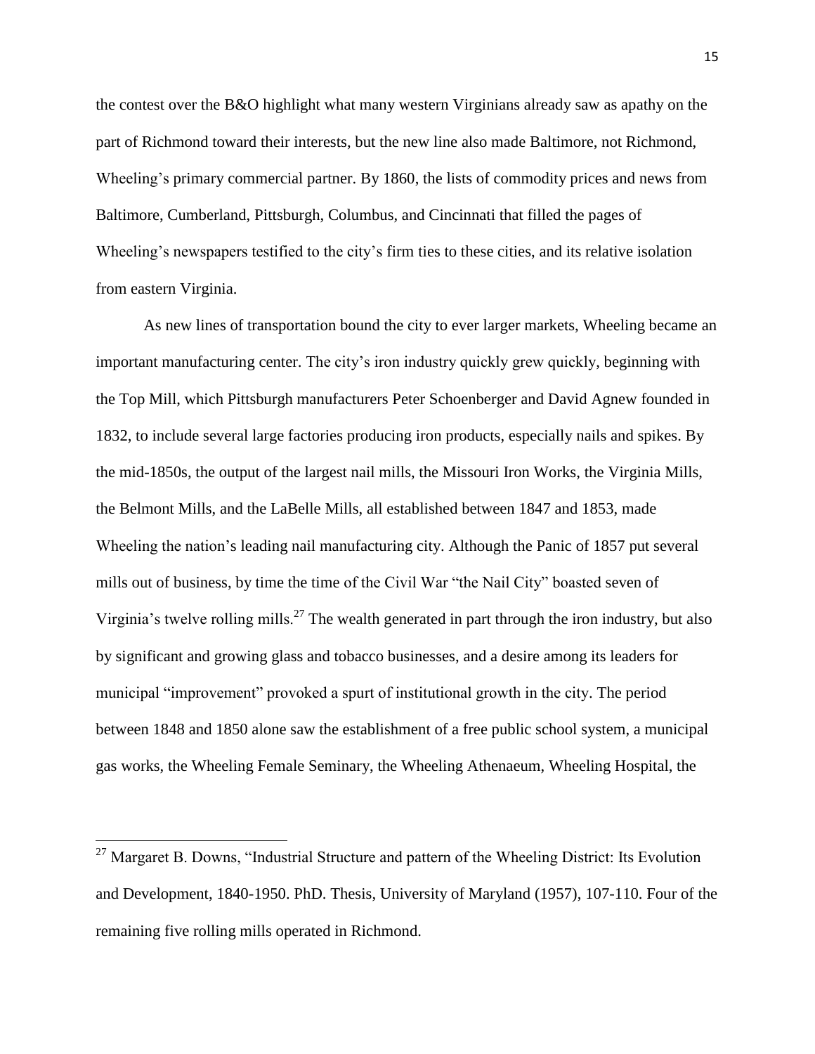the contest over the B&O highlight what many western Virginians already saw as apathy on the part of Richmond toward their interests, but the new line also made Baltimore, not Richmond, Wheeling's primary commercial partner. By 1860, the lists of commodity prices and news from Baltimore, Cumberland, Pittsburgh, Columbus, and Cincinnati that filled the pages of Wheeling's newspapers testified to the city's firm ties to these cities, and its relative isolation from eastern Virginia.

As new lines of transportation bound the city to ever larger markets, Wheeling became an important manufacturing center. The city's iron industry quickly grew quickly, beginning with the Top Mill, which Pittsburgh manufacturers Peter Schoenberger and David Agnew founded in 1832, to include several large factories producing iron products, especially nails and spikes. By the mid-1850s, the output of the largest nail mills, the Missouri Iron Works, the Virginia Mills, the Belmont Mills, and the LaBelle Mills, all established between 1847 and 1853, made Wheeling the nation's leading nail manufacturing city. Although the Panic of 1857 put several mills out of business, by time the time of the Civil War "the Nail City" boasted seven of Virginia's twelve rolling mills.[27] The wealth generated in part through the iron industry, but also by significant and growing glass and tobacco businesses, and a desire among its leaders for municipal "improvement" provoked a spurt of institutional growth in the city. The period between 1848 and 1850 alone saw the establishment of a free public school system, a municipal gas works, the Wheeling Female Seminary, the Wheeling Athenaeum, Wheeling Hospital, the

[27] Margaret B. Downs, "Industrial Structure and pattern of the Wheeling District: Its Evolution and Development, 1840-1950. PhD. Thesis, University of Maryland (1957), 107-110. Four of the remaining five rolling mills operated in Richmond.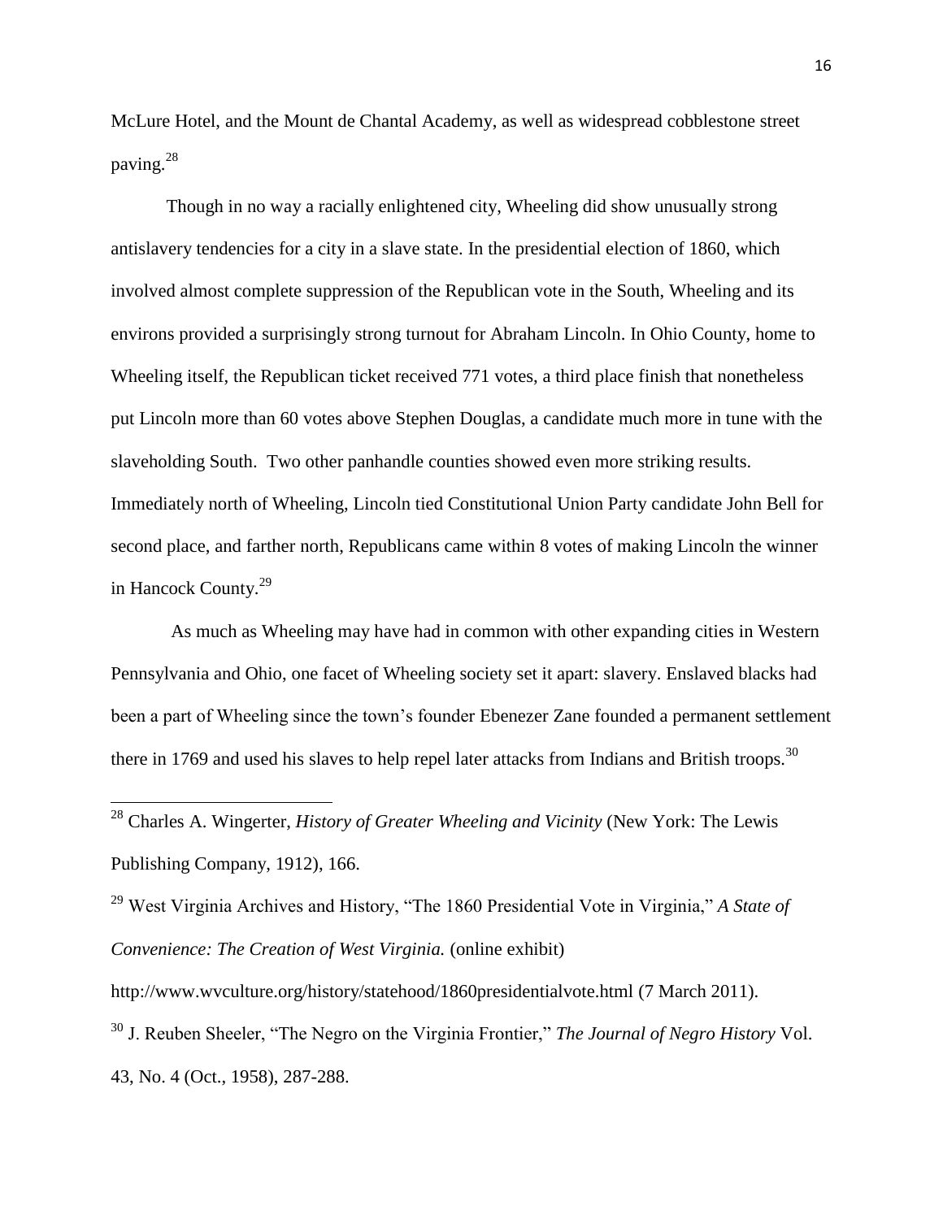McLure Hotel, and the Mount de Chantal Academy, as well as widespread cobblestone street paving.[28]

Though in no way a racially enlightened city, Wheeling did show unusually strong antislavery tendencies for a city in a slave state. In the presidential election of 1860, which involved almost complete suppression of the Republican vote in the South, Wheeling and its environs provided a surprisingly strong turnout for Abraham Lincoln. In Ohio County, home to Wheeling itself, the Republican ticket received 771 votes, a third place finish that nonetheless put Lincoln more than 60 votes above Stephen Douglas, a candidate much more in tune with the slaveholding South. Two other panhandle counties showed even more striking results. Immediately north of Wheeling, Lincoln tied Constitutional Union Party candidate John Bell for second place, and farther north, Republicans came within 8 votes of making Lincoln the winner in Hancock County.[29]

As much as Wheeling may have had in common with other expanding cities in Western Pennsylvania and Ohio, one facet of Wheeling society set it apart: slavery. Enslaved blacks had been a part of Wheeling since the town's founder Ebenezer Zane founded a permanent settlement there in 1769 and used his slaves to help repel later attacks from Indians and British troops.[30]

---

[28] Charles A. Wingerter, *History of Greater Wheeling and Vicinity* (New York: The Lewis Publishing Company, 1912), 166.

[29] West Virginia Archives and History, "The 1860 Presidential Vote in Virginia," *A State of Convenience: The Creation of West Virginia.* (online exhibit) http://www.wvculture.org/history/statehood/1860presidentialvote.html (7 March 2011).

[30] J. Reuben Sheeler, "The Negro on the Virginia Frontier," *The Journal of Negro History* Vol. 43, No. 4 (Oct., 1958), 287-288.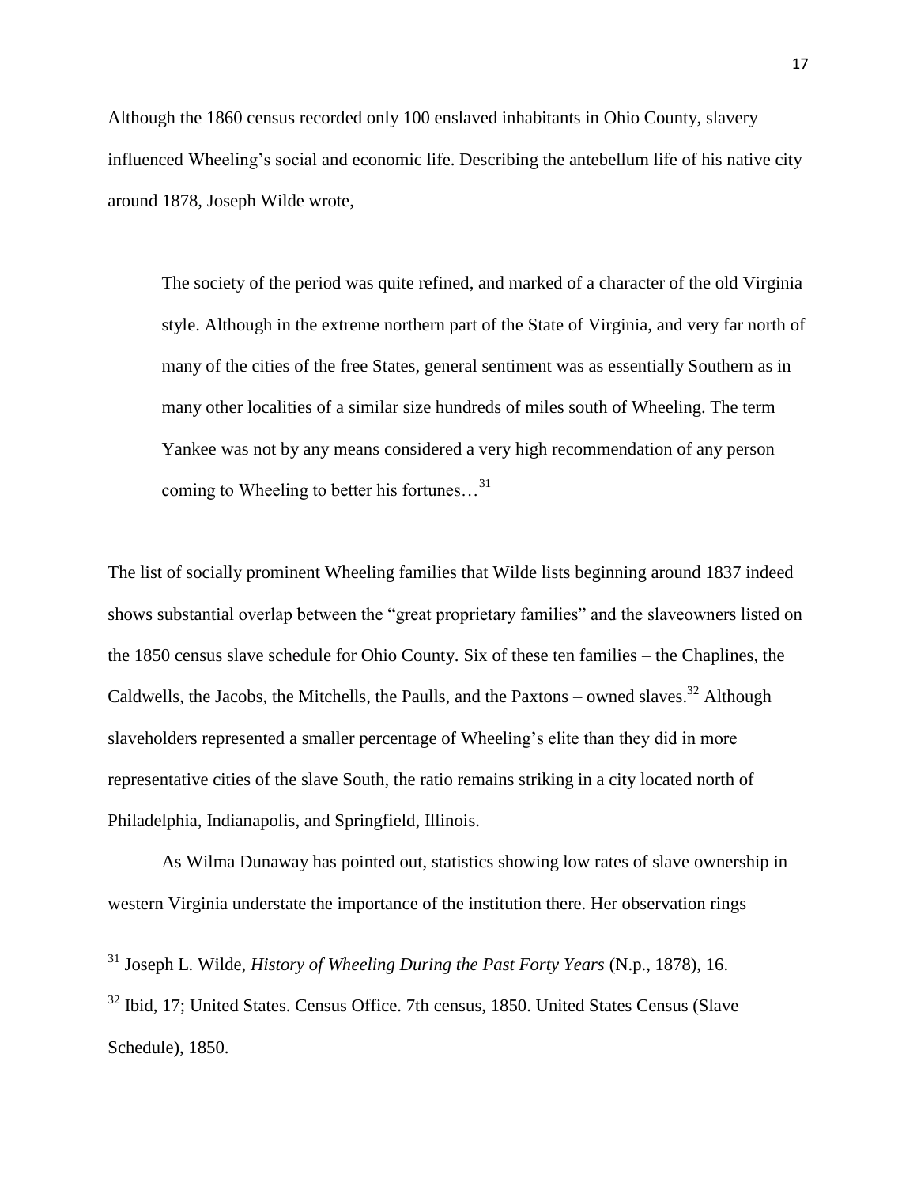Although the 1860 census recorded only 100 enslaved inhabitants in Ohio County, slavery influenced Wheeling's social and economic life. Describing the antebellum life of his native city around 1878, Joseph Wilde wrote,

> The society of the period was quite refined, and marked of a character of the old Virginia style. Although in the extreme northern part of the State of Virginia, and very far north of many of the cities of the free States, general sentiment was as essentially Southern as in many other localities of a similar size hundreds of miles south of Wheeling. The term Yankee was not by any means considered a very high recommendation of any person coming to Wheeling to better his fortunes…[31]

The list of socially prominent Wheeling families that Wilde lists beginning around 1837 indeed shows substantial overlap between the "great proprietary families" and the slaveowners listed on the 1850 census slave schedule for Ohio County. Six of these ten families – the Chaplines, the Caldwells, the Jacobs, the Mitchells, the Paulls, and the Paxtons – owned slaves.[32] Although slaveholders represented a smaller percentage of Wheeling's elite than they did in more representative cities of the slave South, the ratio remains striking in a city located north of Philadelphia, Indianapolis, and Springfield, Illinois.

As Wilma Dunaway has pointed out, statistics showing low rates of slave ownership in western Virginia understate the importance of the institution there. Her observation rings

---

[31] Joseph L. Wilde, *History of Wheeling During the Past Forty Years* (N.p., 1878), 16.

[32] Ibid, 17; United States. Census Office. 7th census, 1850. United States Census (Slave Schedule), 1850.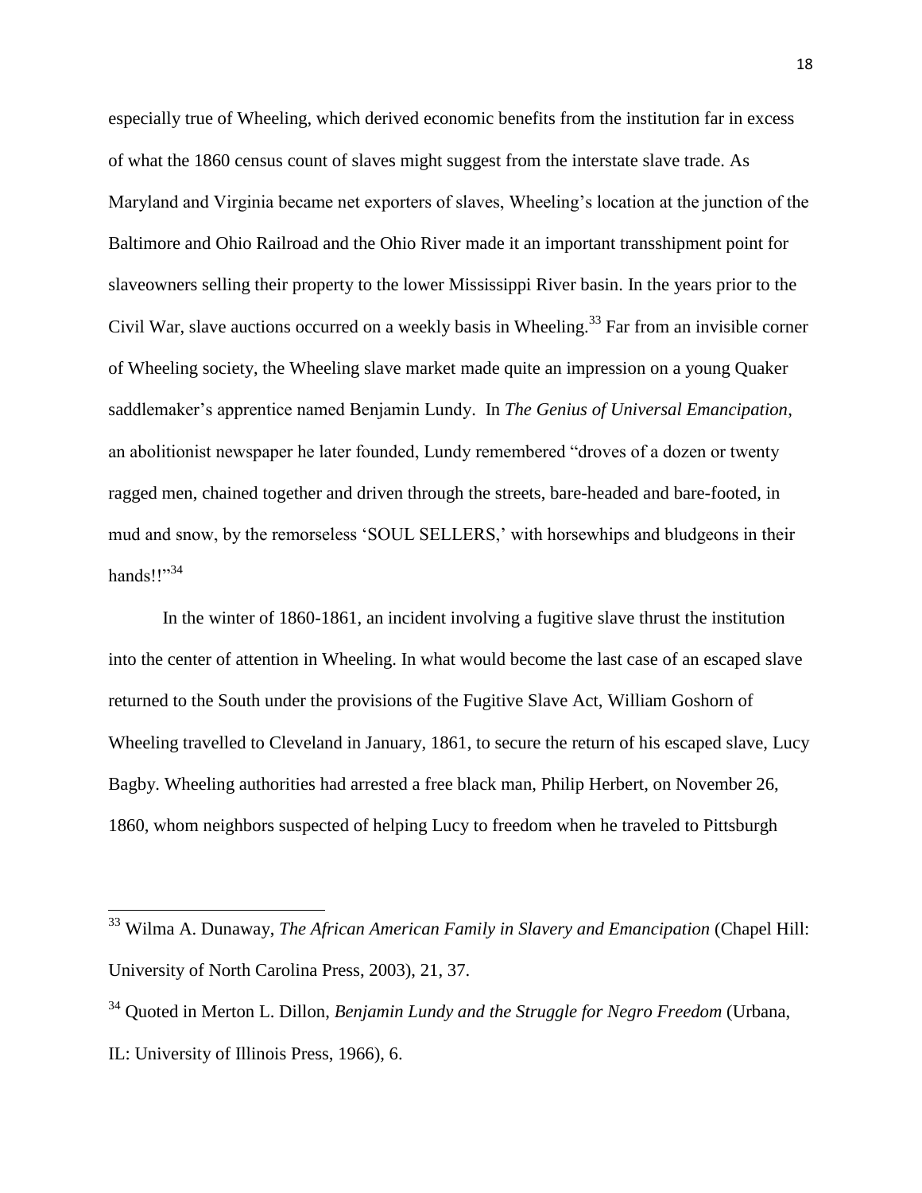especially true of Wheeling, which derived economic benefits from the institution far in excess of what the 1860 census count of slaves might suggest from the interstate slave trade. As Maryland and Virginia became net exporters of slaves, Wheeling's location at the junction of the Baltimore and Ohio Railroad and the Ohio River made it an important transshipment point for slaveowners selling their property to the lower Mississippi River basin. In the years prior to the Civil War, slave auctions occurred on a weekly basis in Wheeling.[33] Far from an invisible corner of Wheeling society, the Wheeling slave market made quite an impression on a young Quaker saddlemaker's apprentice named Benjamin Lundy. In *The Genius of Universal Emancipation*, an abolitionist newspaper he later founded, Lundy remembered "droves of a dozen or twenty ragged men, chained together and driven through the streets, bare-headed and bare-footed, in mud and snow, by the remorseless 'SOUL SELLERS,' with horsewhips and bludgeons in their hands!!"[34]

In the winter of 1860-1861, an incident involving a fugitive slave thrust the institution into the center of attention in Wheeling. In what would become the last case of an escaped slave returned to the South under the provisions of the Fugitive Slave Act, William Goshorn of Wheeling travelled to Cleveland in January, 1861, to secure the return of his escaped slave, Lucy Bagby. Wheeling authorities had arrested a free black man, Philip Herbert, on November 26, 1860, whom neighbors suspected of helping Lucy to freedom when he traveled to Pittsburgh

---

[33] Wilma A. Dunaway, *The African American Family in Slavery and Emancipation* (Chapel Hill: University of North Carolina Press, 2003), 21, 37.

[34] Quoted in Merton L. Dillon, *Benjamin Lundy and the Struggle for Negro Freedom* (Urbana, IL: University of Illinois Press, 1966), 6.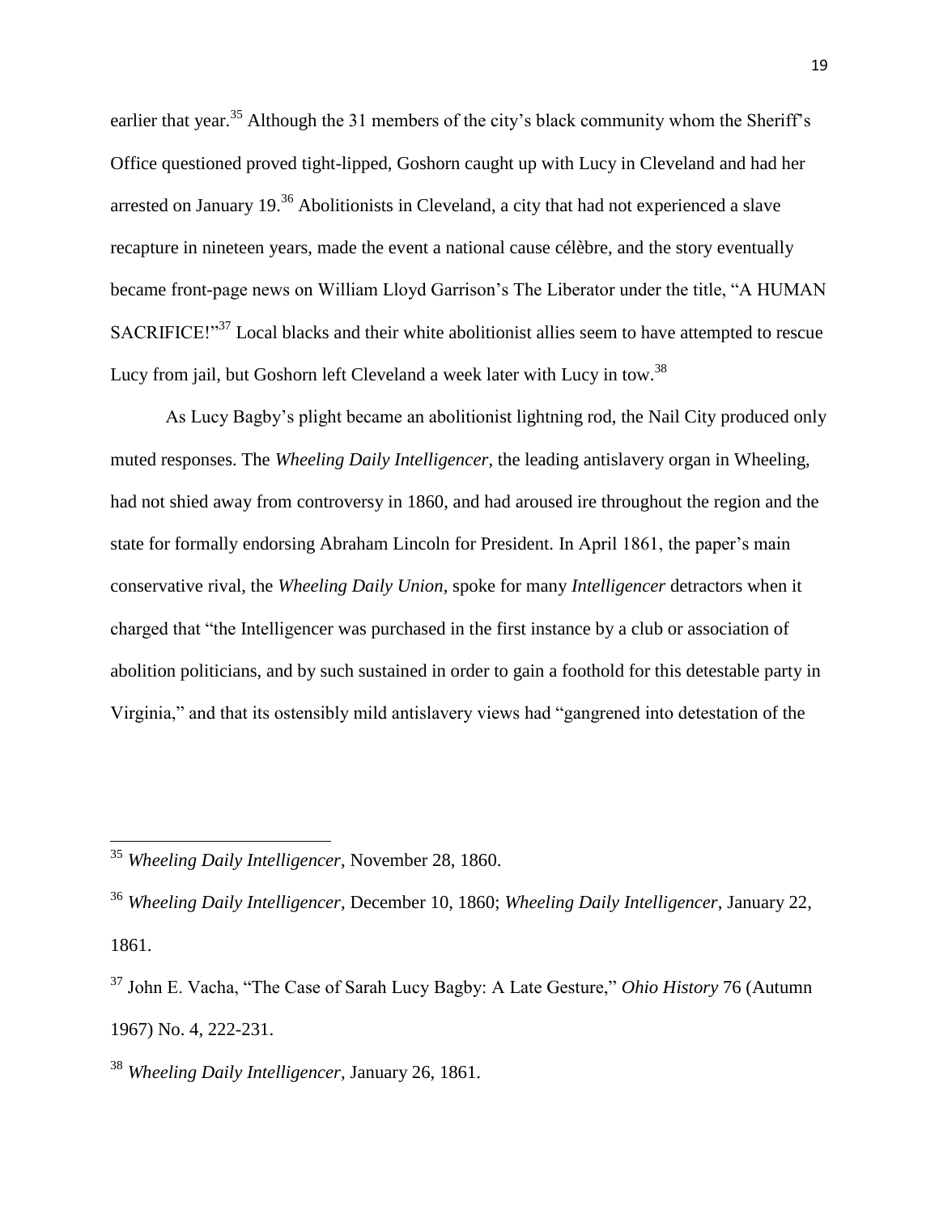earlier that year.[35] Although the 31 members of the city's black community whom the Sheriff's Office questioned proved tight-lipped, Goshorn caught up with Lucy in Cleveland and had her arrested on January 19.[36] Abolitionists in Cleveland, a city that had not experienced a slave recapture in nineteen years, made the event a national cause célèbre, and the story eventually became front-page news on William Lloyd Garrison's The Liberator under the title, "A HUMAN SACRIFICE!"[37] Local blacks and their white abolitionist allies seem to have attempted to rescue Lucy from jail, but Goshorn left Cleveland a week later with Lucy in tow.[38]

As Lucy Bagby's plight became an abolitionist lightning rod, the Nail City produced only muted responses. The *Wheeling Daily Intelligencer*, the leading antislavery organ in Wheeling, had not shied away from controversy in 1860, and had aroused ire throughout the region and the state for formally endorsing Abraham Lincoln for President. In April 1861, the paper's main conservative rival, the *Wheeling Daily Union*, spoke for many *Intelligencer* detractors when it charged that "the Intelligencer was purchased in the first instance by a club or association of abolition politicians, and by such sustained in order to gain a foothold for this detestable party in Virginia," and that its ostensibly mild antislavery views had "gangrened into detestation of the

---

[35] *Wheeling Daily Intelligencer*, November 28, 1860.

[36] *Wheeling Daily Intelligencer*, December 10, 1860; *Wheeling Daily Intelligencer*, January 22, 1861.

[37] John E. Vacha, "The Case of Sarah Lucy Bagby: A Late Gesture," *Ohio History* 76 (Autumn 1967) No. 4, 222-231.

[38] *Wheeling Daily Intelligencer*, January 26, 1861.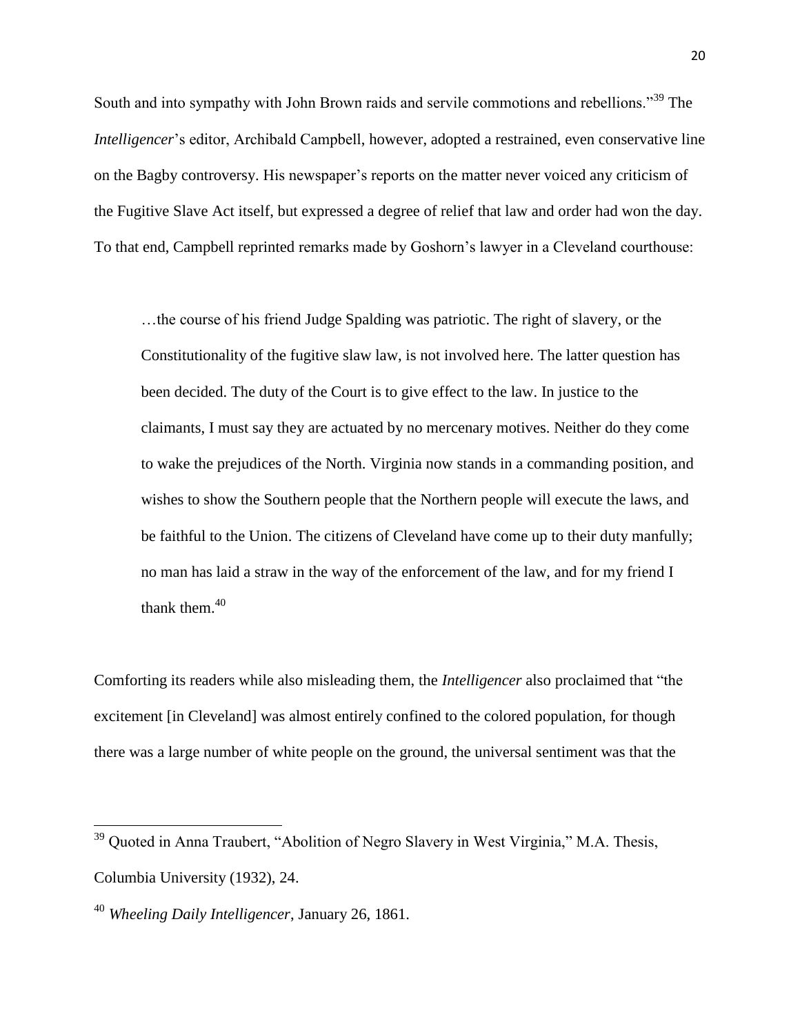South and into sympathy with John Brown raids and servile commotions and rebellions."[39] The *Intelligencer*'s editor, Archibald Campbell, however, adopted a restrained, even conservative line on the Bagby controversy. His newspaper's reports on the matter never voiced any criticism of the Fugitive Slave Act itself, but expressed a degree of relief that law and order had won the day. To that end, Campbell reprinted remarks made by Goshorn's lawyer in a Cleveland courthouse:

> …the course of his friend Judge Spalding was patriotic. The right of slavery, or the Constitutionality of the fugitive slaw law, is not involved here. The latter question has been decided. The duty of the Court is to give effect to the law. In justice to the claimants, I must say they are actuated by no mercenary motives. Neither do they come to wake the prejudices of the North. Virginia now stands in a commanding position, and wishes to show the Southern people that the Northern people will execute the laws, and be faithful to the Union. The citizens of Cleveland have come up to their duty manfully; no man has laid a straw in the way of the enforcement of the law, and for my friend I thank them.[40]

Comforting its readers while also misleading them, the *Intelligencer* also proclaimed that "the excitement [in Cleveland] was almost entirely confined to the colored population, for though there was a large number of white people on the ground, the universal sentiment was that the

---

[39] Quoted in Anna Traubert, "Abolition of Negro Slavery in West Virginia," M.A. Thesis, Columbia University (1932), 24.

[40] *Wheeling Daily Intelligencer*, January 26, 1861.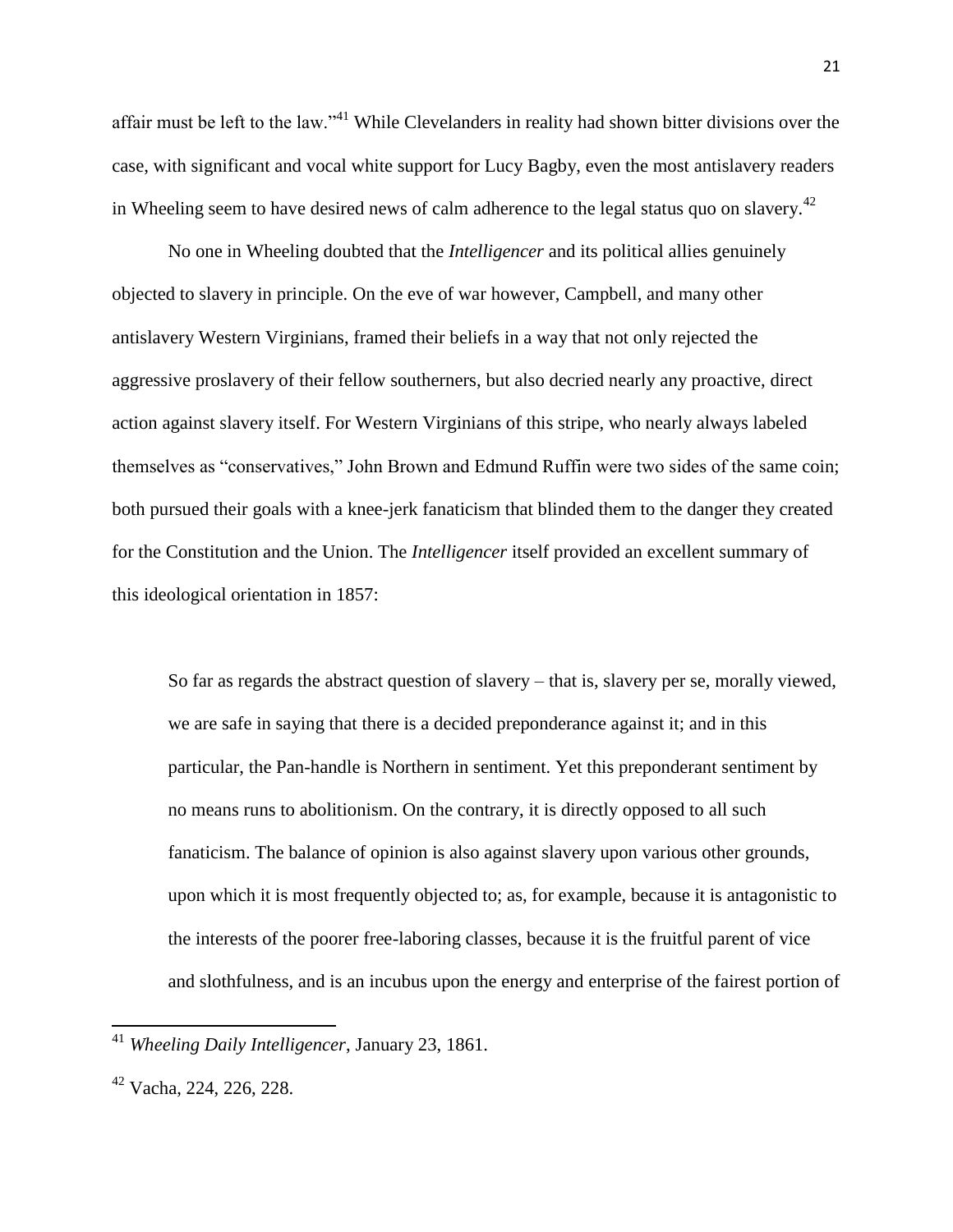affair must be left to the law."[41] While Clevelanders in reality had shown bitter divisions over the case, with significant and vocal white support for Lucy Bagby, even the most antislavery readers in Wheeling seem to have desired news of calm adherence to the legal status quo on slavery.[42]

No one in Wheeling doubted that the *Intelligencer* and its political allies genuinely objected to slavery in principle. On the eve of war however, Campbell, and many other antislavery Western Virginians, framed their beliefs in a way that not only rejected the aggressive proslavery of their fellow southerners, but also decried nearly any proactive, direct action against slavery itself. For Western Virginians of this stripe, who nearly always labeled themselves as "conservatives," John Brown and Edmund Ruffin were two sides of the same coin; both pursued their goals with a knee-jerk fanaticism that blinded them to the danger they created for the Constitution and the Union. The *Intelligencer* itself provided an excellent summary of this ideological orientation in 1857:

> So far as regards the abstract question of slavery – that is, slavery per se, morally viewed, we are safe in saying that there is a decided preponderance against it; and in this particular, the Pan-handle is Northern in sentiment. Yet this preponderant sentiment by no means runs to abolitionism. On the contrary, it is directly opposed to all such fanaticism. The balance of opinion is also against slavery upon various other grounds, upon which it is most frequently objected to; as, for example, because it is antagonistic to the interests of the poorer free-laboring classes, because it is the fruitful parent of vice and slothfulness, and is an incubus upon the energy and enterprise of the fairest portion of

---

[41] *Wheeling Daily Intelligencer*, January 23, 1861.

[42] Vacha, 224, 226, 228.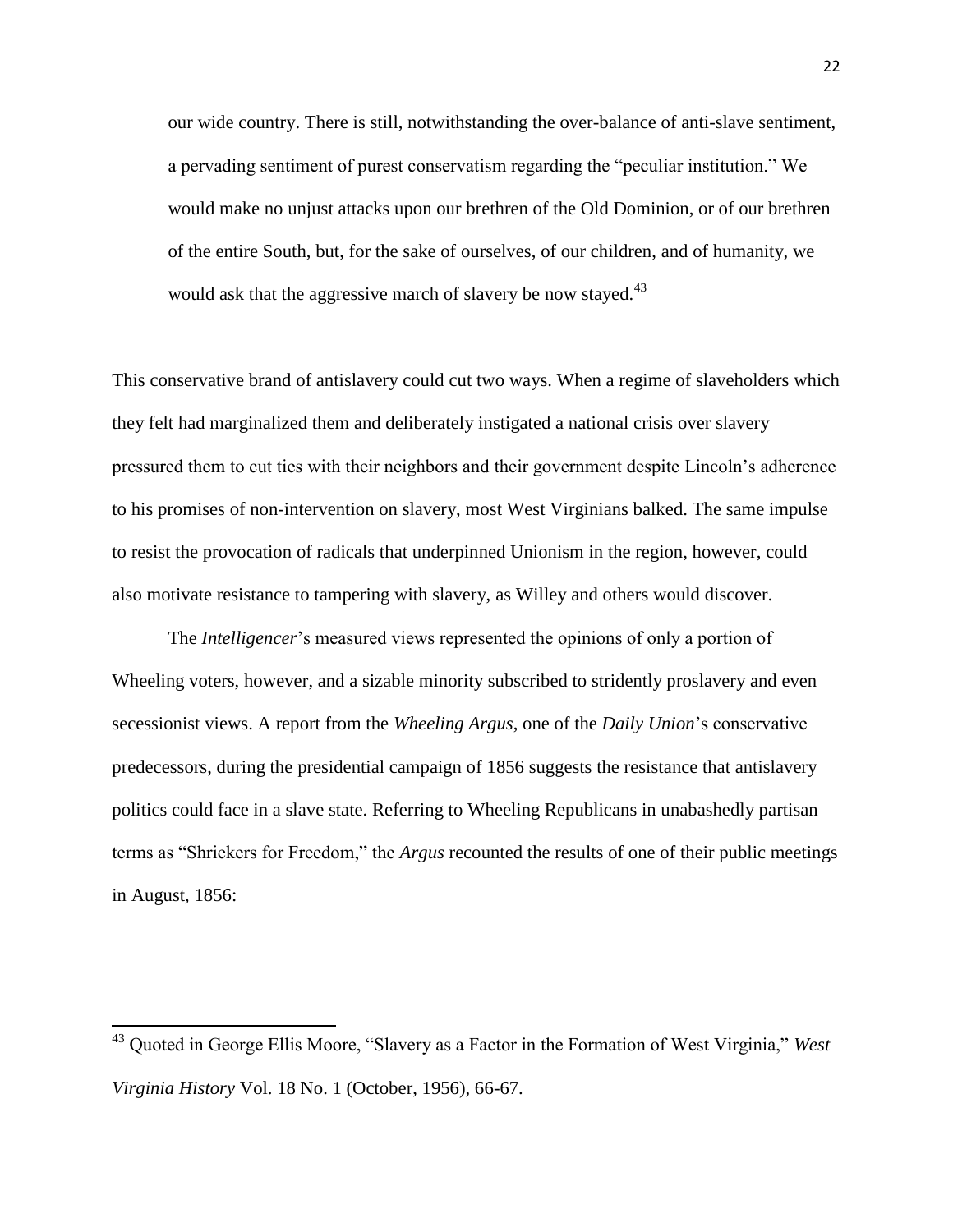> our wide country. There is still, notwithstanding the over-balance of anti-slave sentiment, a pervading sentiment of purest conservatism regarding the "peculiar institution." We would make no unjust attacks upon our brethren of the Old Dominion, or of our brethren of the entire South, but, for the sake of ourselves, of our children, and of humanity, we would ask that the aggressive march of slavery be now stayed.[43]

This conservative brand of antislavery could cut two ways. When a regime of slaveholders which they felt had marginalized them and deliberately instigated a national crisis over slavery pressured them to cut ties with their neighbors and their government despite Lincoln's adherence to his promises of non-intervention on slavery, most West Virginians balked. The same impulse to resist the provocation of radicals that underpinned Unionism in the region, however, could also motivate resistance to tampering with slavery, as Willey and others would discover.

The *Intelligencer*'s measured views represented the opinions of only a portion of Wheeling voters, however, and a sizable minority subscribed to stridently proslavery and even secessionist views. A report from the *Wheeling Argus*, one of the *Daily Union*'s conservative predecessors, during the presidential campaign of 1856 suggests the resistance that antislavery politics could face in a slave state. Referring to Wheeling Republicans in unabashedly partisan terms as "Shriekers for Freedom," the *Argus* recounted the results of one of their public meetings in August, 1856:

---

[43] Quoted in George Ellis Moore, "Slavery as a Factor in the Formation of West Virginia," *West Virginia History* Vol. 18 No. 1 (October, 1956), 66-67.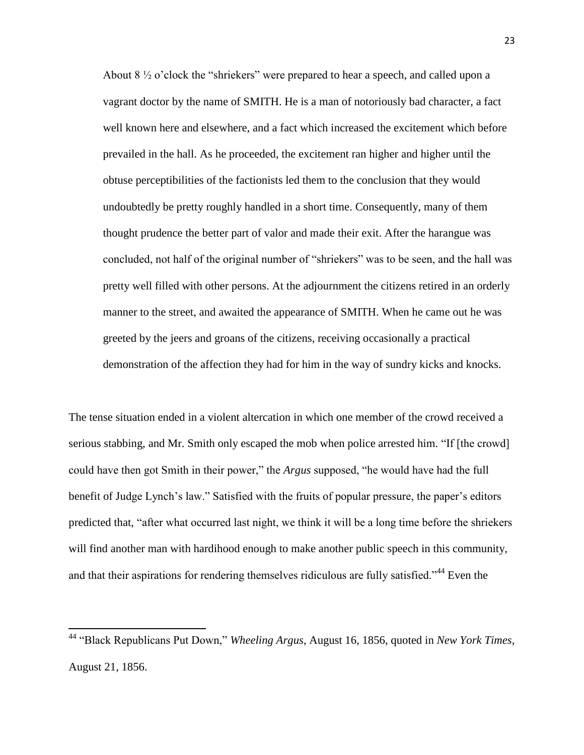> About 8 ½ o'clock the "shriekers" were prepared to hear a speech, and called upon a vagrant doctor by the name of SMITH. He is a man of notoriously bad character, a fact well known here and elsewhere, and a fact which increased the excitement which before prevailed in the hall. As he proceeded, the excitement ran higher and higher until the obtuse perceptibilities of the factionists led them to the conclusion that they would undoubtedly be pretty roughly handled in a short time. Consequently, many of them thought prudence the better part of valor and made their exit. After the harangue was concluded, not half of the original number of "shriekers" was to be seen, and the hall was pretty well filled with other persons. At the adjournment the citizens retired in an orderly manner to the street, and awaited the appearance of SMITH. When he came out he was greeted by the jeers and groans of the citizens, receiving occasionally a practical demonstration of the affection they had for him in the way of sundry kicks and knocks.

The tense situation ended in a violent altercation in which one member of the crowd received a serious stabbing, and Mr. Smith only escaped the mob when police arrested him. "If [the crowd] could have then got Smith in their power," the *Argus* supposed, "he would have had the full benefit of Judge Lynch's law." Satisfied with the fruits of popular pressure, the paper's editors predicted that, "after what occurred last night, we think it will be a long time before the shriekers will find another man with hardihood enough to make another public speech in this community, and that their aspirations for rendering themselves ridiculous are fully satisfied."[44] Even the

---

[44] "Black Republicans Put Down," *Wheeling Argus*, August 16, 1856, quoted in *New York Times*, August 21, 1856.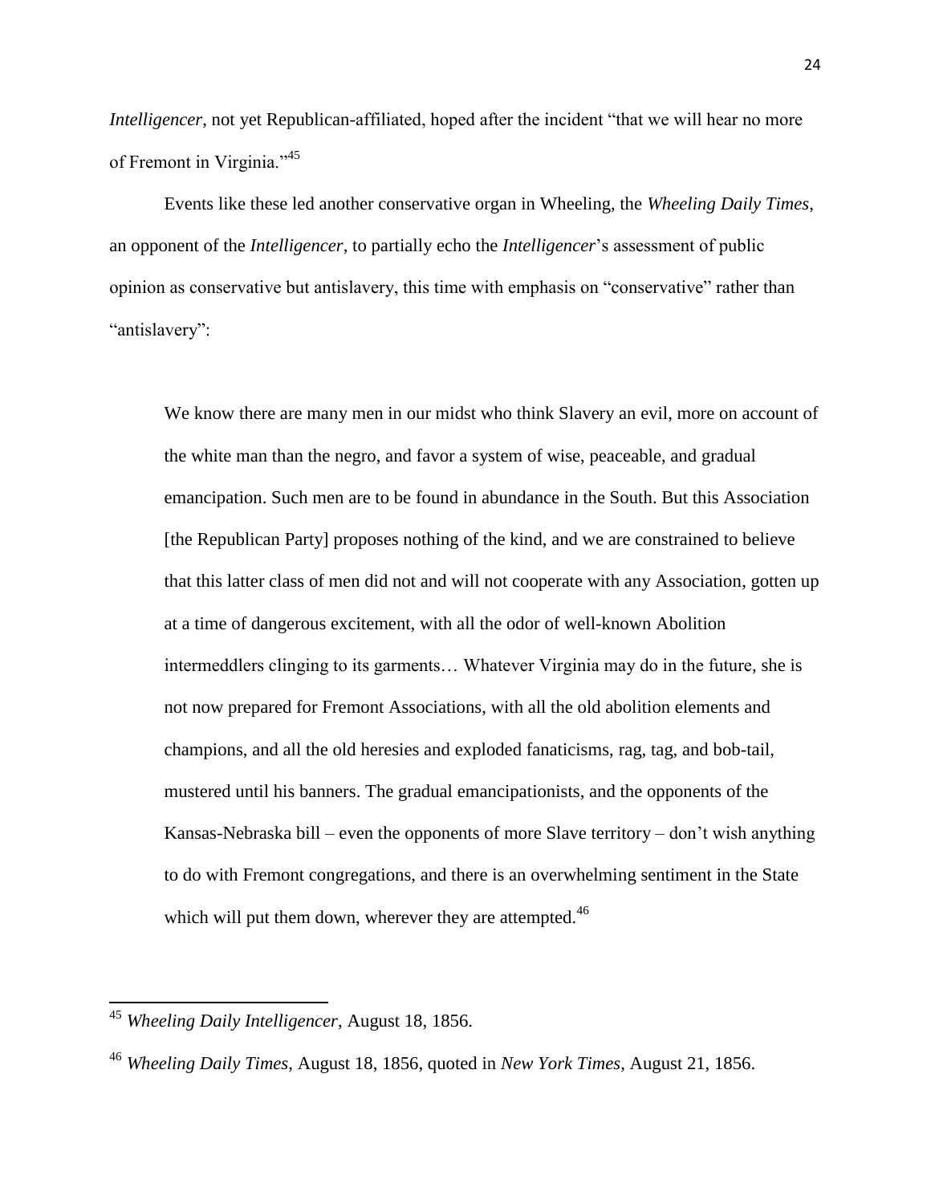*Intelligencer*, not yet Republican-affiliated, hoped after the incident "that we will hear no more of Fremont in Virginia."[45]

Events like these led another conservative organ in Wheeling, the *Wheeling Daily Times*, an opponent of the *Intelligencer*, to partially echo the *Intelligencer*'s assessment of public opinion as conservative but antislavery, this time with emphasis on "conservative" rather than "antislavery":

> We know there are many men in our midst who think Slavery an evil, more on account of the white man than the negro, and favor a system of wise, peaceable, and gradual emancipation. Such men are to be found in abundance in the South. But this Association [the Republican Party] proposes nothing of the kind, and we are constrained to believe that this latter class of men did not and will not cooperate with any Association, gotten up at a time of dangerous excitement, with all the odor of well-known Abolition intermeddlers clinging to its garments… Whatever Virginia may do in the future, she is not now prepared for Fremont Associations, with all the old abolition elements and champions, and all the old heresies and exploded fanaticisms, rag, tag, and bob-tail, mustered until his banners. The gradual emancipationists, and the opponents of the Kansas-Nebraska bill – even the opponents of more Slave territory – don't wish anything to do with Fremont congregations, and there is an overwhelming sentiment in the State which will put them down, wherever they are attempted.[46]

---

[45] *Wheeling Daily Intelligencer*, August 18, 1856.

[46] *Wheeling Daily Times*, August 18, 1856, quoted in *New York Times*, August 21, 1856.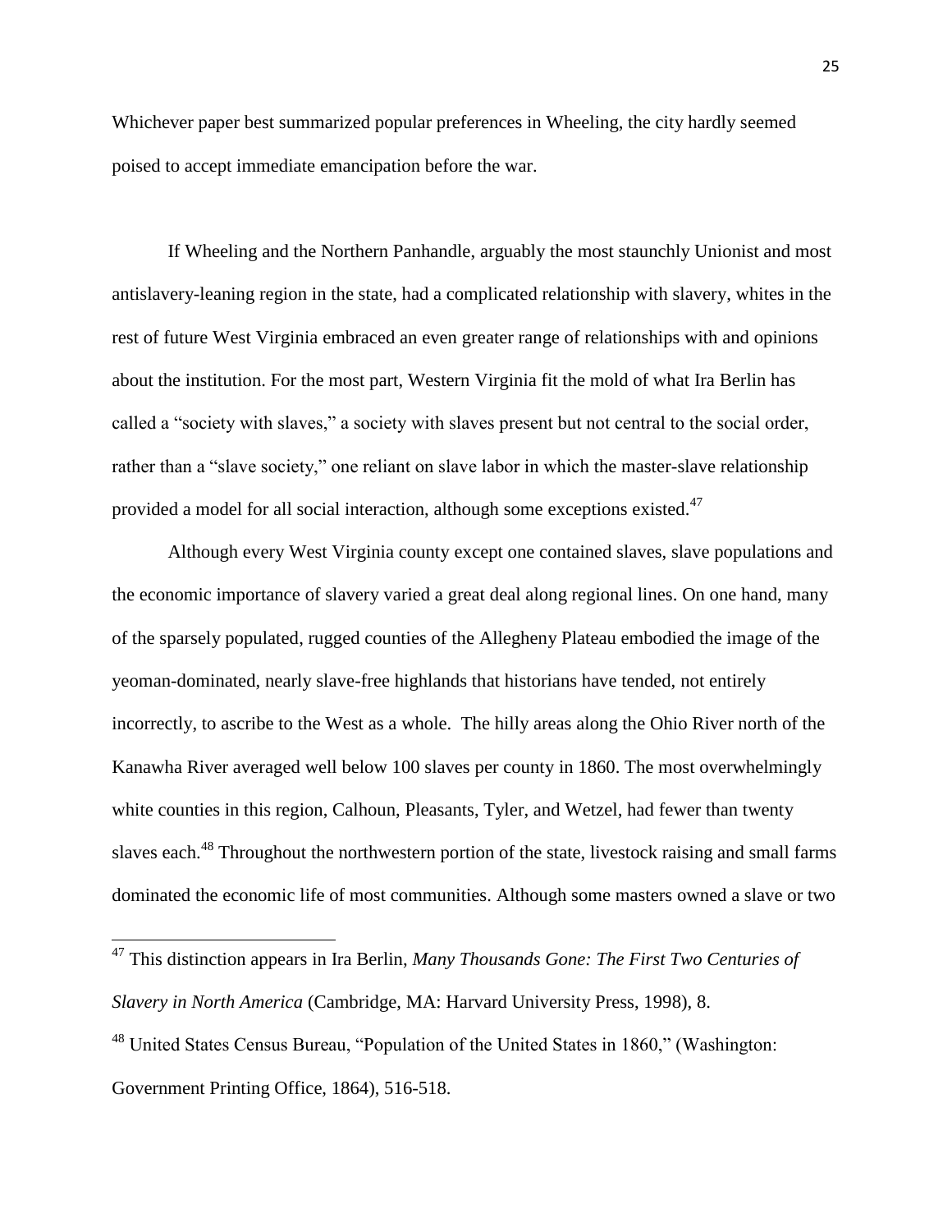Whichever paper best summarized popular preferences in Wheeling, the city hardly seemed poised to accept immediate emancipation before the war.

If Wheeling and the Northern Panhandle, arguably the most staunchly Unionist and most antislavery-leaning region in the state, had a complicated relationship with slavery, whites in the rest of future West Virginia embraced an even greater range of relationships with and opinions about the institution. For the most part, Western Virginia fit the mold of what Ira Berlin has called a "society with slaves," a society with slaves present but not central to the social order, rather than a "slave society," one reliant on slave labor in which the master-slave relationship provided a model for all social interaction, although some exceptions existed.[47]

Although every West Virginia county except one contained slaves, slave populations and the economic importance of slavery varied a great deal along regional lines. On one hand, many of the sparsely populated, rugged counties of the Allegheny Plateau embodied the image of the yeoman-dominated, nearly slave-free highlands that historians have tended, not entirely incorrectly, to ascribe to the West as a whole. The hilly areas along the Ohio River north of the Kanawha River averaged well below 100 slaves per county in 1860. The most overwhelmingly white counties in this region, Calhoun, Pleasants, Tyler, and Wetzel, had fewer than twenty slaves each.[48] Throughout the northwestern portion of the state, livestock raising and small farms dominated the economic life of most communities. Although some masters owned a slave or two

---

[47] This distinction appears in Ira Berlin, *Many Thousands Gone: The First Two Centuries of Slavery in North America* (Cambridge, MA: Harvard University Press, 1998), 8.

[48] United States Census Bureau, "Population of the United States in 1860," (Washington: Government Printing Office, 1864), 516-518.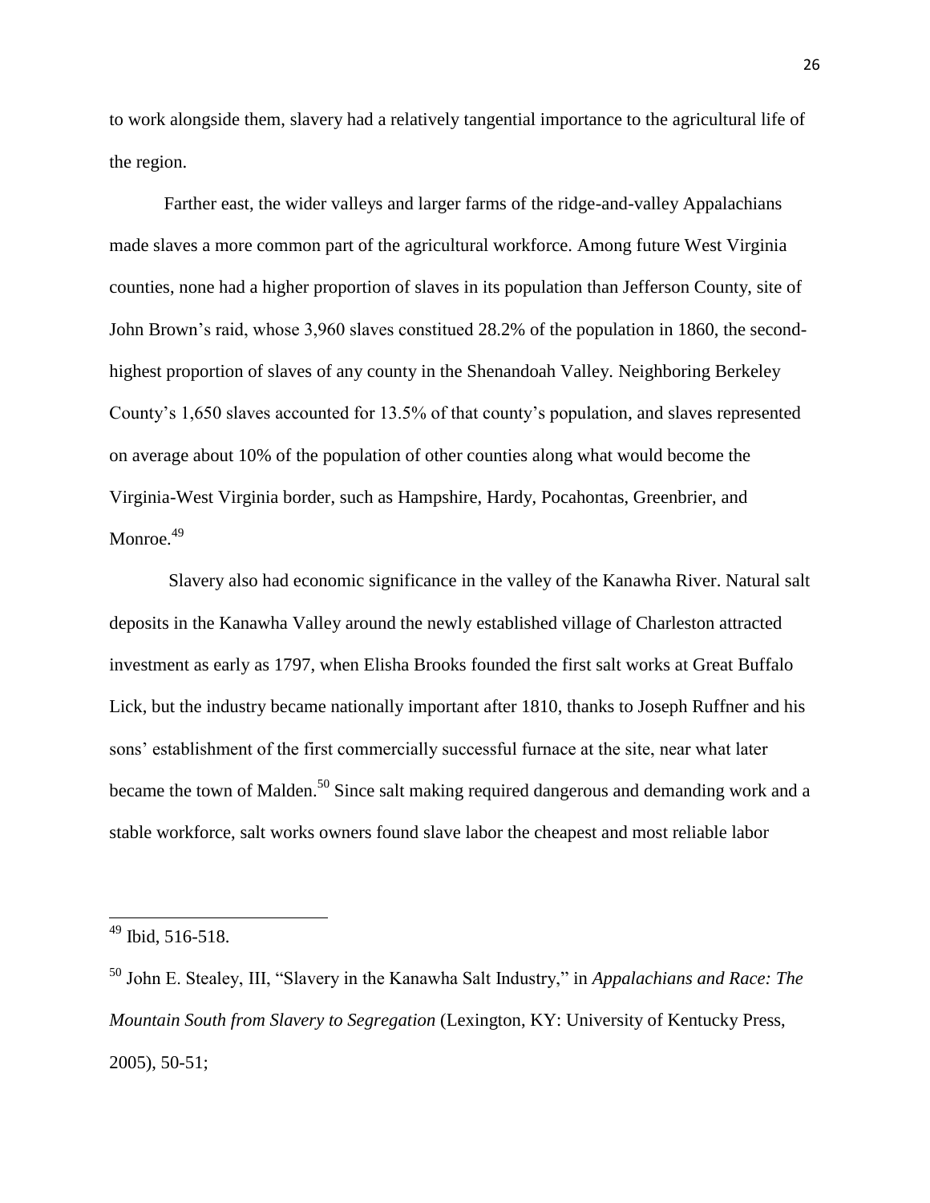to work alongside them, slavery had a relatively tangential importance to the agricultural life of the region.

Farther east, the wider valleys and larger farms of the ridge-and-valley Appalachians made slaves a more common part of the agricultural workforce. Among future West Virginia counties, none had a higher proportion of slaves in its population than Jefferson County, site of John Brown's raid, whose 3,960 slaves constitued 28.2% of the population in 1860, the second-highest proportion of slaves of any county in the Shenandoah Valley. Neighboring Berkeley County's 1,650 slaves accounted for 13.5% of that county's population, and slaves represented on average about 10% of the population of other counties along what would become the Virginia-West Virginia border, such as Hampshire, Hardy, Pocahontas, Greenbrier, and Monroe.[49]

Slavery also had economic significance in the valley of the Kanawha River. Natural salt deposits in the Kanawha Valley around the newly established village of Charleston attracted investment as early as 1797, when Elisha Brooks founded the first salt works at Great Buffalo Lick, but the industry became nationally important after 1810, thanks to Joseph Ruffner and his sons' establishment of the first commercially successful furnace at the site, near what later became the town of Malden.[50] Since salt making required dangerous and demanding work and a stable workforce, salt works owners found slave labor the cheapest and most reliable labor

---

[49] Ibid, 516-518.

[50] John E. Stealey, III, "Slavery in the Kanawha Salt Industry," in *Appalachians and Race: The Mountain South from Slavery to Segregation* (Lexington, KY: University of Kentucky Press, 2005), 50-51;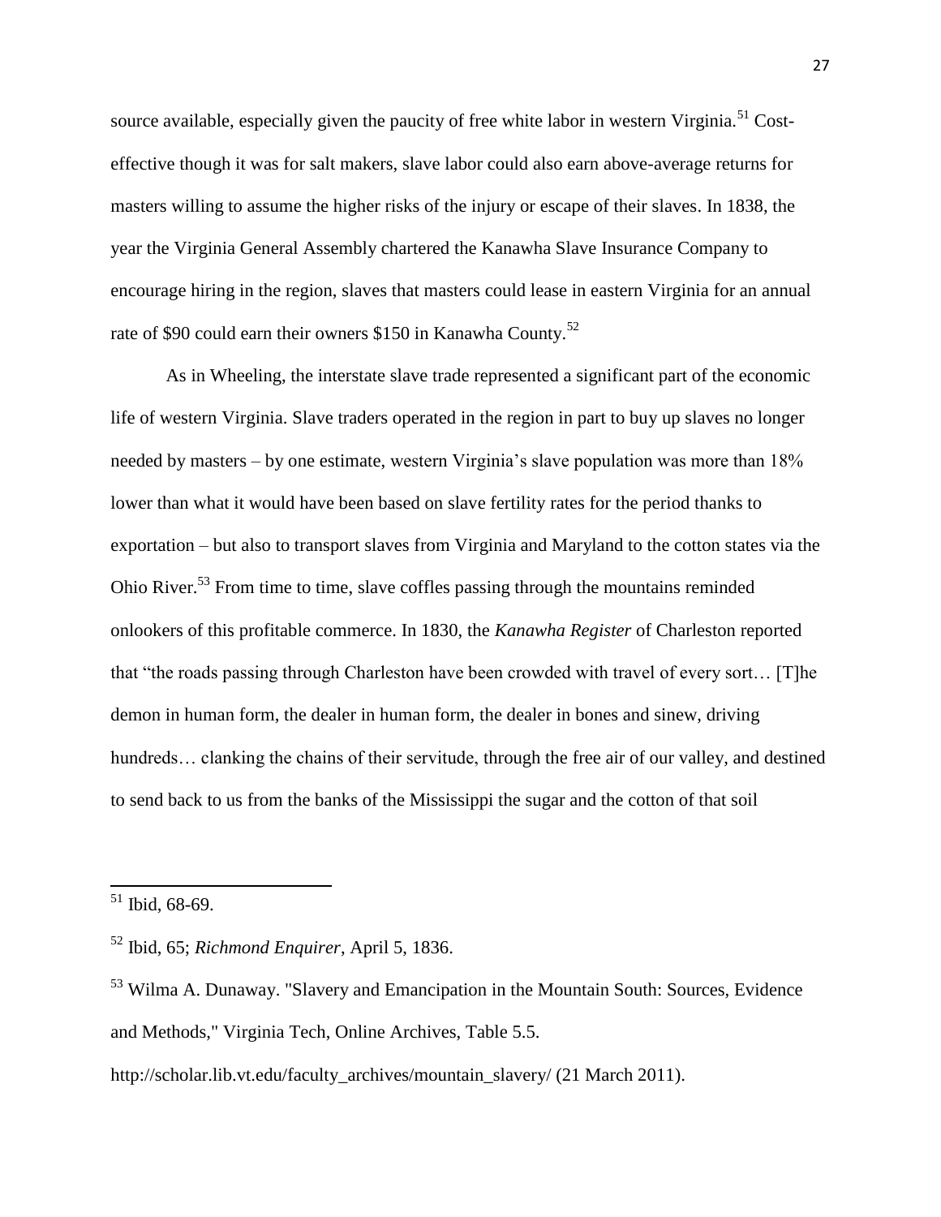source available, especially given the paucity of free white labor in western Virginia.[51] Cost-effective though it was for salt makers, slave labor could also earn above-average returns for masters willing to assume the higher risks of the injury or escape of their slaves. In 1838, the year the Virginia General Assembly chartered the Kanawha Slave Insurance Company to encourage hiring in the region, slaves that masters could lease in eastern Virginia for an annual rate of $90 could earn their owners $150 in Kanawha County.[52]

As in Wheeling, the interstate slave trade represented a significant part of the economic life of western Virginia. Slave traders operated in the region in part to buy up slaves no longer needed by masters – by one estimate, western Virginia's slave population was more than 18% lower than what it would have been based on slave fertility rates for the period thanks to exportation – but also to transport slaves from Virginia and Maryland to the cotton states via the Ohio River.[53] From time to time, slave coffles passing through the mountains reminded onlookers of this profitable commerce. In 1830, the *Kanawha Register* of Charleston reported that "the roads passing through Charleston have been crowded with travel of every sort… [T]he demon in human form, the dealer in human form, the dealer in bones and sinew, driving hundreds… clanking the chains of their servitude, through the free air of our valley, and destined to send back to us from the banks of the Mississippi the sugar and the cotton of that soil

---

[51] Ibid, 68-69.

[52] Ibid, 65; *Richmond Enquirer*, April 5, 1836.

[53] Wilma A. Dunaway. "Slavery and Emancipation in the Mountain South: Sources, Evidence and Methods," Virginia Tech, Online Archives, Table 5.5.

http://scholar.lib.vt.edu/faculty_archives/mountain_slavery/ (21 March 2011).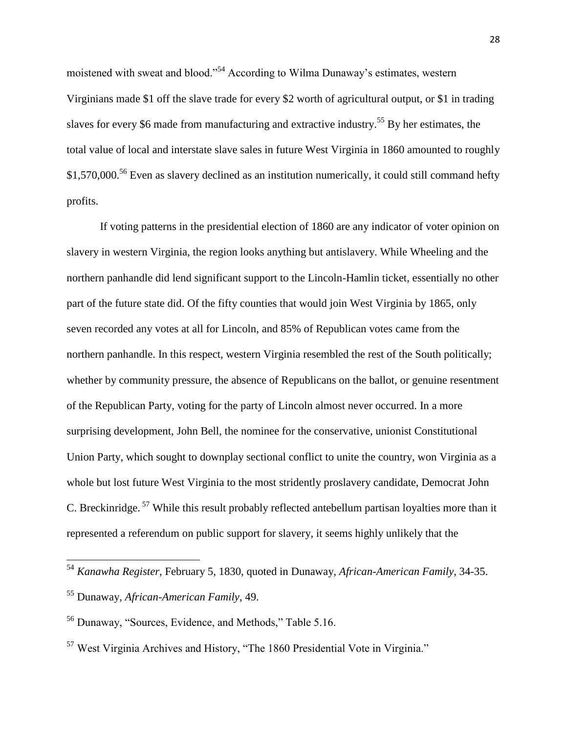moistened with sweat and blood."[54] According to Wilma Dunaway's estimates, western Virginians made $1 off the slave trade for every $2 worth of agricultural output, or $1 in trading slaves for every $6 made from manufacturing and extractive industry.[55] By her estimates, the total value of local and interstate slave sales in future West Virginia in 1860 amounted to roughly $1,570,000.[56] Even as slavery declined as an institution numerically, it could still command hefty profits.

If voting patterns in the presidential election of 1860 are any indicator of voter opinion on slavery in western Virginia, the region looks anything but antislavery. While Wheeling and the northern panhandle did lend significant support to the Lincoln-Hamlin ticket, essentially no other part of the future state did. Of the fifty counties that would join West Virginia by 1865, only seven recorded any votes at all for Lincoln, and 85% of Republican votes came from the northern panhandle. In this respect, western Virginia resembled the rest of the South politically; whether by community pressure, the absence of Republicans on the ballot, or genuine resentment of the Republican Party, voting for the party of Lincoln almost never occurred. In a more surprising development, John Bell, the nominee for the conservative, unionist Constitutional Union Party, which sought to downplay sectional conflict to unite the country, won Virginia as a whole but lost future West Virginia to the most stridently proslavery candidate, Democrat John C. Breckinridge.[57] While this result probably reflected antebellum partisan loyalties more than it represented a referendum on public support for slavery, it seems highly unlikely that the

---

[54] *Kanawha Register*, February 5, 1830, quoted in Dunaway, *African-American Family*, 34-35.

[55] Dunaway, *African-American Family*, 49.

[56] Dunaway, "Sources, Evidence, and Methods," Table 5.16.

[57] West Virginia Archives and History, "The 1860 Presidential Vote in Virginia."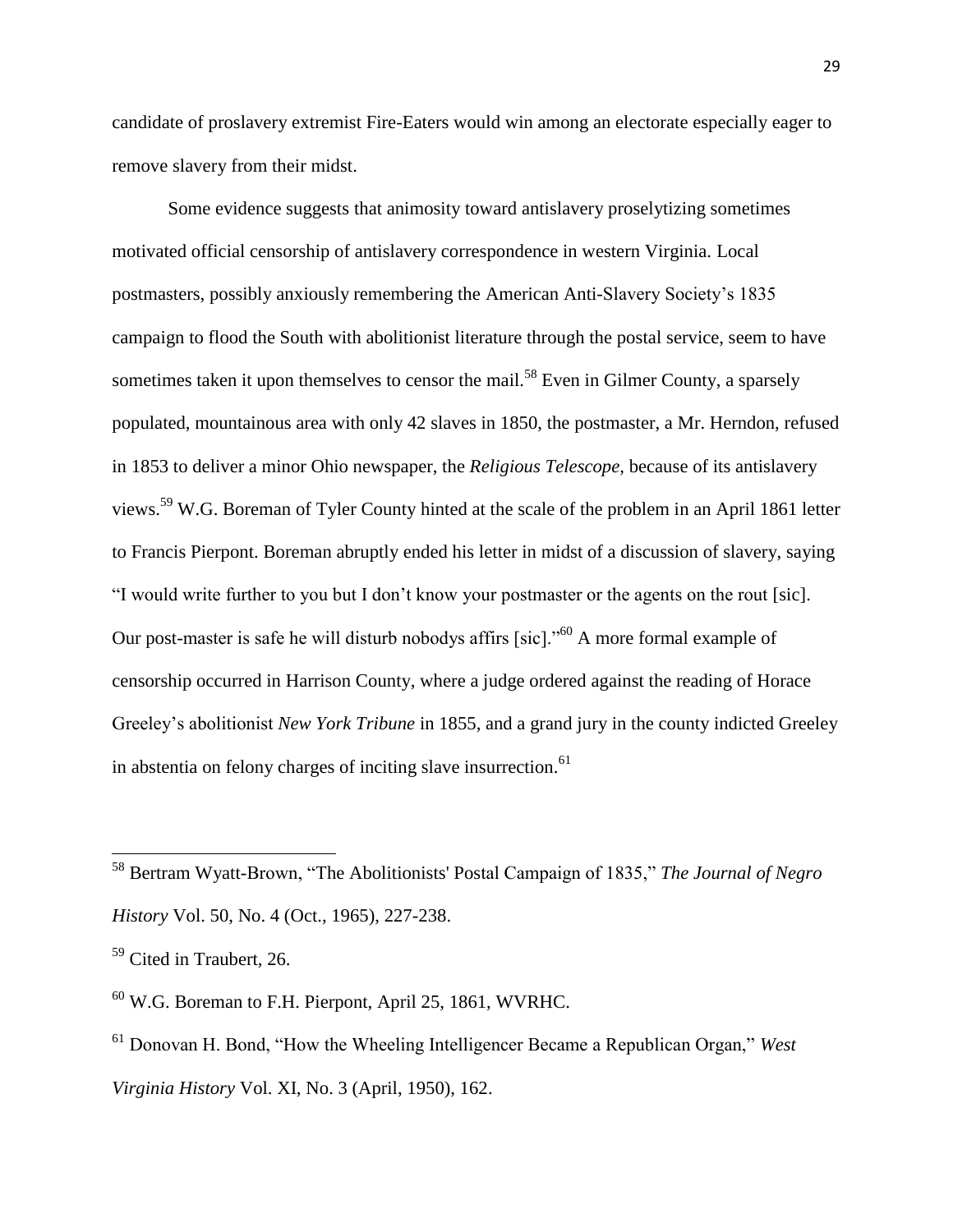candidate of proslavery extremist Fire-Eaters would win among an electorate especially eager to remove slavery from their midst.

Some evidence suggests that animosity toward antislavery proselytizing sometimes motivated official censorship of antislavery correspondence in western Virginia. Local postmasters, possibly anxiously remembering the American Anti-Slavery Society's 1835 campaign to flood the South with abolitionist literature through the postal service, seem to have sometimes taken it upon themselves to censor the mail.[58] Even in Gilmer County, a sparsely populated, mountainous area with only 42 slaves in 1850, the postmaster, a Mr. Herndon, refused in 1853 to deliver a minor Ohio newspaper, the *Religious Telescope*, because of its antislavery views.[59] W.G. Boreman of Tyler County hinted at the scale of the problem in an April 1861 letter to Francis Pierpont. Boreman abruptly ended his letter in midst of a discussion of slavery, saying "I would write further to you but I don't know your postmaster or the agents on the rout [sic]. Our post-master is safe he will disturb nobodys affirs [sic]."[60] A more formal example of censorship occurred in Harrison County, where a judge ordered against the reading of Horace Greeley's abolitionist *New York Tribune* in 1855, and a grand jury in the county indicted Greeley in abstentia on felony charges of inciting slave insurrection.[61]

---

[58] Bertram Wyatt-Brown, "The Abolitionists' Postal Campaign of 1835," *The Journal of Negro History* Vol. 50, No. 4 (Oct., 1965), 227-238.

[59] Cited in Traubert, 26.

[60] W.G. Boreman to F.H. Pierpont, April 25, 1861, WVRHC.

[61] Donovan H. Bond, "How the Wheeling Intelligencer Became a Republican Organ," *West Virginia History* Vol. XI, No. 3 (April, 1950), 162.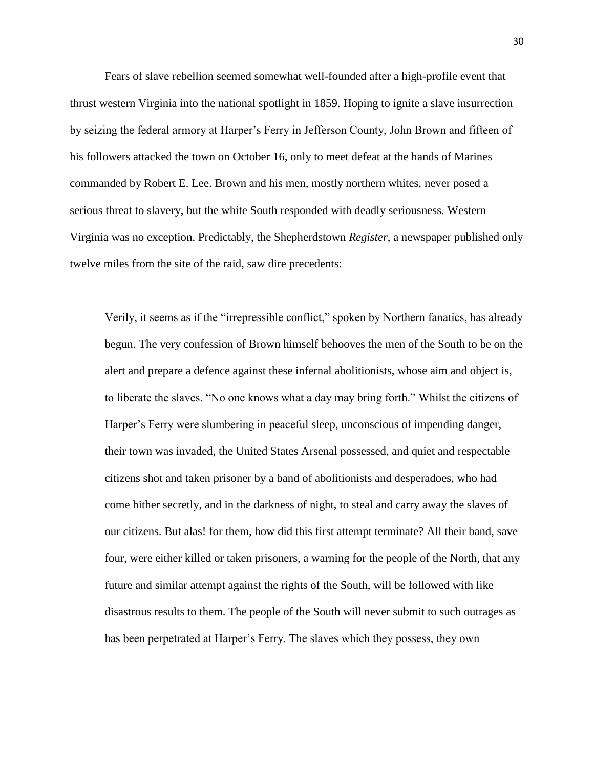Fears of slave rebellion seemed somewhat well-founded after a high-profile event that thrust western Virginia into the national spotlight in 1859. Hoping to ignite a slave insurrection by seizing the federal armory at Harper's Ferry in Jefferson County, John Brown and fifteen of his followers attacked the town on October 16, only to meet defeat at the hands of Marines commanded by Robert E. Lee. Brown and his men, mostly northern whites, never posed a serious threat to slavery, but the white South responded with deadly seriousness. Western Virginia was no exception. Predictably, the Shepherdstown *Register*, a newspaper published only twelve miles from the site of the raid, saw dire precedents:

> Verily, it seems as if the "irrepressible conflict," spoken by Northern fanatics, has already begun. The very confession of Brown himself behooves the men of the South to be on the alert and prepare a defence against these infernal abolitionists, whose aim and object is, to liberate the slaves. "No one knows what a day may bring forth." Whilst the citizens of Harper's Ferry were slumbering in peaceful sleep, unconscious of impending danger, their town was invaded, the United States Arsenal possessed, and quiet and respectable citizens shot and taken prisoner by a band of abolitionists and desperadoes, who had come hither secretly, and in the darkness of night, to steal and carry away the slaves of our citizens. But alas! for them, how did this first attempt terminate? All their band, save four, were either killed or taken prisoners, a warning for the people of the North, that any future and similar attempt against the rights of the South, will be followed with like disastrous results to them. The people of the South will never submit to such outrages as has been perpetrated at Harper's Ferry. The slaves which they possess, they own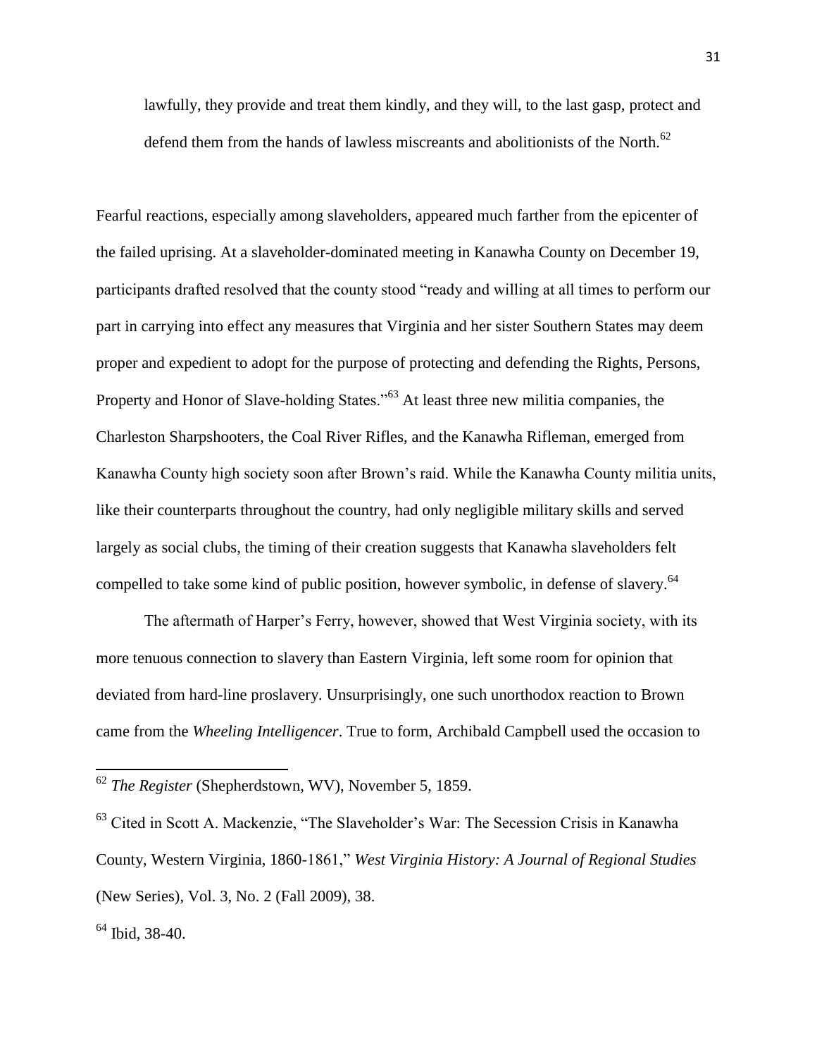lawfully, they provide and treat them kindly, and they will, to the last gasp, protect and defend them from the hands of lawless miscreants and abolitionists of the North.[62]

Fearful reactions, especially among slaveholders, appeared much farther from the epicenter of the failed uprising. At a slaveholder-dominated meeting in Kanawha County on December 19, participants drafted resolved that the county stood "ready and willing at all times to perform our part in carrying into effect any measures that Virginia and her sister Southern States may deem proper and expedient to adopt for the purpose of protecting and defending the Rights, Persons, Property and Honor of Slave-holding States."[63] At least three new militia companies, the Charleston Sharpshooters, the Coal River Rifles, and the Kanawha Rifleman, emerged from Kanawha County high society soon after Brown's raid. While the Kanawha County militia units, like their counterparts throughout the country, had only negligible military skills and served largely as social clubs, the timing of their creation suggests that Kanawha slaveholders felt compelled to take some kind of public position, however symbolic, in defense of slavery.[64]

The aftermath of Harper's Ferry, however, showed that West Virginia society, with its more tenuous connection to slavery than Eastern Virginia, left some room for opinion that deviated from hard-line proslavery. Unsurprisingly, one such unorthodox reaction to Brown came from the *Wheeling Intelligencer*. True to form, Archibald Campbell used the occasion to

---

[62] *The Register* (Shepherdstown, WV), November 5, 1859.

[63] Cited in Scott A. Mackenzie, "The Slaveholder's War: The Secession Crisis in Kanawha County, Western Virginia, 1860-1861," *West Virginia History: A Journal of Regional Studies* (New Series), Vol. 3, No. 2 (Fall 2009), 38.

[64] Ibid, 38-40.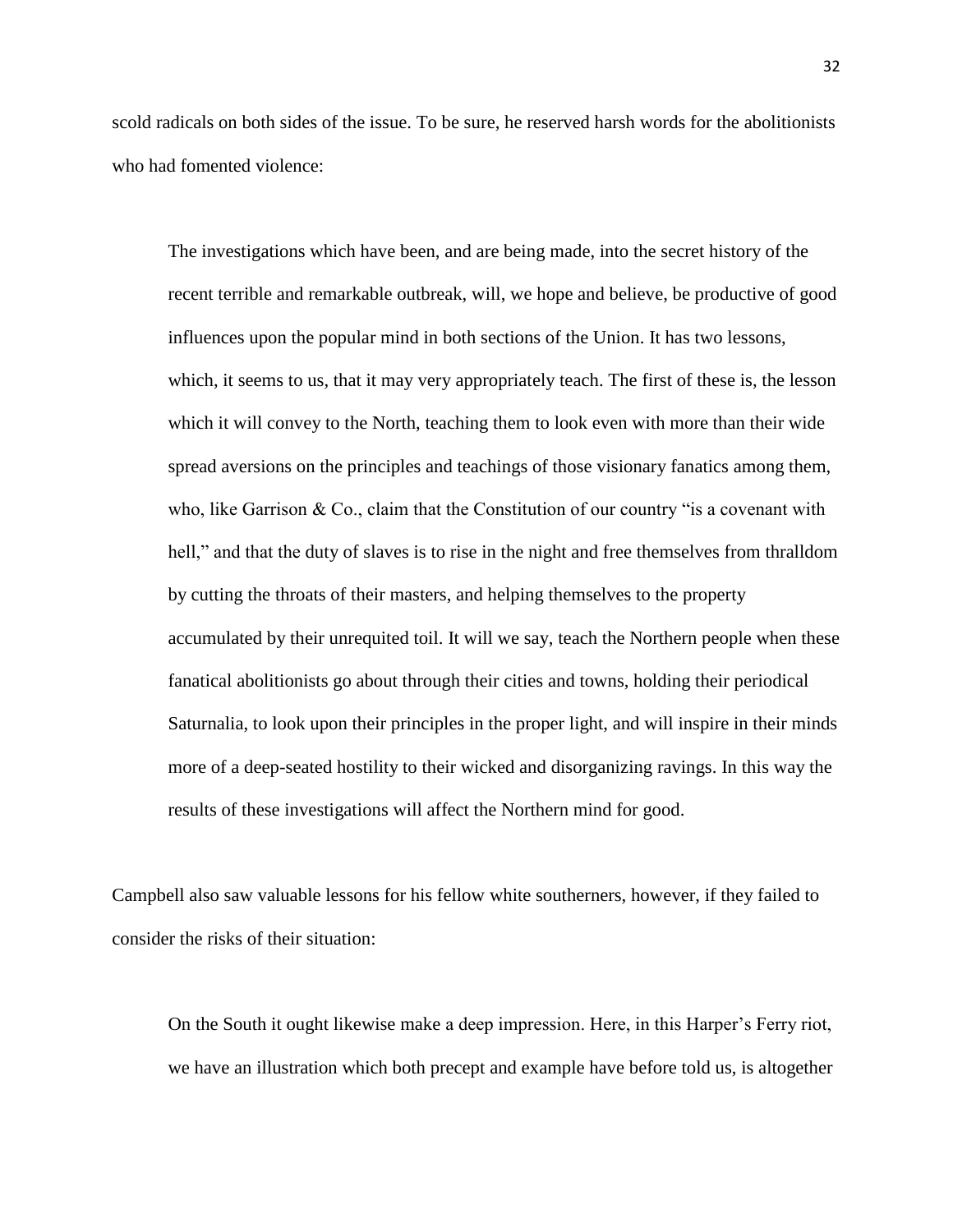scold radicals on both sides of the issue. To be sure, he reserved harsh words for the abolitionists who had fomented violence:

> The investigations which have been, and are being made, into the secret history of the recent terrible and remarkable outbreak, will, we hope and believe, be productive of good influences upon the popular mind in both sections of the Union. It has two lessons, which, it seems to us, that it may very appropriately teach. The first of these is, the lesson which it will convey to the North, teaching them to look even with more than their wide spread aversions on the principles and teachings of those visionary fanatics among them, who, like Garrison & Co., claim that the Constitution of our country "is a covenant with hell," and that the duty of slaves is to rise in the night and free themselves from thralldom by cutting the throats of their masters, and helping themselves to the property accumulated by their unrequited toil. It will we say, teach the Northern people when these fanatical abolitionists go about through their cities and towns, holding their periodical Saturnalia, to look upon their principles in the proper light, and will inspire in their minds more of a deep-seated hostility to their wicked and disorganizing ravings. In this way the results of these investigations will affect the Northern mind for good.

Campbell also saw valuable lessons for his fellow white southerners, however, if they failed to consider the risks of their situation:

> On the South it ought likewise make a deep impression. Here, in this Harper's Ferry riot, we have an illustration which both precept and example have before told us, is altogether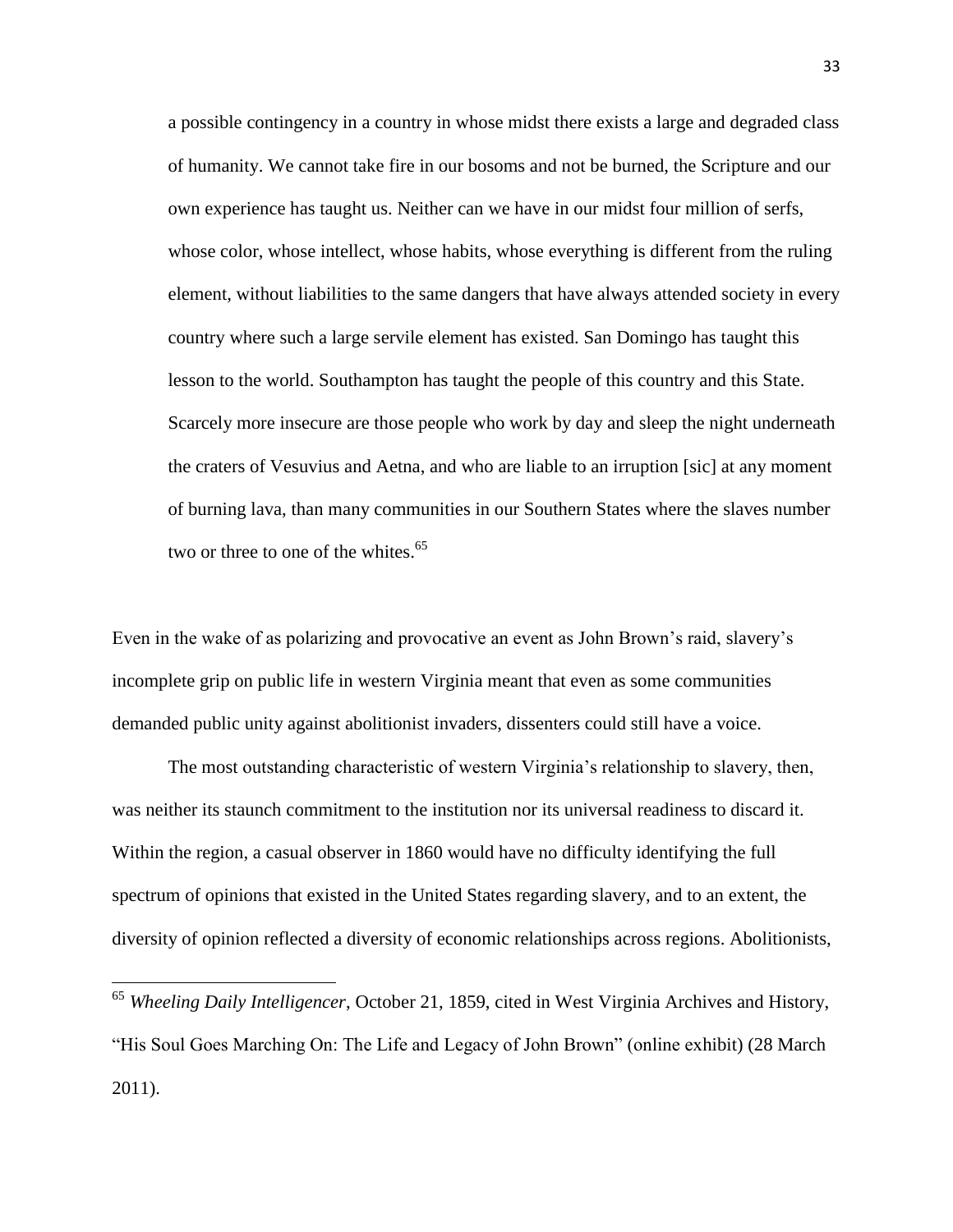> a possible contingency in a country in whose midst there exists a large and degraded class of humanity. We cannot take fire in our bosoms and not be burned, the Scripture and our own experience has taught us. Neither can we have in our midst four million of serfs, whose color, whose intellect, whose habits, whose everything is different from the ruling element, without liabilities to the same dangers that have always attended society in every country where such a large servile element has existed. San Domingo has taught this lesson to the world. Southampton has taught the people of this country and this State. Scarcely more insecure are those people who work by day and sleep the night underneath the craters of Vesuvius and Aetna, and who are liable to an irruption [sic] at any moment of burning lava, than many communities in our Southern States where the slaves number two or three to one of the whites.[65]

Even in the wake of as polarizing and provocative an event as John Brown's raid, slavery's incomplete grip on public life in western Virginia meant that even as some communities demanded public unity against abolitionist invaders, dissenters could still have a voice.

The most outstanding characteristic of western Virginia's relationship to slavery, then, was neither its staunch commitment to the institution nor its universal readiness to discard it. Within the region, a casual observer in 1860 would have no difficulty identifying the full spectrum of opinions that existed in the United States regarding slavery, and to an extent, the diversity of opinion reflected a diversity of economic relationships across regions. Abolitionists,

---

[65] *Wheeling Daily Intelligencer*, October 21, 1859, cited in West Virginia Archives and History, "His Soul Goes Marching On: The Life and Legacy of John Brown" (online exhibit) (28 March 2011).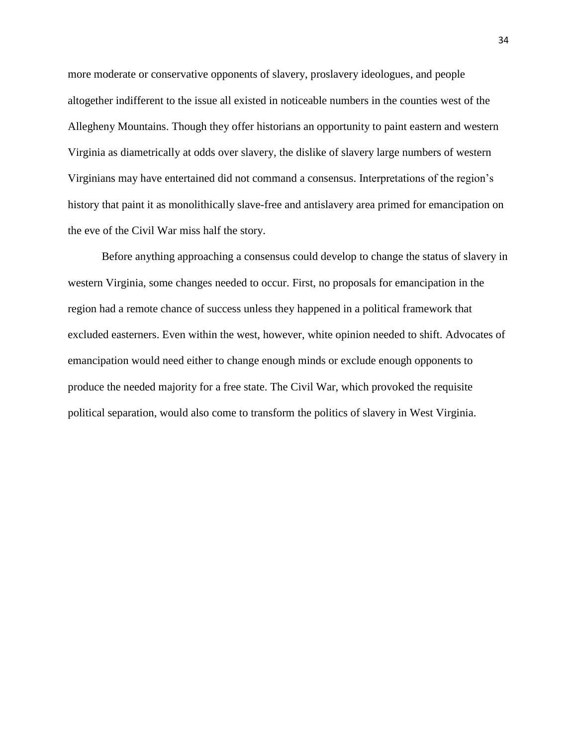more moderate or conservative opponents of slavery, proslavery ideologues, and people altogether indifferent to the issue all existed in noticeable numbers in the counties west of the Allegheny Mountains. Though they offer historians an opportunity to paint eastern and western Virginia as diametrically at odds over slavery, the dislike of slavery large numbers of western Virginians may have entertained did not command a consensus. Interpretations of the region's history that paint it as monolithically slave-free and antislavery area primed for emancipation on the eve of the Civil War miss half the story.

Before anything approaching a consensus could develop to change the status of slavery in western Virginia, some changes needed to occur. First, no proposals for emancipation in the region had a remote chance of success unless they happened in a political framework that excluded easterners. Even within the west, however, white opinion needed to shift. Advocates of emancipation would need either to change enough minds or exclude enough opponents to produce the needed majority for a free state. The Civil War, which provoked the requisite political separation, would also come to transform the politics of slavery in West Virginia.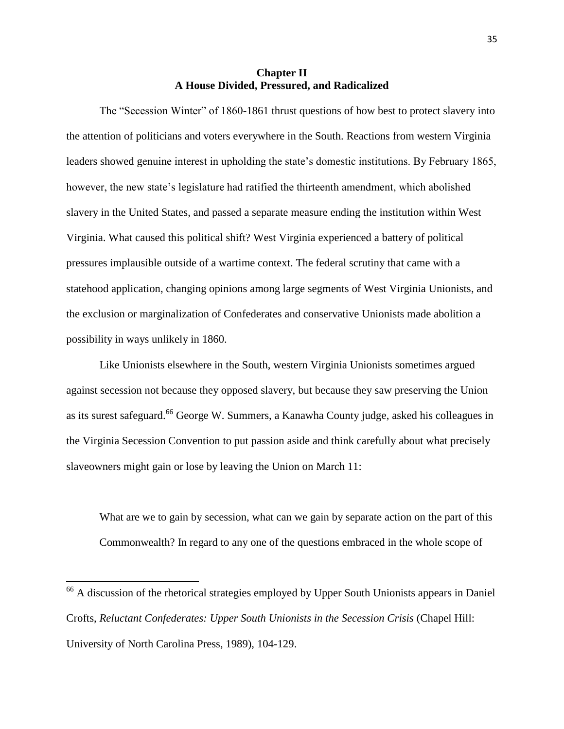## Chapter II
## A House Divided, Pressured, and Radicalized

The "Secession Winter" of 1860-1861 thrust questions of how best to protect slavery into the attention of politicians and voters everywhere in the South. Reactions from western Virginia leaders showed genuine interest in upholding the state's domestic institutions. By February 1865, however, the new state's legislature had ratified the thirteenth amendment, which abolished slavery in the United States, and passed a separate measure ending the institution within West Virginia. What caused this political shift? West Virginia experienced a battery of political pressures implausible outside of a wartime context. The federal scrutiny that came with a statehood application, changing opinions among large segments of West Virginia Unionists, and the exclusion or marginalization of Confederates and conservative Unionists made abolition a possibility in ways unlikely in 1860.

Like Unionists elsewhere in the South, western Virginia Unionists sometimes argued against secession not because they opposed slavery, but because they saw preserving the Union as its surest safeguard.[66] George W. Summers, a Kanawha County judge, asked his colleagues in the Virginia Secession Convention to put passion aside and think carefully about what precisely slaveowners might gain or lose by leaving the Union on March 11:

> What are we to gain by secession, what can we gain by separate action on the part of this Commonwealth? In regard to any one of the questions embraced in the whole scope of

[66] A discussion of the rhetorical strategies employed by Upper South Unionists appears in Daniel Crofts, *Reluctant Confederates: Upper South Unionists in the Secession Crisis* (Chapel Hill: University of North Carolina Press, 1989), 104-129.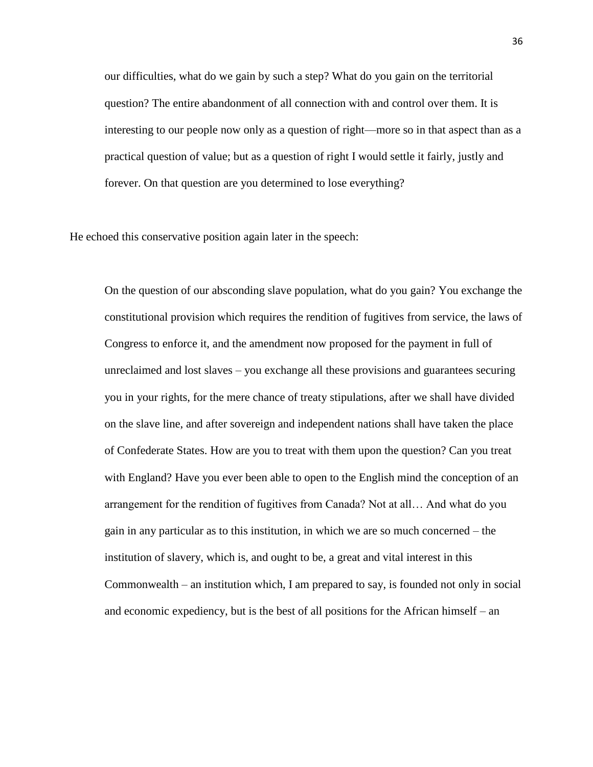> our difficulties, what do we gain by such a step? What do you gain on the territorial question? The entire abandonment of all connection with and control over them. It is interesting to our people now only as a question of right—more so in that aspect than as a practical question of value; but as a question of right I would settle it fairly, justly and forever. On that question are you determined to lose everything?

He echoed this conservative position again later in the speech:

> On the question of our absconding slave population, what do you gain? You exchange the constitutional provision which requires the rendition of fugitives from service, the laws of Congress to enforce it, and the amendment now proposed for the payment in full of unreclaimed and lost slaves – you exchange all these provisions and guarantees securing you in your rights, for the mere chance of treaty stipulations, after we shall have divided on the slave line, and after sovereign and independent nations shall have taken the place of Confederate States. How are you to treat with them upon the question? Can you treat with England? Have you ever been able to open to the English mind the conception of an arrangement for the rendition of fugitives from Canada? Not at all… And what do you gain in any particular as to this institution, in which we are so much concerned – the institution of slavery, which is, and ought to be, a great and vital interest in this Commonwealth – an institution which, I am prepared to say, is founded not only in social and economic expediency, but is the best of all positions for the African himself – an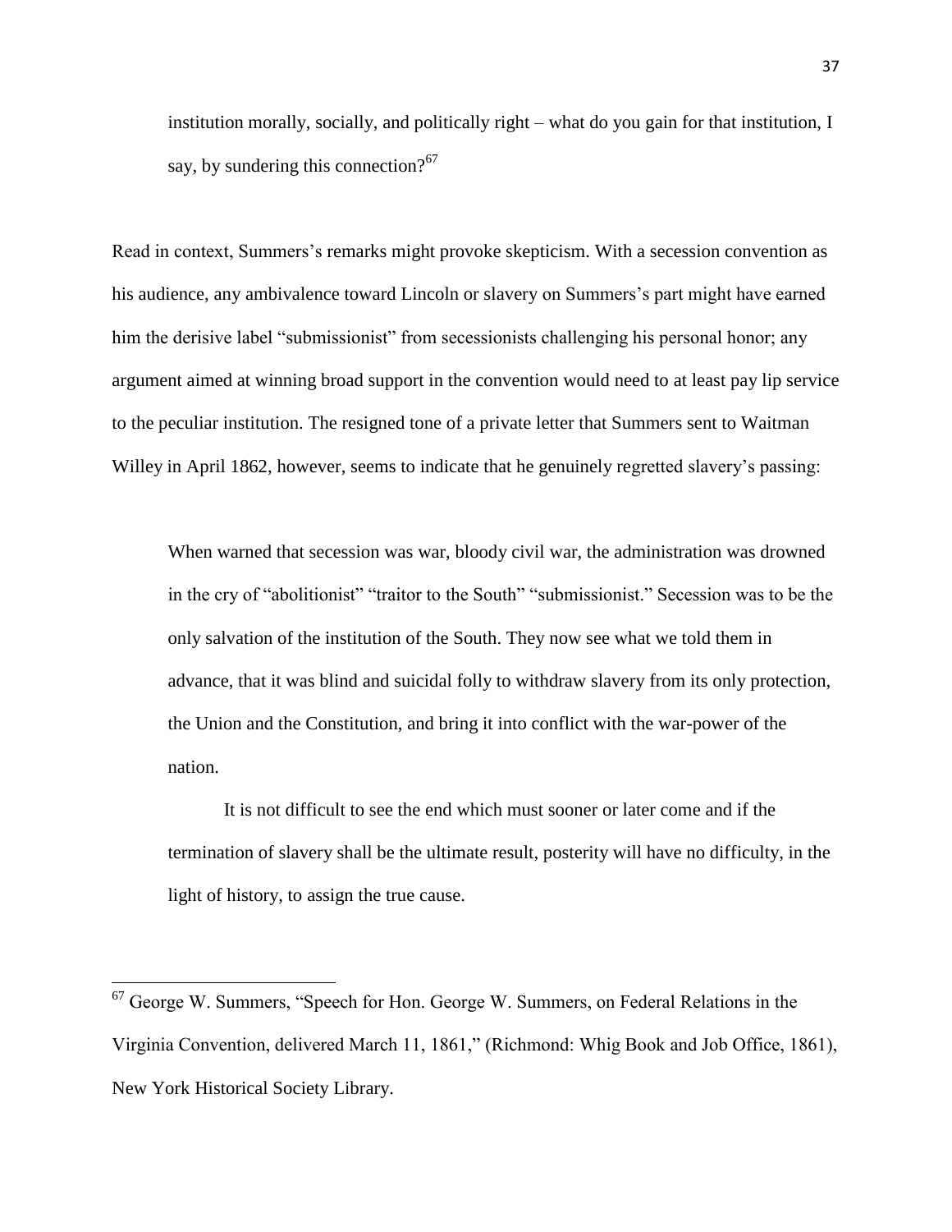> institution morally, socially, and politically right – what do you gain for that institution, I say, by sundering this connection?[67]

Read in context, Summers's remarks might provoke skepticism. With a secession convention as his audience, any ambivalence toward Lincoln or slavery on Summers's part might have earned him the derisive label "submissionist" from secessionists challenging his personal honor; any argument aimed at winning broad support in the convention would need to at least pay lip service to the peculiar institution. The resigned tone of a private letter that Summers sent to Waitman Willey in April 1862, however, seems to indicate that he genuinely regretted slavery's passing:

> When warned that secession was war, bloody civil war, the administration was drowned in the cry of "abolitionist" "traitor to the South" "submissionist." Secession was to be the only salvation of the institution of the South. They now see what we told them in advance, that it was blind and suicidal folly to withdraw slavery from its only protection, the Union and the Constitution, and bring it into conflict with the war-power of the nation.
>
> It is not difficult to see the end which must sooner or later come and if the termination of slavery shall be the ultimate result, posterity will have no difficulty, in the light of history, to assign the true cause.

[67] George W. Summers, "Speech for Hon. George W. Summers, on Federal Relations in the Virginia Convention, delivered March 11, 1861," (Richmond: Whig Book and Job Office, 1861), New York Historical Society Library.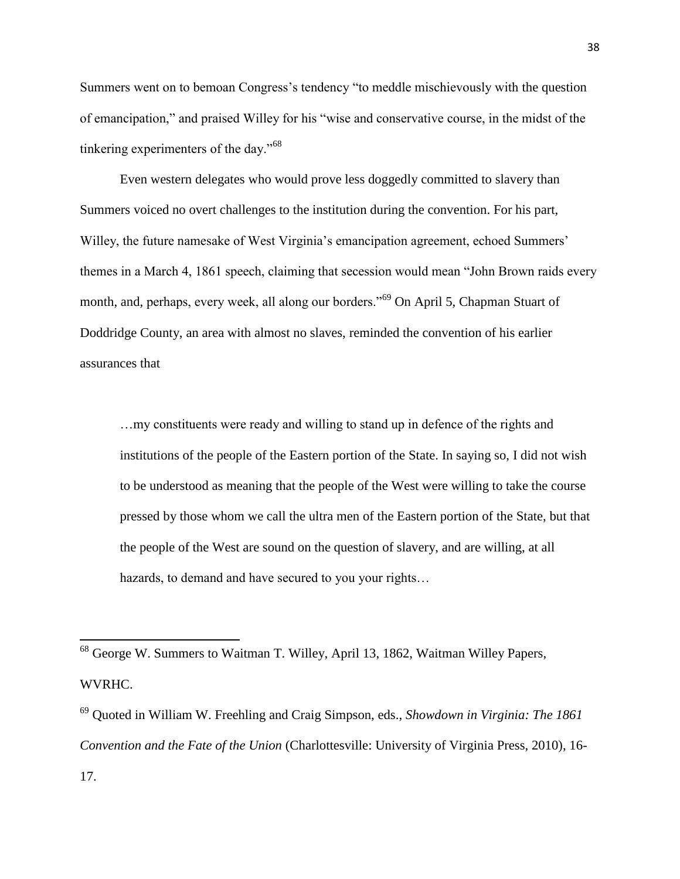Summers went on to bemoan Congress's tendency "to meddle mischievously with the question of emancipation," and praised Willey for his "wise and conservative course, in the midst of the tinkering experimenters of the day."[68]

Even western delegates who would prove less doggedly committed to slavery than Summers voiced no overt challenges to the institution during the convention. For his part, Willey, the future namesake of West Virginia's emancipation agreement, echoed Summers' themes in a March 4, 1861 speech, claiming that secession would mean "John Brown raids every month, and, perhaps, every week, all along our borders."[69] On April 5, Chapman Stuart of Doddridge County, an area with almost no slaves, reminded the convention of his earlier assurances that

> …my constituents were ready and willing to stand up in defence of the rights and institutions of the people of the Eastern portion of the State. In saying so, I did not wish to be understood as meaning that the people of the West were willing to take the course pressed by those whom we call the ultra men of the Eastern portion of the State, but that the people of the West are sound on the question of slavery, and are willing, at all hazards, to demand and have secured to you your rights…

---

[68] George W. Summers to Waitman T. Willey, April 13, 1862, Waitman Willey Papers, WVRHC.

[69] Quoted in William W. Freehling and Craig Simpson, eds., *Showdown in Virginia: The 1861 Convention and the Fate of the Union* (Charlottesville: University of Virginia Press, 2010), 16-17.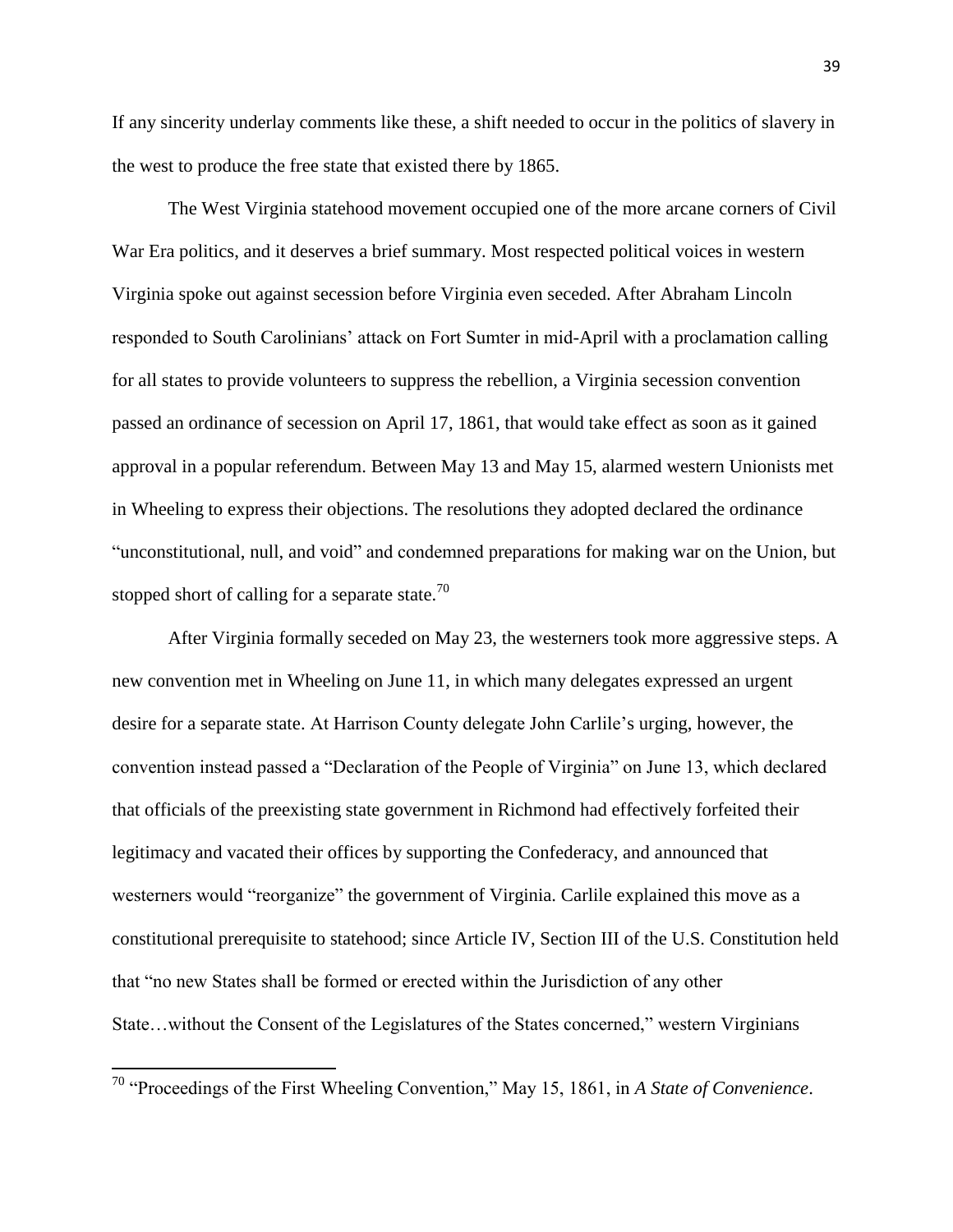If any sincerity underlay comments like these, a shift needed to occur in the politics of slavery in the west to produce the free state that existed there by 1865.

The West Virginia statehood movement occupied one of the more arcane corners of Civil War Era politics, and it deserves a brief summary. Most respected political voices in western Virginia spoke out against secession before Virginia even seceded. After Abraham Lincoln responded to South Carolinians' attack on Fort Sumter in mid-April with a proclamation calling for all states to provide volunteers to suppress the rebellion, a Virginia secession convention passed an ordinance of secession on April 17, 1861, that would take effect as soon as it gained approval in a popular referendum. Between May 13 and May 15, alarmed western Unionists met in Wheeling to express their objections. The resolutions they adopted declared the ordinance "unconstitutional, null, and void" and condemned preparations for making war on the Union, but stopped short of calling for a separate state.[70]

After Virginia formally seceded on May 23, the westerners took more aggressive steps. A new convention met in Wheeling on June 11, in which many delegates expressed an urgent desire for a separate state. At Harrison County delegate John Carlile's urging, however, the convention instead passed a "Declaration of the People of Virginia" on June 13, which declared that officials of the preexisting state government in Richmond had effectively forfeited their legitimacy and vacated their offices by supporting the Confederacy, and announced that westerners would "reorganize" the government of Virginia. Carlile explained this move as a constitutional prerequisite to statehood; since Article IV, Section III of the U.S. Constitution held that "no new States shall be formed or erected within the Jurisdiction of any other State…without the Consent of the Legislatures of the States concerned," western Virginians

---

[70] "Proceedings of the First Wheeling Convention," May 15, 1861, in *A State of Convenience*.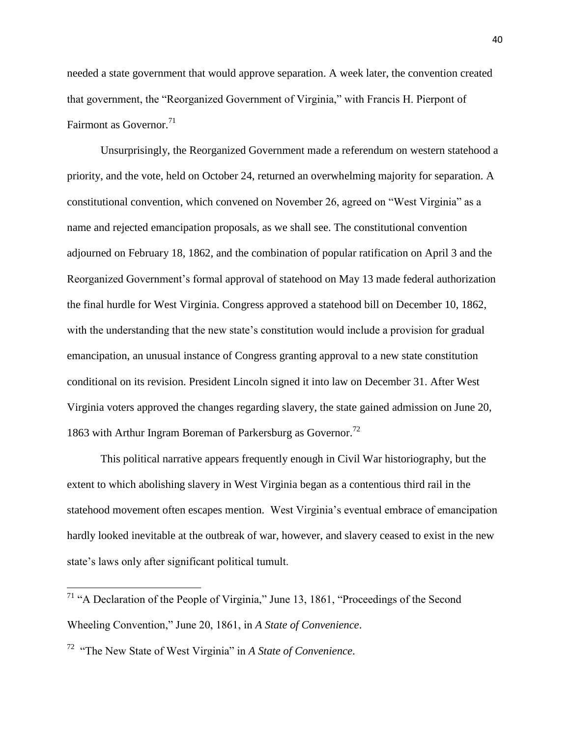needed a state government that would approve separation. A week later, the convention created that government, the "Reorganized Government of Virginia," with Francis H. Pierpont of Fairmont as Governor.[71]

Unsurprisingly, the Reorganized Government made a referendum on western statehood a priority, and the vote, held on October 24, returned an overwhelming majority for separation. A constitutional convention, which convened on November 26, agreed on "West Virginia" as a name and rejected emancipation proposals, as we shall see. The constitutional convention adjourned on February 18, 1862, and the combination of popular ratification on April 3 and the Reorganized Government's formal approval of statehood on May 13 made federal authorization the final hurdle for West Virginia. Congress approved a statehood bill on December 10, 1862, with the understanding that the new state's constitution would include a provision for gradual emancipation, an unusual instance of Congress granting approval to a new state constitution conditional on its revision. President Lincoln signed it into law on December 31. After West Virginia voters approved the changes regarding slavery, the state gained admission on June 20, 1863 with Arthur Ingram Boreman of Parkersburg as Governor.[72]

This political narrative appears frequently enough in Civil War historiography, but the extent to which abolishing slavery in West Virginia began as a contentious third rail in the statehood movement often escapes mention. West Virginia's eventual embrace of emancipation hardly looked inevitable at the outbreak of war, however, and slavery ceased to exist in the new state's laws only after significant political tumult.

---

[71] "A Declaration of the People of Virginia," June 13, 1861, "Proceedings of the Second Wheeling Convention," June 20, 1861, in *A State of Convenience*.

[72] "The New State of West Virginia" in *A State of Convenience*.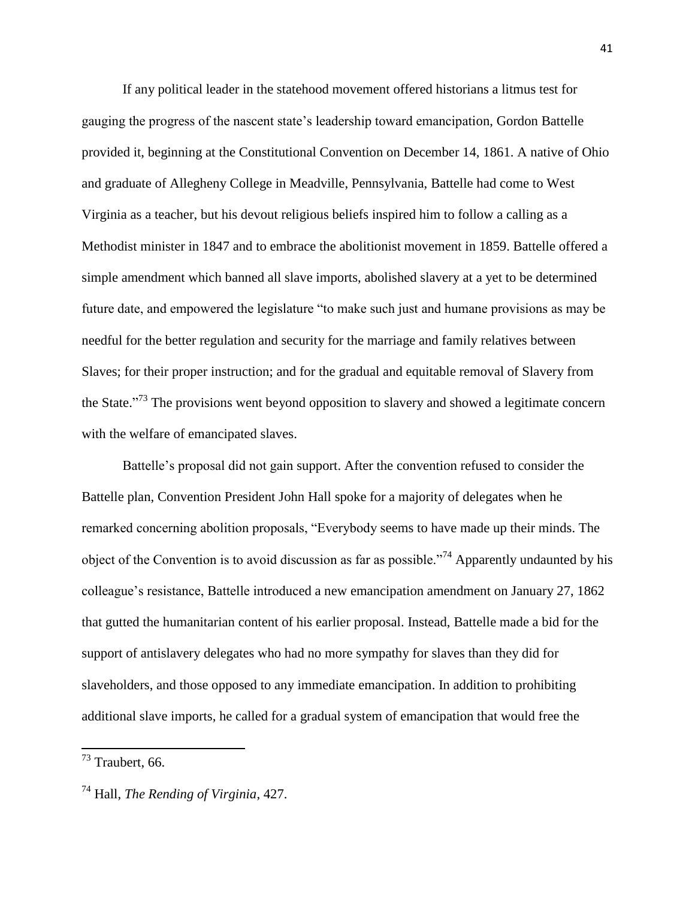If any political leader in the statehood movement offered historians a litmus test for gauging the progress of the nascent state's leadership toward emancipation, Gordon Battelle provided it, beginning at the Constitutional Convention on December 14, 1861. A native of Ohio and graduate of Allegheny College in Meadville, Pennsylvania, Battelle had come to West Virginia as a teacher, but his devout religious beliefs inspired him to follow a calling as a Methodist minister in 1847 and to embrace the abolitionist movement in 1859. Battelle offered a simple amendment which banned all slave imports, abolished slavery at a yet to be determined future date, and empowered the legislature "to make such just and humane provisions as may be needful for the better regulation and security for the marriage and family relatives between Slaves; for their proper instruction; and for the gradual and equitable removal of Slavery from the State."[73] The provisions went beyond opposition to slavery and showed a legitimate concern with the welfare of emancipated slaves.

Battelle's proposal did not gain support. After the convention refused to consider the Battelle plan, Convention President John Hall spoke for a majority of delegates when he remarked concerning abolition proposals, "Everybody seems to have made up their minds. The object of the Convention is to avoid discussion as far as possible."[74] Apparently undaunted by his colleague's resistance, Battelle introduced a new emancipation amendment on January 27, 1862 that gutted the humanitarian content of his earlier proposal. Instead, Battelle made a bid for the support of antislavery delegates who had no more sympathy for slaves than they did for slaveholders, and those opposed to any immediate emancipation. In addition to prohibiting additional slave imports, he called for a gradual system of emancipation that would free the

---

[73] Traubert, 66.

[74] Hall, *The Rending of Virginia*, 427.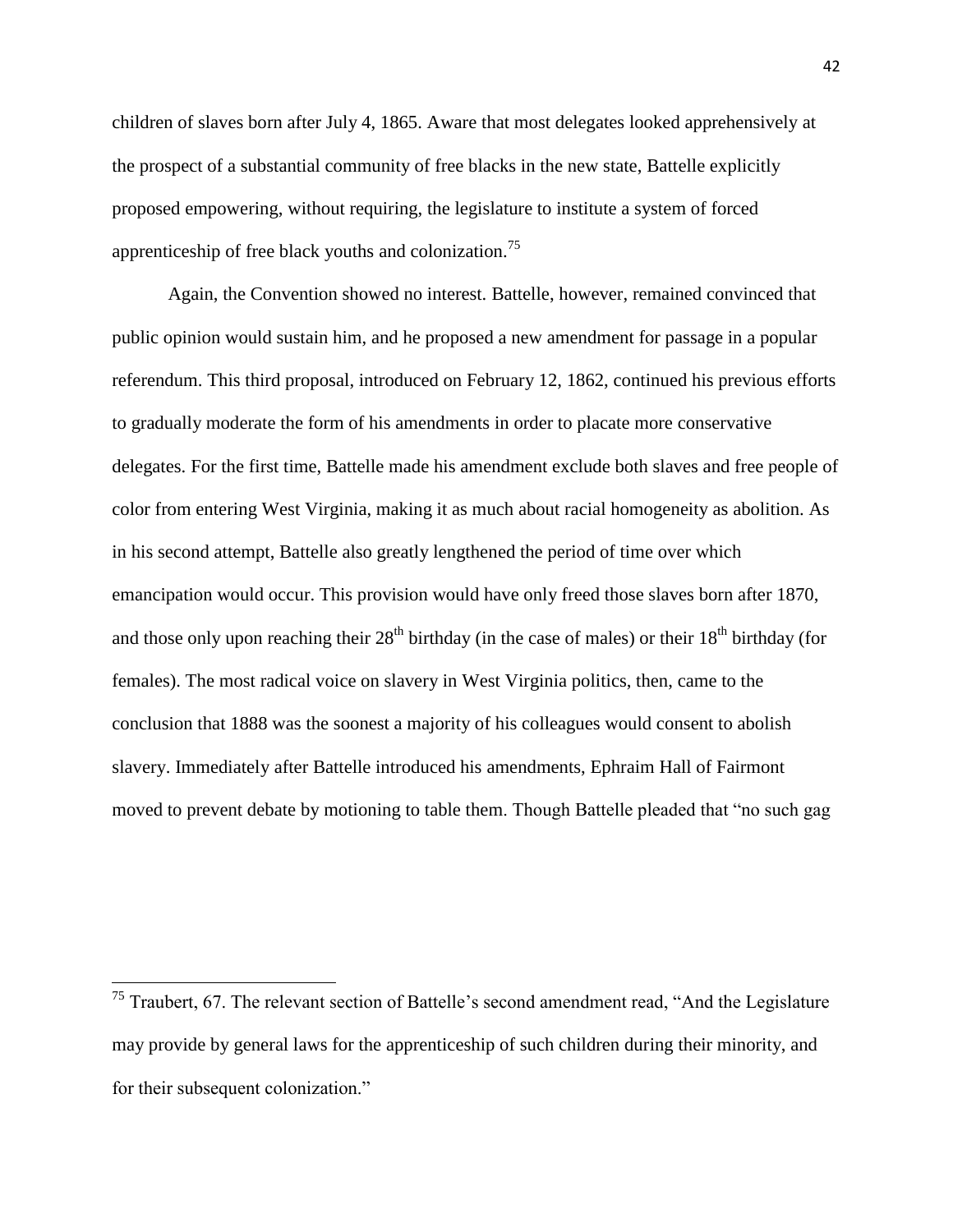children of slaves born after July 4, 1865. Aware that most delegates looked apprehensively at the prospect of a substantial community of free blacks in the new state, Battelle explicitly proposed empowering, without requiring, the legislature to institute a system of forced apprenticeship of free black youths and colonization.[75]

Again, the Convention showed no interest. Battelle, however, remained convinced that public opinion would sustain him, and he proposed a new amendment for passage in a popular referendum. This third proposal, introduced on February 12, 1862, continued his previous efforts to gradually moderate the form of his amendments in order to placate more conservative delegates. For the first time, Battelle made his amendment exclude both slaves and free people of color from entering West Virginia, making it as much about racial homogeneity as abolition. As in his second attempt, Battelle also greatly lengthened the period of time over which emancipation would occur. This provision would have only freed those slaves born after 1870, and those only upon reaching their 28th birthday (in the case of males) or their 18th birthday (for females). The most radical voice on slavery in West Virginia politics, then, came to the conclusion that 1888 was the soonest a majority of his colleagues would consent to abolish slavery. Immediately after Battelle introduced his amendments, Ephraim Hall of Fairmont moved to prevent debate by motioning to table them. Though Battelle pleaded that "no such gag

---

[75] Traubert, 67. The relevant section of Battelle's second amendment read, "And the Legislature may provide by general laws for the apprenticeship of such children during their minority, and for their subsequent colonization."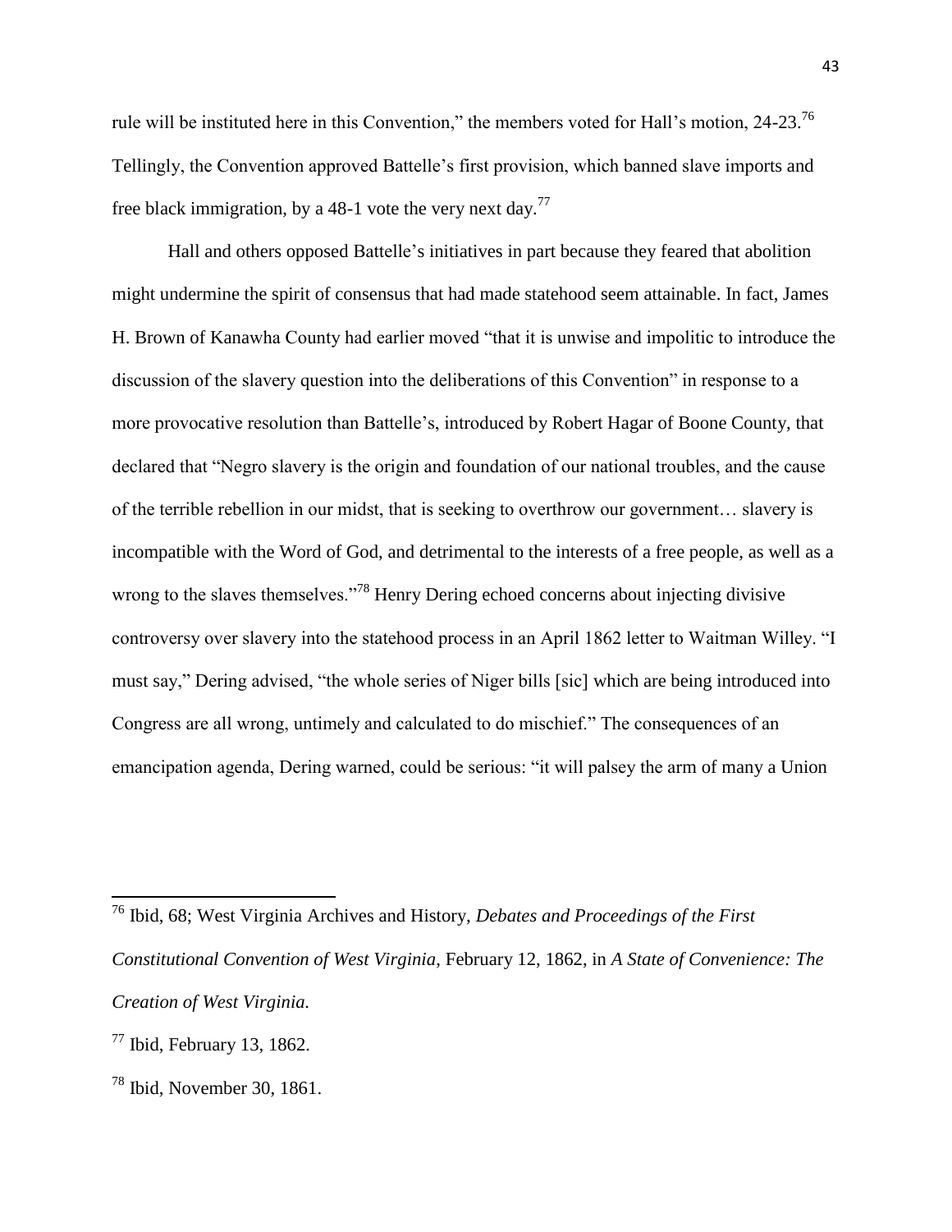rule will be instituted here in this Convention," the members voted for Hall's motion, 24-23.[76] Tellingly, the Convention approved Battelle's first provision, which banned slave imports and free black immigration, by a 48-1 vote the very next day.[77]

Hall and others opposed Battelle's initiatives in part because they feared that abolition might undermine the spirit of consensus that had made statehood seem attainable. In fact, James H. Brown of Kanawha County had earlier moved "that it is unwise and impolitic to introduce the discussion of the slavery question into the deliberations of this Convention" in response to a more provocative resolution than Battelle's, introduced by Robert Hagar of Boone County, that declared that "Negro slavery is the origin and foundation of our national troubles, and the cause of the terrible rebellion in our midst, that is seeking to overthrow our government… slavery is incompatible with the Word of God, and detrimental to the interests of a free people, as well as a wrong to the slaves themselves."[78] Henry Dering echoed concerns about injecting divisive controversy over slavery into the statehood process in an April 1862 letter to Waitman Willey. "I must say," Dering advised, "the whole series of Niger bills [sic] which are being introduced into Congress are all wrong, untimely and calculated to do mischief." The consequences of an emancipation agenda, Dering warned, could be serious: "it will palsey the arm of many a Union

---

[76] Ibid, 68; West Virginia Archives and History, *Debates and Proceedings of the First Constitutional Convention of West Virginia*, February 12, 1862, in *A State of Convenience: The Creation of West Virginia.*

[77] Ibid, February 13, 1862.

[78] Ibid, November 30, 1861.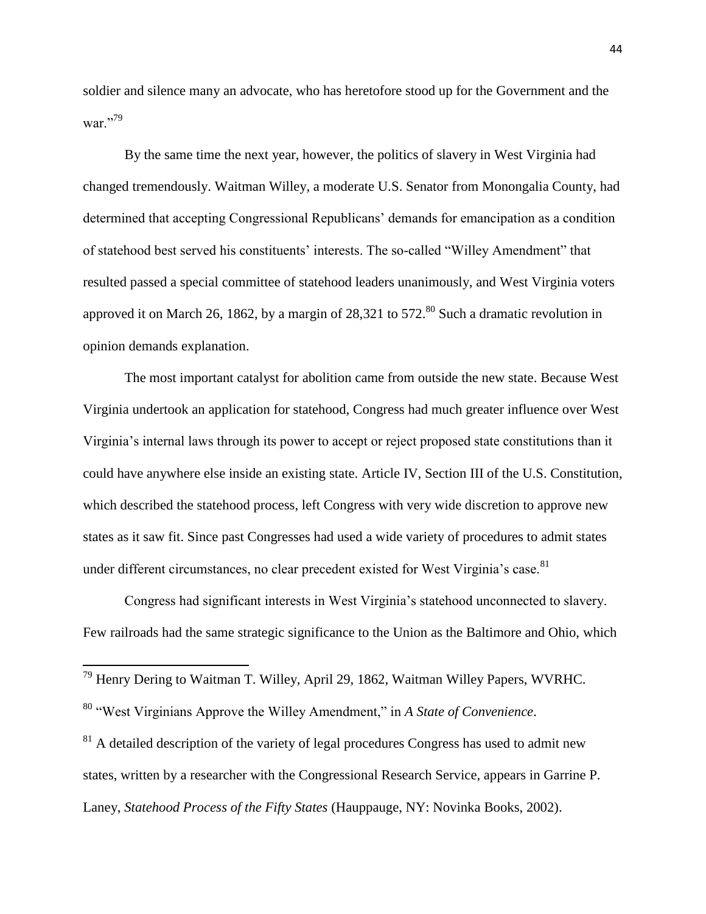soldier and silence many an advocate, who has heretofore stood up for the Government and the war."[79]

By the same time the next year, however, the politics of slavery in West Virginia had changed tremendously. Waitman Willey, a moderate U.S. Senator from Monongalia County, had determined that accepting Congressional Republicans' demands for emancipation as a condition of statehood best served his constituents' interests. The so-called "Willey Amendment" that resulted passed a special committee of statehood leaders unanimously, and West Virginia voters approved it on March 26, 1862, by a margin of 28,321 to 572.[80] Such a dramatic revolution in opinion demands explanation.

The most important catalyst for abolition came from outside the new state. Because West Virginia undertook an application for statehood, Congress had much greater influence over West Virginia's internal laws through its power to accept or reject proposed state constitutions than it could have anywhere else inside an existing state. Article IV, Section III of the U.S. Constitution, which described the statehood process, left Congress with very wide discretion to approve new states as it saw fit. Since past Congresses had used a wide variety of procedures to admit states under different circumstances, no clear precedent existed for West Virginia's case.[81]

Congress had significant interests in West Virginia's statehood unconnected to slavery. Few railroads had the same strategic significance to the Union as the Baltimore and Ohio, which

---

[79] Henry Dering to Waitman T. Willey, April 29, 1862, Waitman Willey Papers, WVRHC.

[80] "West Virginians Approve the Willey Amendment," in *A State of Convenience*.

[81] A detailed description of the variety of legal procedures Congress has used to admit new states, written by a researcher with the Congressional Research Service, appears in Garrine P. Laney, *Statehood Process of the Fifty States* (Hauppauge, NY: Novinka Books, 2002).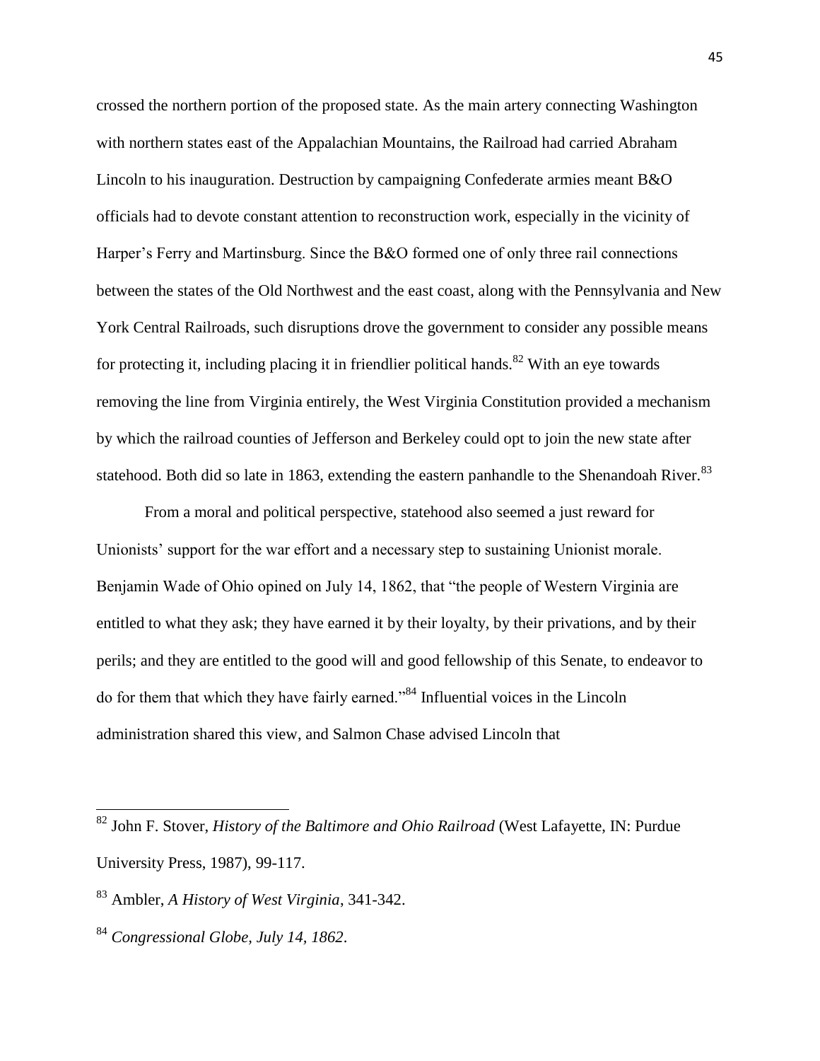crossed the northern portion of the proposed state. As the main artery connecting Washington with northern states east of the Appalachian Mountains, the Railroad had carried Abraham Lincoln to his inauguration. Destruction by campaigning Confederate armies meant B&O officials had to devote constant attention to reconstruction work, especially in the vicinity of Harper's Ferry and Martinsburg. Since the B&O formed one of only three rail connections between the states of the Old Northwest and the east coast, along with the Pennsylvania and New York Central Railroads, such disruptions drove the government to consider any possible means for protecting it, including placing it in friendlier political hands.[82] With an eye towards removing the line from Virginia entirely, the West Virginia Constitution provided a mechanism by which the railroad counties of Jefferson and Berkeley could opt to join the new state after statehood. Both did so late in 1863, extending the eastern panhandle to the Shenandoah River.[83]

From a moral and political perspective, statehood also seemed a just reward for Unionists' support for the war effort and a necessary step to sustaining Unionist morale. Benjamin Wade of Ohio opined on July 14, 1862, that "the people of Western Virginia are entitled to what they ask; they have earned it by their loyalty, by their privations, and by their perils; and they are entitled to the good will and good fellowship of this Senate, to endeavor to do for them that which they have fairly earned."[84] Influential voices in the Lincoln administration shared this view, and Salmon Chase advised Lincoln that

---

[82] John F. Stover, *History of the Baltimore and Ohio Railroad* (West Lafayette, IN: Purdue University Press, 1987), 99-117.

[83] Ambler, *A History of West Virginia*, 341-342.

[84] *Congressional Globe, July 14, 1862*.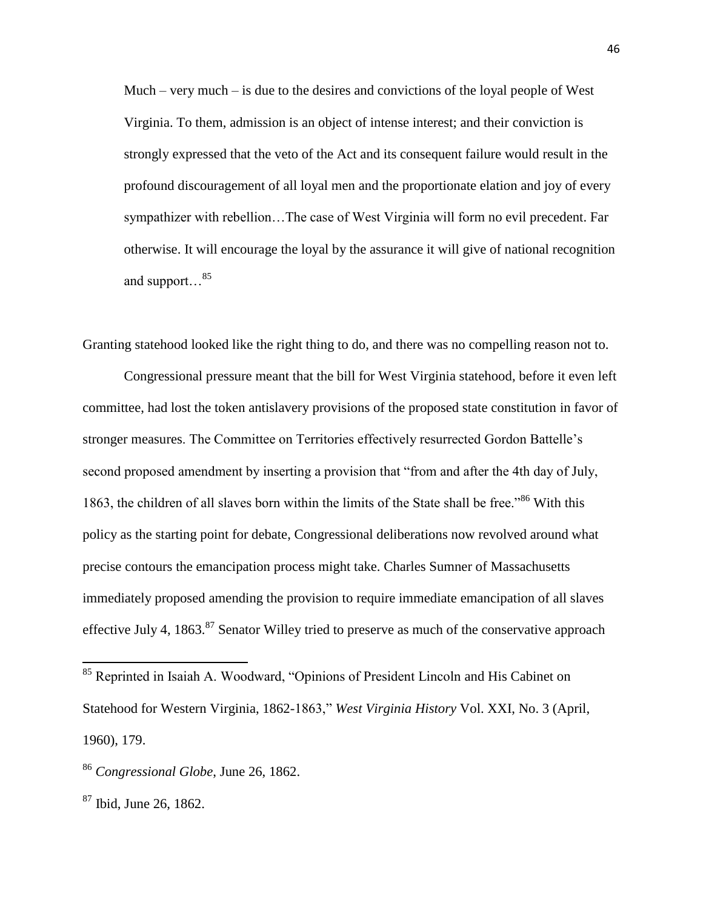> Much – very much – is due to the desires and convictions of the loyal people of West Virginia. To them, admission is an object of intense interest; and their conviction is strongly expressed that the veto of the Act and its consequent failure would result in the profound discouragement of all loyal men and the proportionate elation and joy of every sympathizer with rebellion…The case of West Virginia will form no evil precedent. Far otherwise. It will encourage the loyal by the assurance it will give of national recognition and support…[85]

Granting statehood looked like the right thing to do, and there was no compelling reason not to.

Congressional pressure meant that the bill for West Virginia statehood, before it even left committee, had lost the token antislavery provisions of the proposed state constitution in favor of stronger measures. The Committee on Territories effectively resurrected Gordon Battelle's second proposed amendment by inserting a provision that "from and after the 4th day of July, 1863, the children of all slaves born within the limits of the State shall be free."[86] With this policy as the starting point for debate, Congressional deliberations now revolved around what precise contours the emancipation process might take. Charles Sumner of Massachusetts immediately proposed amending the provision to require immediate emancipation of all slaves effective July 4, 1863.[87] Senator Willey tried to preserve as much of the conservative approach

---

[85] Reprinted in Isaiah A. Woodward, "Opinions of President Lincoln and His Cabinet on Statehood for Western Virginia, 1862-1863," *West Virginia History* Vol. XXI, No. 3 (April, 1960), 179.

[86] *Congressional Globe*, June 26, 1862.

[87] Ibid, June 26, 1862.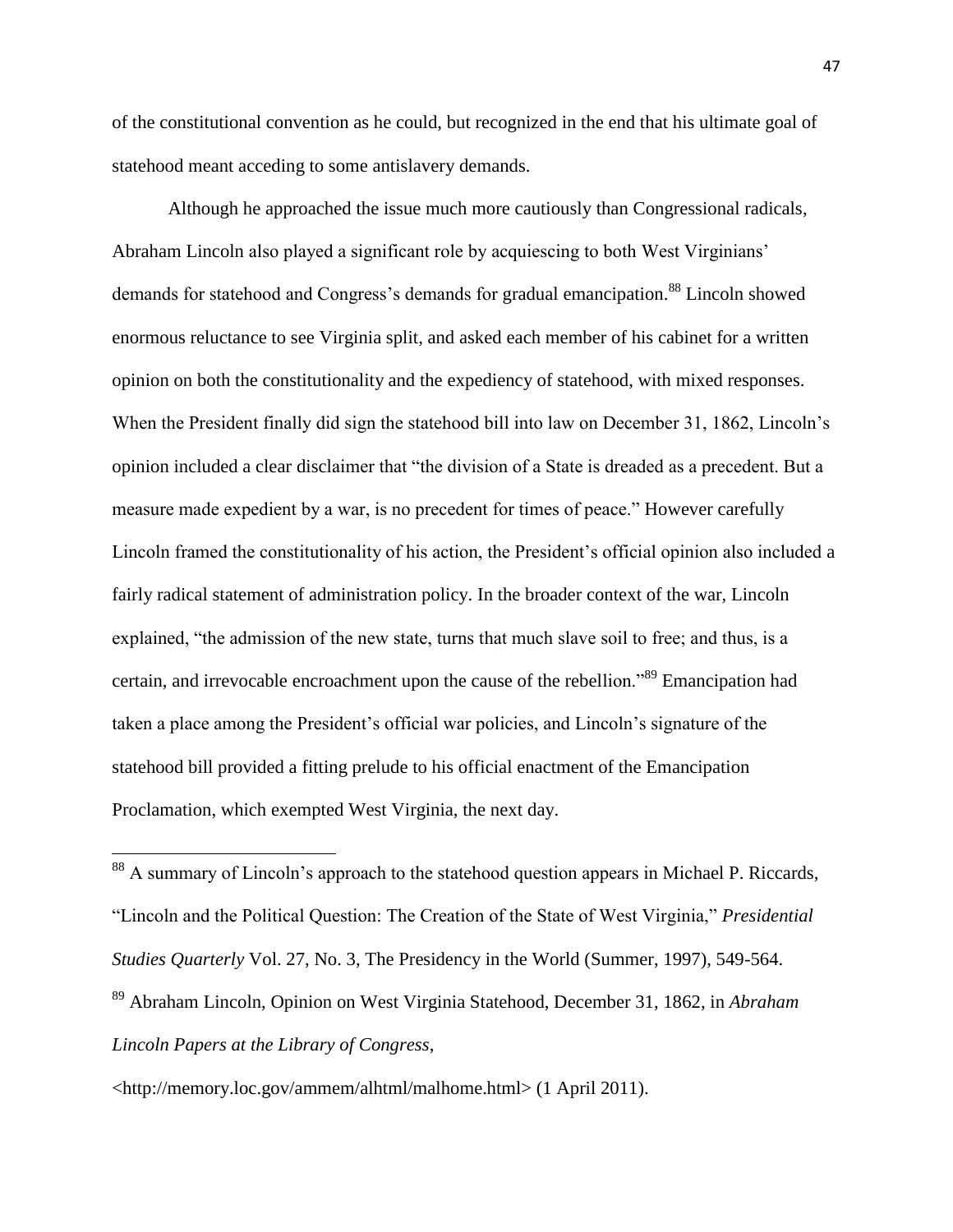of the constitutional convention as he could, but recognized in the end that his ultimate goal of statehood meant acceding to some antislavery demands.

Although he approached the issue much more cautiously than Congressional radicals, Abraham Lincoln also played a significant role by acquiescing to both West Virginians' demands for statehood and Congress's demands for gradual emancipation.[88] Lincoln showed enormous reluctance to see Virginia split, and asked each member of his cabinet for a written opinion on both the constitutionality and the expediency of statehood, with mixed responses. When the President finally did sign the statehood bill into law on December 31, 1862, Lincoln's opinion included a clear disclaimer that "the division of a State is dreaded as a precedent. But a measure made expedient by a war, is no precedent for times of peace." However carefully Lincoln framed the constitutionality of his action, the President's official opinion also included a fairly radical statement of administration policy. In the broader context of the war, Lincoln explained, "the admission of the new state, turns that much slave soil to free; and thus, is a certain, and irrevocable encroachment upon the cause of the rebellion."[89] Emancipation had taken a place among the President's official war policies, and Lincoln's signature of the statehood bill provided a fitting prelude to his official enactment of the Emancipation Proclamation, which exempted West Virginia, the next day.

---

[88] A summary of Lincoln's approach to the statehood question appears in Michael P. Riccards, "Lincoln and the Political Question: The Creation of the State of West Virginia," *Presidential Studies Quarterly* Vol. 27, No. 3, The Presidency in the World (Summer, 1997), 549-564.

[89] Abraham Lincoln, Opinion on West Virginia Statehood, December 31, 1862, in *Abraham Lincoln Papers at the Library of Congress*, <http://memory.loc.gov/ammem/alhtml/malhome.html> (1 April 2011).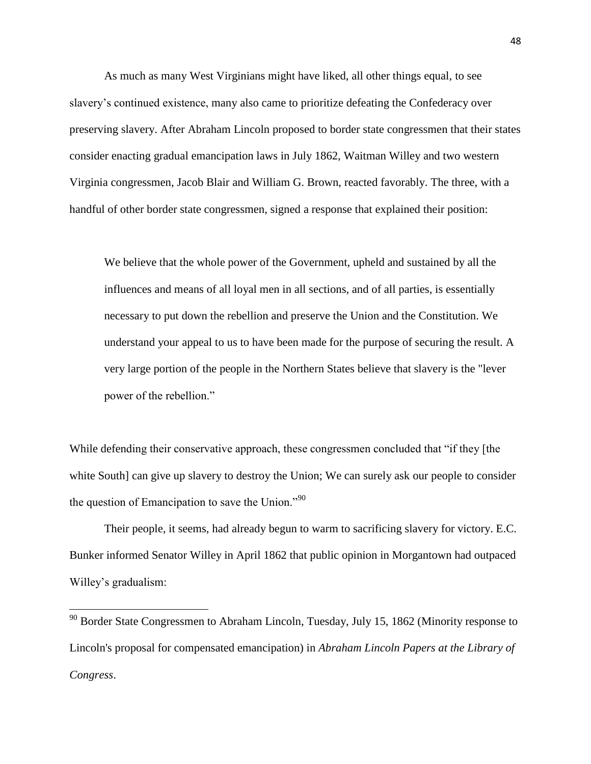As much as many West Virginians might have liked, all other things equal, to see slavery's continued existence, many also came to prioritize defeating the Confederacy over preserving slavery. After Abraham Lincoln proposed to border state congressmen that their states consider enacting gradual emancipation laws in July 1862, Waitman Willey and two western Virginia congressmen, Jacob Blair and William G. Brown, reacted favorably. The three, with a handful of other border state congressmen, signed a response that explained their position:

> We believe that the whole power of the Government, upheld and sustained by all the influences and means of all loyal men in all sections, and of all parties, is essentially necessary to put down the rebellion and preserve the Union and the Constitution. We understand your appeal to us to have been made for the purpose of securing the result. A very large portion of the people in the Northern States believe that slavery is the "lever power of the rebellion."

While defending their conservative approach, these congressmen concluded that "if they [the white South] can give up slavery to destroy the Union; We can surely ask our people to consider the question of Emancipation to save the Union."[90]

Their people, it seems, had already begun to warm to sacrificing slavery for victory. E.C. Bunker informed Senator Willey in April 1862 that public opinion in Morgantown had outpaced Willey's gradualism:

---

[90] Border State Congressmen to Abraham Lincoln, Tuesday, July 15, 1862 (Minority response to Lincoln's proposal for compensated emancipation) in *Abraham Lincoln Papers at the Library of Congress*.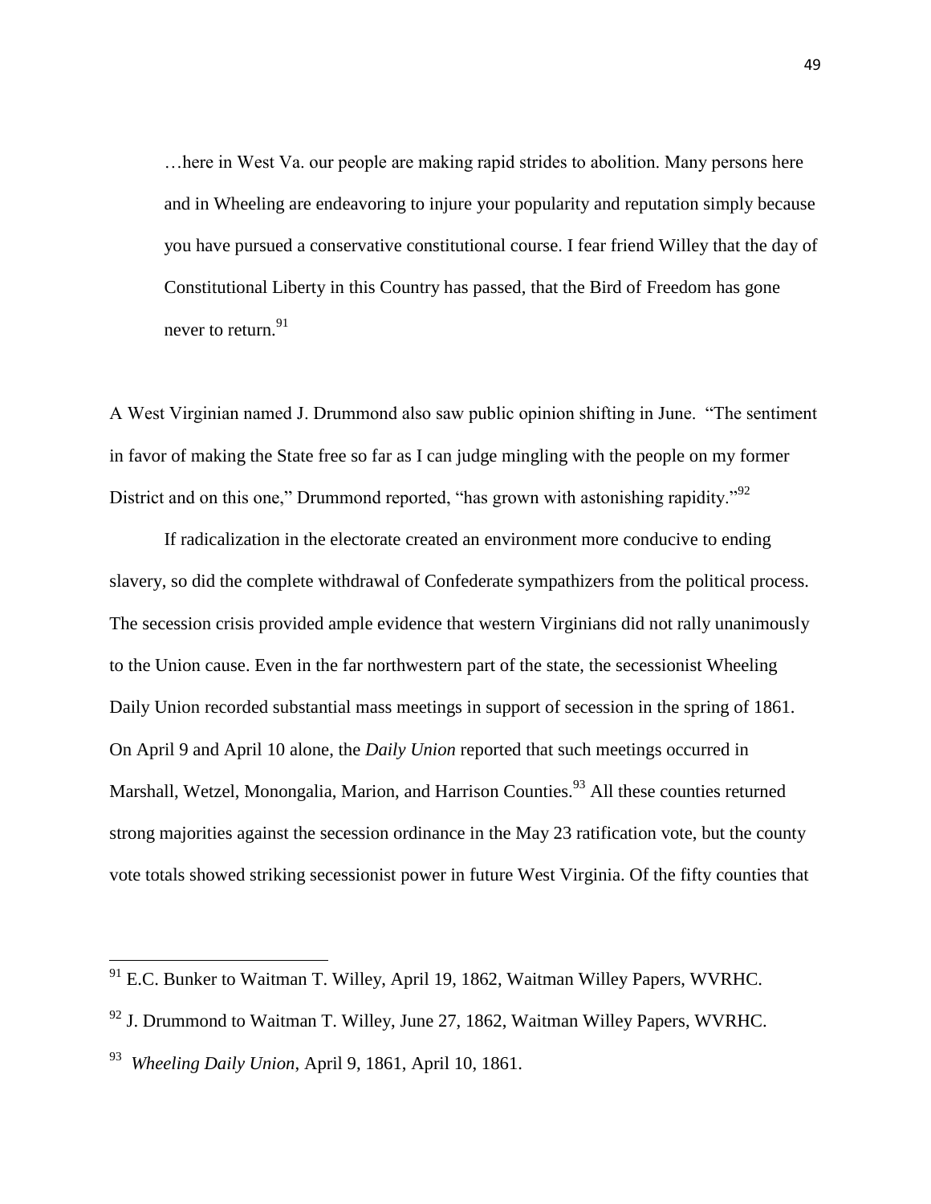> …here in West Va. our people are making rapid strides to abolition. Many persons here and in Wheeling are endeavoring to injure your popularity and reputation simply because you have pursued a conservative constitutional course. I fear friend Willey that the day of Constitutional Liberty in this Country has passed, that the Bird of Freedom has gone never to return.[91]

A West Virginian named J. Drummond also saw public opinion shifting in June. "The sentiment in favor of making the State free so far as I can judge mingling with the people on my former District and on this one," Drummond reported, "has grown with astonishing rapidity."[92]

If radicalization in the electorate created an environment more conducive to ending slavery, so did the complete withdrawal of Confederate sympathizers from the political process. The secession crisis provided ample evidence that western Virginians did not rally unanimously to the Union cause. Even in the far northwestern part of the state, the secessionist Wheeling Daily Union recorded substantial mass meetings in support of secession in the spring of 1861. On April 9 and April 10 alone, the *Daily Union* reported that such meetings occurred in Marshall, Wetzel, Monongalia, Marion, and Harrison Counties.[93] All these counties returned strong majorities against the secession ordinance in the May 23 ratification vote, but the county vote totals showed striking secessionist power in future West Virginia. Of the fifty counties that

---

[91] E.C. Bunker to Waitman T. Willey, April 19, 1862, Waitman Willey Papers, WVRHC.

[92] J. Drummond to Waitman T. Willey, June 27, 1862, Waitman Willey Papers, WVRHC.

[93] *Wheeling Daily Union*, April 9, 1861, April 10, 1861.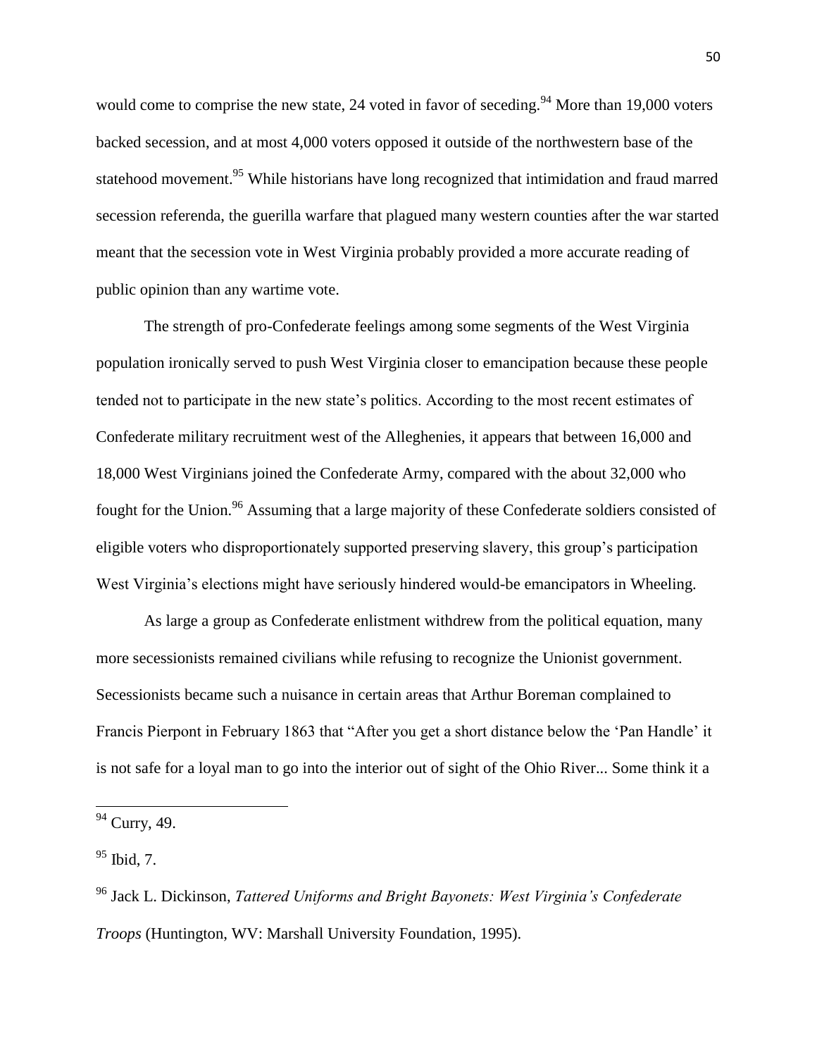would come to comprise the new state, 24 voted in favor of seceding.[94] More than 19,000 voters backed secession, and at most 4,000 voters opposed it outside of the northwestern base of the statehood movement.[95] While historians have long recognized that intimidation and fraud marred secession referenda, the guerilla warfare that plagued many western counties after the war started meant that the secession vote in West Virginia probably provided a more accurate reading of public opinion than any wartime vote.

The strength of pro-Confederate feelings among some segments of the West Virginia population ironically served to push West Virginia closer to emancipation because these people tended not to participate in the new state's politics. According to the most recent estimates of Confederate military recruitment west of the Alleghenies, it appears that between 16,000 and 18,000 West Virginians joined the Confederate Army, compared with the about 32,000 who fought for the Union.[96] Assuming that a large majority of these Confederate soldiers consisted of eligible voters who disproportionately supported preserving slavery, this group's participation West Virginia's elections might have seriously hindered would-be emancipators in Wheeling.

As large a group as Confederate enlistment withdrew from the political equation, many more secessionists remained civilians while refusing to recognize the Unionist government. Secessionists became such a nuisance in certain areas that Arthur Boreman complained to Francis Pierpont in February 1863 that "After you get a short distance below the 'Pan Handle' it is not safe for a loyal man to go into the interior out of sight of the Ohio River... Some think it a

---

[94] Curry, 49.

[95] Ibid, 7.

[96] Jack L. Dickinson, *Tattered Uniforms and Bright Bayonets: West Virginia's Confederate Troops* (Huntington, WV: Marshall University Foundation, 1995).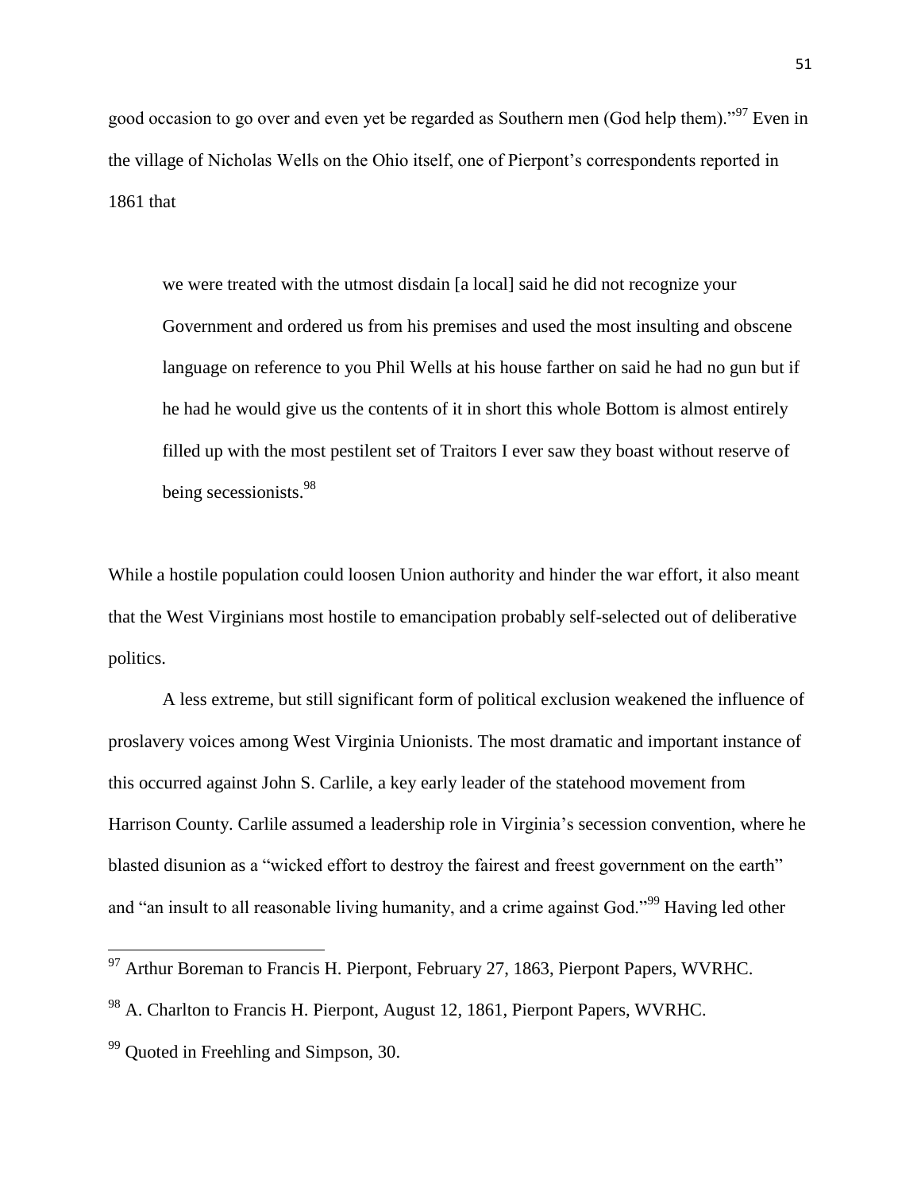good occasion to go over and even yet be regarded as Southern men (God help them)."[97] Even in the village of Nicholas Wells on the Ohio itself, one of Pierpont's correspondents reported in 1861 that

> we were treated with the utmost disdain [a local] said he did not recognize your Government and ordered us from his premises and used the most insulting and obscene language on reference to you Phil Wells at his house farther on said he had no gun but if he had he would give us the contents of it in short this whole Bottom is almost entirely filled up with the most pestilent set of Traitors I ever saw they boast without reserve of being secessionists.[98]

While a hostile population could loosen Union authority and hinder the war effort, it also meant that the West Virginians most hostile to emancipation probably self-selected out of deliberative politics.

A less extreme, but still significant form of political exclusion weakened the influence of proslavery voices among West Virginia Unionists. The most dramatic and important instance of this occurred against John S. Carlile, a key early leader of the statehood movement from Harrison County. Carlile assumed a leadership role in Virginia's secession convention, where he blasted disunion as a "wicked effort to destroy the fairest and freest government on the earth" and "an insult to all reasonable living humanity, and a crime against God."[99] Having led other

---

[97] Arthur Boreman to Francis H. Pierpont, February 27, 1863, Pierpont Papers, WVRHC.

[98] A. Charlton to Francis H. Pierpont, August 12, 1861, Pierpont Papers, WVRHC.

[99] Quoted in Freehling and Simpson, 30.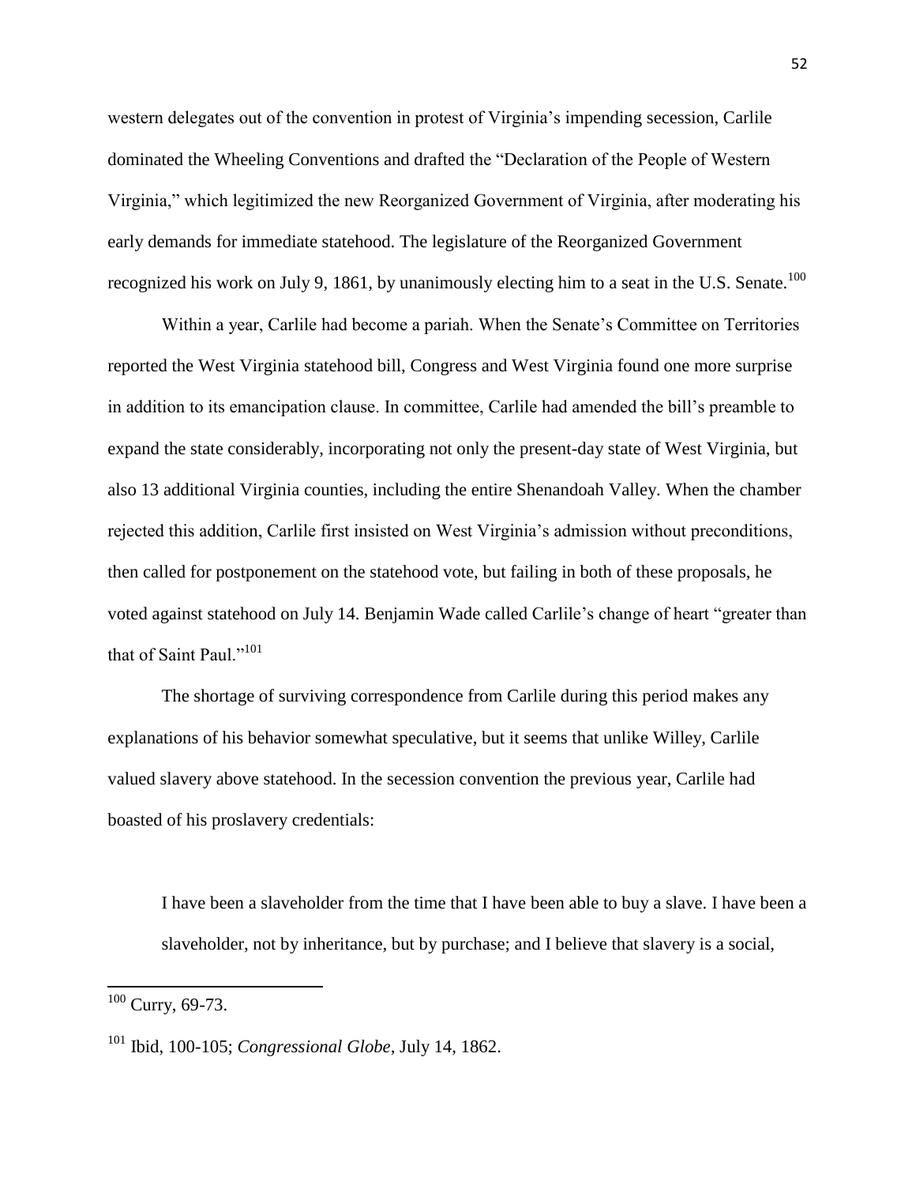western delegates out of the convention in protest of Virginia's impending secession, Carlile dominated the Wheeling Conventions and drafted the "Declaration of the People of Western Virginia," which legitimized the new Reorganized Government of Virginia, after moderating his early demands for immediate statehood. The legislature of the Reorganized Government recognized his work on July 9, 1861, by unanimously electing him to a seat in the U.S. Senate.[100]

Within a year, Carlile had become a pariah. When the Senate's Committee on Territories reported the West Virginia statehood bill, Congress and West Virginia found one more surprise in addition to its emancipation clause. In committee, Carlile had amended the bill's preamble to expand the state considerably, incorporating not only the present-day state of West Virginia, but also 13 additional Virginia counties, including the entire Shenandoah Valley. When the chamber rejected this addition, Carlile first insisted on West Virginia's admission without preconditions, then called for postponement on the statehood vote, but failing in both of these proposals, he voted against statehood on July 14. Benjamin Wade called Carlile's change of heart "greater than that of Saint Paul."[101]

The shortage of surviving correspondence from Carlile during this period makes any explanations of his behavior somewhat speculative, but it seems that unlike Willey, Carlile valued slavery above statehood. In the secession convention the previous year, Carlile had boasted of his proslavery credentials:

> I have been a slaveholder from the time that I have been able to buy a slave. I have been a slaveholder, not by inheritance, but by purchase; and I believe that slavery is a social,

---

[100] Curry, 69-73.

[101] Ibid, 100-105; *Congressional Globe*, July 14, 1862.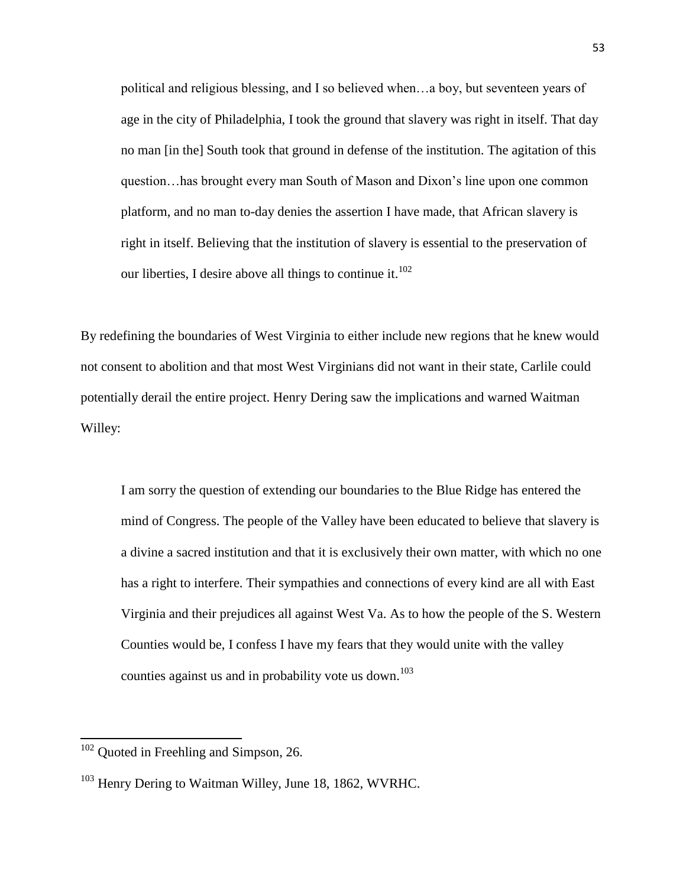> political and religious blessing, and I so believed when…a boy, but seventeen years of age in the city of Philadelphia, I took the ground that slavery was right in itself. That day no man [in the] South took that ground in defense of the institution. The agitation of this question…has brought every man South of Mason and Dixon's line upon one common platform, and no man to-day denies the assertion I have made, that African slavery is right in itself. Believing that the institution of slavery is essential to the preservation of our liberties, I desire above all things to continue it.[102]

By redefining the boundaries of West Virginia to either include new regions that he knew would not consent to abolition and that most West Virginians did not want in their state, Carlile could potentially derail the entire project. Henry Dering saw the implications and warned Waitman Willey:

> I am sorry the question of extending our boundaries to the Blue Ridge has entered the mind of Congress. The people of the Valley have been educated to believe that slavery is a divine a sacred institution and that it is exclusively their own matter, with which no one has a right to interfere. Their sympathies and connections of every kind are all with East Virginia and their prejudices all against West Va. As to how the people of the S. Western Counties would be, I confess I have my fears that they would unite with the valley counties against us and in probability vote us down.[103]

---

[102] Quoted in Freehling and Simpson, 26.

[103] Henry Dering to Waitman Willey, June 18, 1862, WVRHC.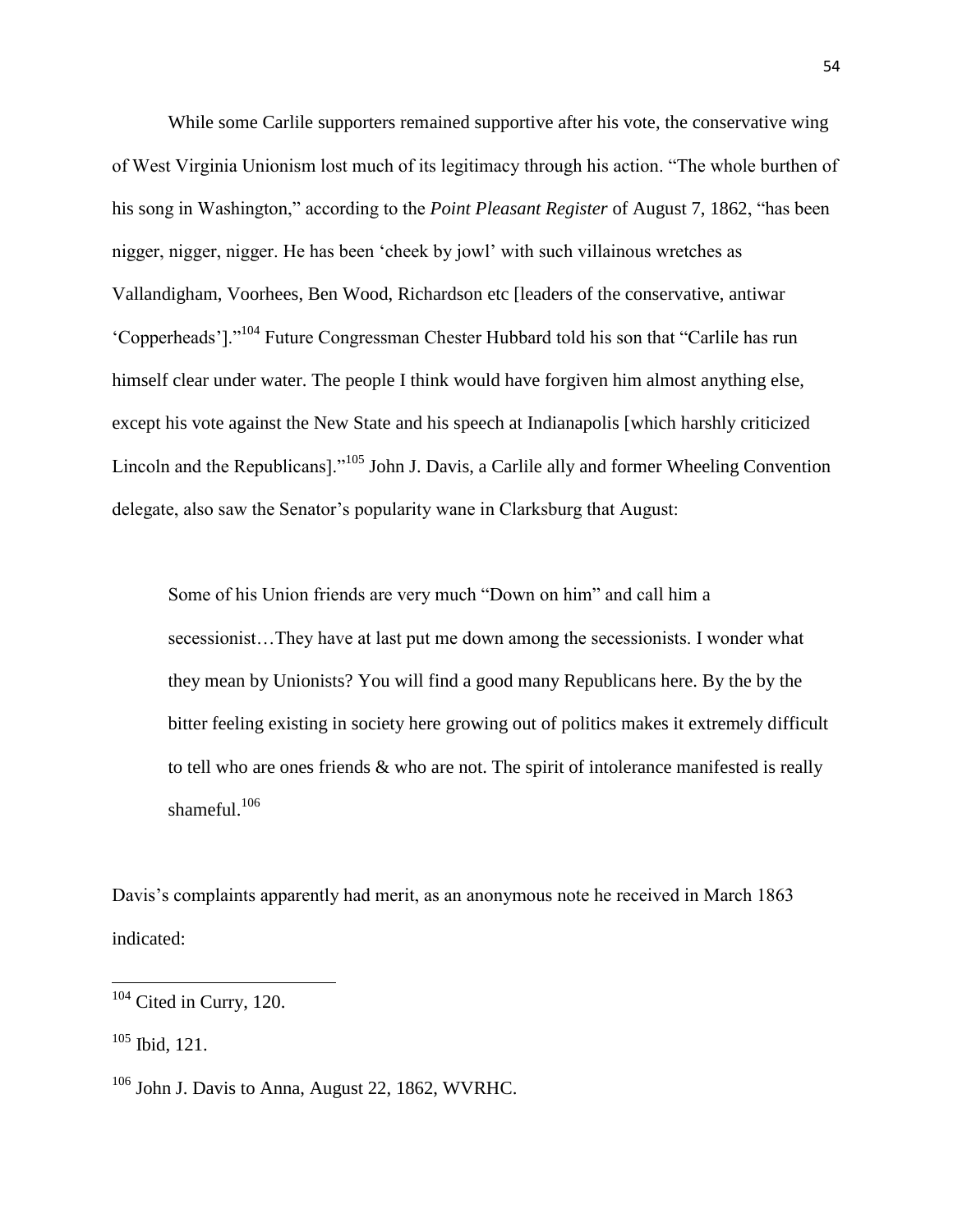While some Carlile supporters remained supportive after his vote, the conservative wing of West Virginia Unionism lost much of its legitimacy through his action. "The whole burthen of his song in Washington," according to the *Point Pleasant Register* of August 7, 1862, "has been nigger, nigger, nigger. He has been 'cheek by jowl' with such villainous wretches as Vallandigham, Voorhees, Ben Wood, Richardson etc [leaders of the conservative, antiwar 'Copperheads']."[104] Future Congressman Chester Hubbard told his son that "Carlile has run himself clear under water. The people I think would have forgiven him almost anything else, except his vote against the New State and his speech at Indianapolis [which harshly criticized Lincoln and the Republicans]."[105] John J. Davis, a Carlile ally and former Wheeling Convention delegate, also saw the Senator's popularity wane in Clarksburg that August:

> Some of his Union friends are very much "Down on him" and call him a secessionist…They have at last put me down among the secessionists. I wonder what they mean by Unionists? You will find a good many Republicans here. By the by the bitter feeling existing in society here growing out of politics makes it extremely difficult to tell who are ones friends & who are not. The spirit of intolerance manifested is really shameful.[106]

Davis's complaints apparently had merit, as an anonymous note he received in March 1863 indicated:

---

[104] Cited in Curry, 120.

[105] Ibid, 121.

[106] John J. Davis to Anna, August 22, 1862, WVRHC.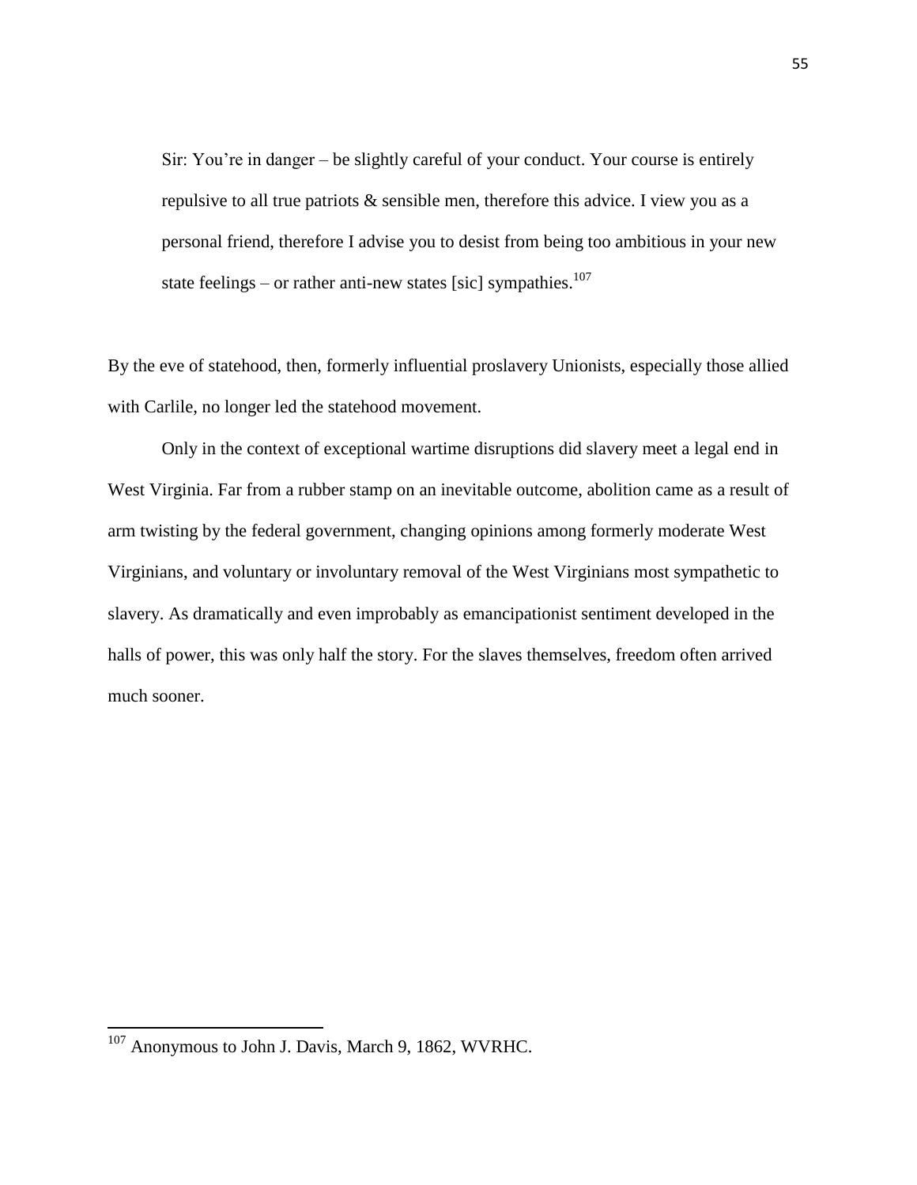> Sir: You're in danger – be slightly careful of your conduct. Your course is entirely repulsive to all true patriots & sensible men, therefore this advice. I view you as a personal friend, therefore I advise you to desist from being too ambitious in your new state feelings – or rather anti-new states [sic] sympathies.[107]

By the eve of statehood, then, formerly influential proslavery Unionists, especially those allied with Carlile, no longer led the statehood movement.

Only in the context of exceptional wartime disruptions did slavery meet a legal end in West Virginia. Far from a rubber stamp on an inevitable outcome, abolition came as a result of arm twisting by the federal government, changing opinions among formerly moderate West Virginians, and voluntary or involuntary removal of the West Virginians most sympathetic to slavery. As dramatically and even improbably as emancipationist sentiment developed in the halls of power, this was only half the story. For the slaves themselves, freedom often arrived much sooner.

---

[107] Anonymous to John J. Davis, March 9, 1862, WVRHC.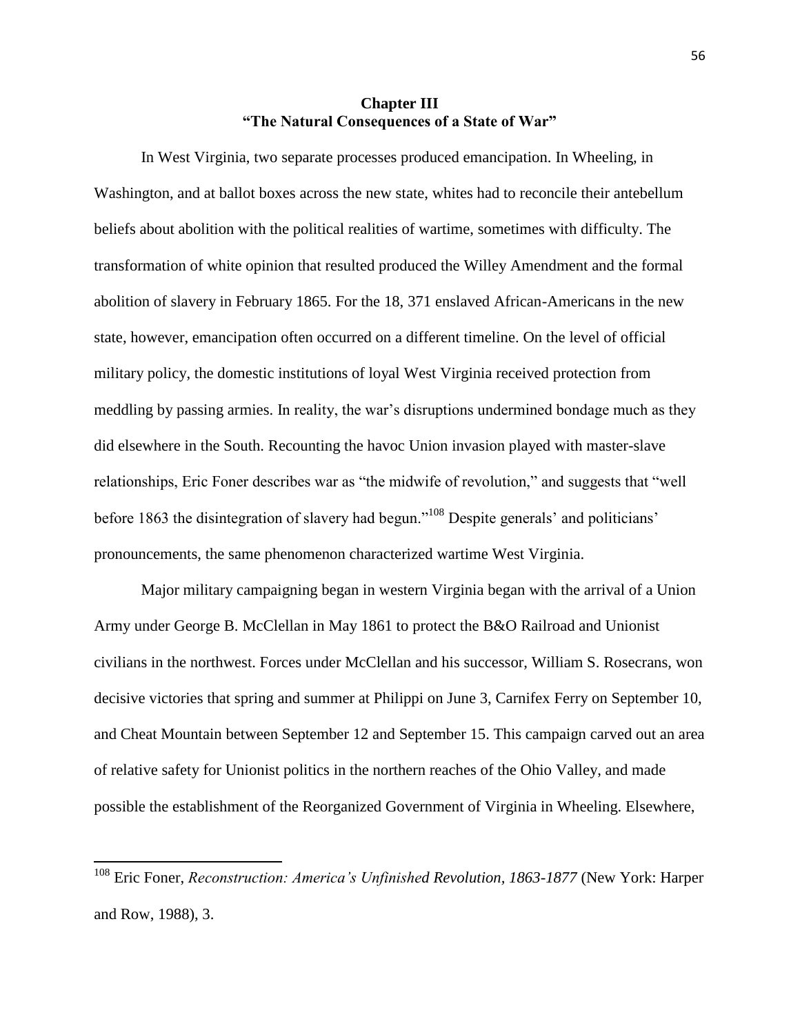## Chapter III
## "The Natural Consequences of a State of War"

In West Virginia, two separate processes produced emancipation. In Wheeling, in Washington, and at ballot boxes across the new state, whites had to reconcile their antebellum beliefs about abolition with the political realities of wartime, sometimes with difficulty. The transformation of white opinion that resulted produced the Willey Amendment and the formal abolition of slavery in February 1865. For the 18, 371 enslaved African-Americans in the new state, however, emancipation often occurred on a different timeline. On the level of official military policy, the domestic institutions of loyal West Virginia received protection from meddling by passing armies. In reality, the war's disruptions undermined bondage much as they did elsewhere in the South. Recounting the havoc Union invasion played with master-slave relationships, Eric Foner describes war as "the midwife of revolution," and suggests that "well before 1863 the disintegration of slavery had begun."[108] Despite generals' and politicians' pronouncements, the same phenomenon characterized wartime West Virginia.

Major military campaigning began in western Virginia began with the arrival of a Union Army under George B. McClellan in May 1861 to protect the B&O Railroad and Unionist civilians in the northwest. Forces under McClellan and his successor, William S. Rosecrans, won decisive victories that spring and summer at Philippi on June 3, Carnifex Ferry on September 10, and Cheat Mountain between September 12 and September 15. This campaign carved out an area of relative safety for Unionist politics in the northern reaches of the Ohio Valley, and made possible the establishment of the Reorganized Government of Virginia in Wheeling. Elsewhere,

---

[108] Eric Foner, *Reconstruction: America's Unfinished Revolution, 1863-1877* (New York: Harper and Row, 1988), 3.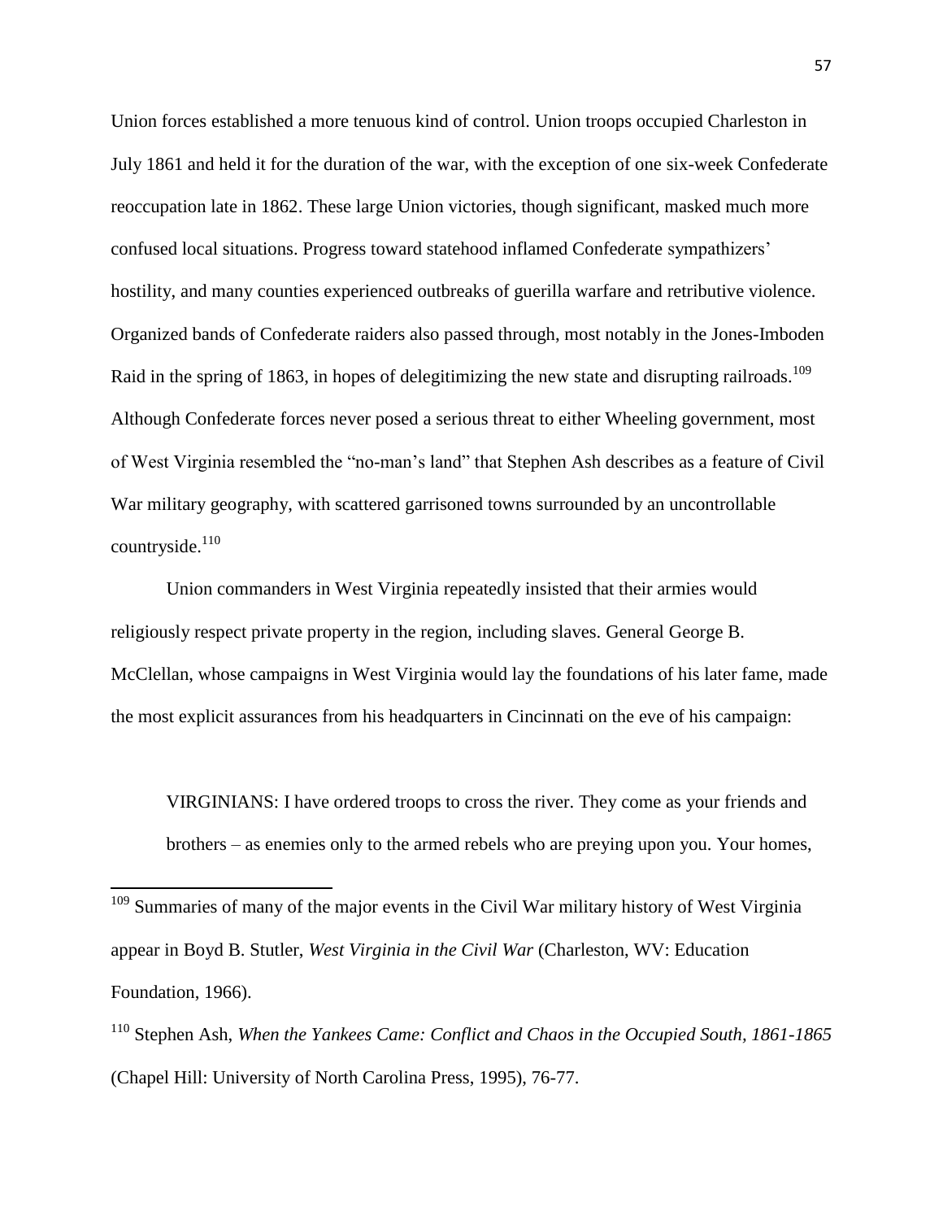Union forces established a more tenuous kind of control. Union troops occupied Charleston in July 1861 and held it for the duration of the war, with the exception of one six-week Confederate reoccupation late in 1862. These large Union victories, though significant, masked much more confused local situations. Progress toward statehood inflamed Confederate sympathizers' hostility, and many counties experienced outbreaks of guerilla warfare and retributive violence. Organized bands of Confederate raiders also passed through, most notably in the Jones-Imboden Raid in the spring of 1863, in hopes of delegitimizing the new state and disrupting railroads.[109] Although Confederate forces never posed a serious threat to either Wheeling government, most of West Virginia resembled the "no-man's land" that Stephen Ash describes as a feature of Civil War military geography, with scattered garrisoned towns surrounded by an uncontrollable countryside.[110]

Union commanders in West Virginia repeatedly insisted that their armies would religiously respect private property in the region, including slaves. General George B. McClellan, whose campaigns in West Virginia would lay the foundations of his later fame, made the most explicit assurances from his headquarters in Cincinnati on the eve of his campaign:

> VIRGINIANS: I have ordered troops to cross the river. They come as your friends and brothers – as enemies only to the armed rebels who are preying upon you. Your homes,

---

[109] Summaries of many of the major events in the Civil War military history of West Virginia appear in Boyd B. Stutler, *West Virginia in the Civil War* (Charleston, WV: Education Foundation, 1966).

[110] Stephen Ash, *When the Yankees Came: Conflict and Chaos in the Occupied South, 1861-1865* (Chapel Hill: University of North Carolina Press, 1995), 76-77.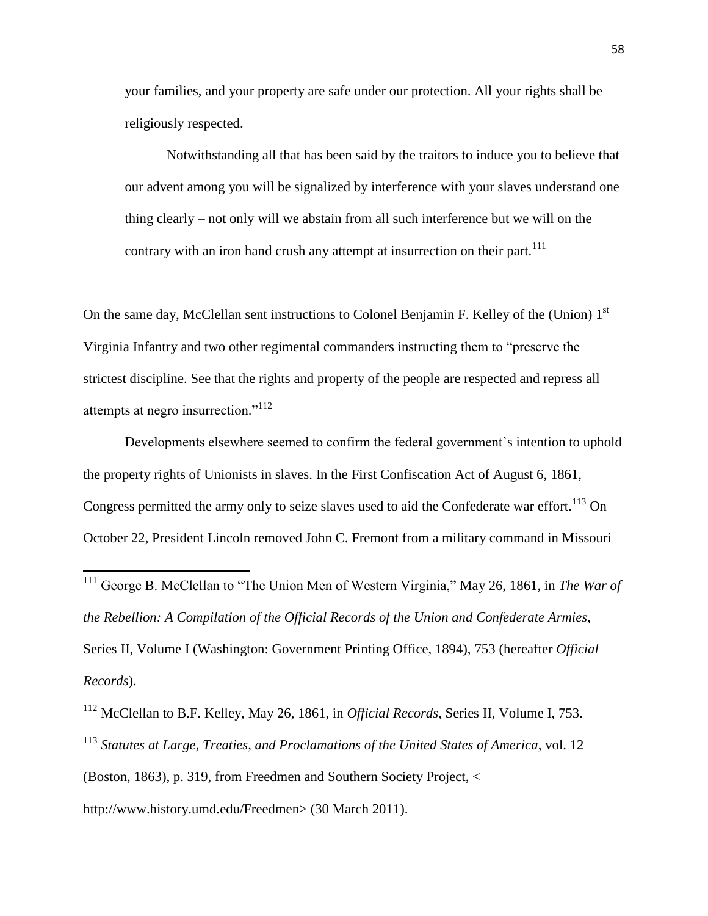> your families, and your property are safe under our protection. All your rights shall be religiously respected.
>
> Notwithstanding all that has been said by the traitors to induce you to believe that our advent among you will be signalized by interference with your slaves understand one thing clearly – not only will we abstain from all such interference but we will on the contrary with an iron hand crush any attempt at insurrection on their part.[111]

On the same day, McClellan sent instructions to Colonel Benjamin F. Kelley of the (Union) 1st Virginia Infantry and two other regimental commanders instructing them to "preserve the strictest discipline. See that the rights and property of the people are respected and repress all attempts at negro insurrection."[112]

Developments elsewhere seemed to confirm the federal government's intention to uphold the property rights of Unionists in slaves. In the First Confiscation Act of August 6, 1861, Congress permitted the army only to seize slaves used to aid the Confederate war effort.[113] On October 22, President Lincoln removed John C. Fremont from a military command in Missouri

---

[111] George B. McClellan to "The Union Men of Western Virginia," May 26, 1861, in *The War of the Rebellion: A Compilation of the Official Records of the Union and Confederate Armies*, Series II, Volume I (Washington: Government Printing Office, 1894), 753 (hereafter *Official Records*).

[112] McClellan to B.F. Kelley, May 26, 1861, in *Official Records*, Series II, Volume I, 753.

[113] *Statutes at Large, Treaties, and Proclamations of the United States of America*, vol. 12 (Boston, 1863), p. 319, from Freedmen and Southern Society Project, < http://www.history.umd.edu/Freedmen> (30 March 2011).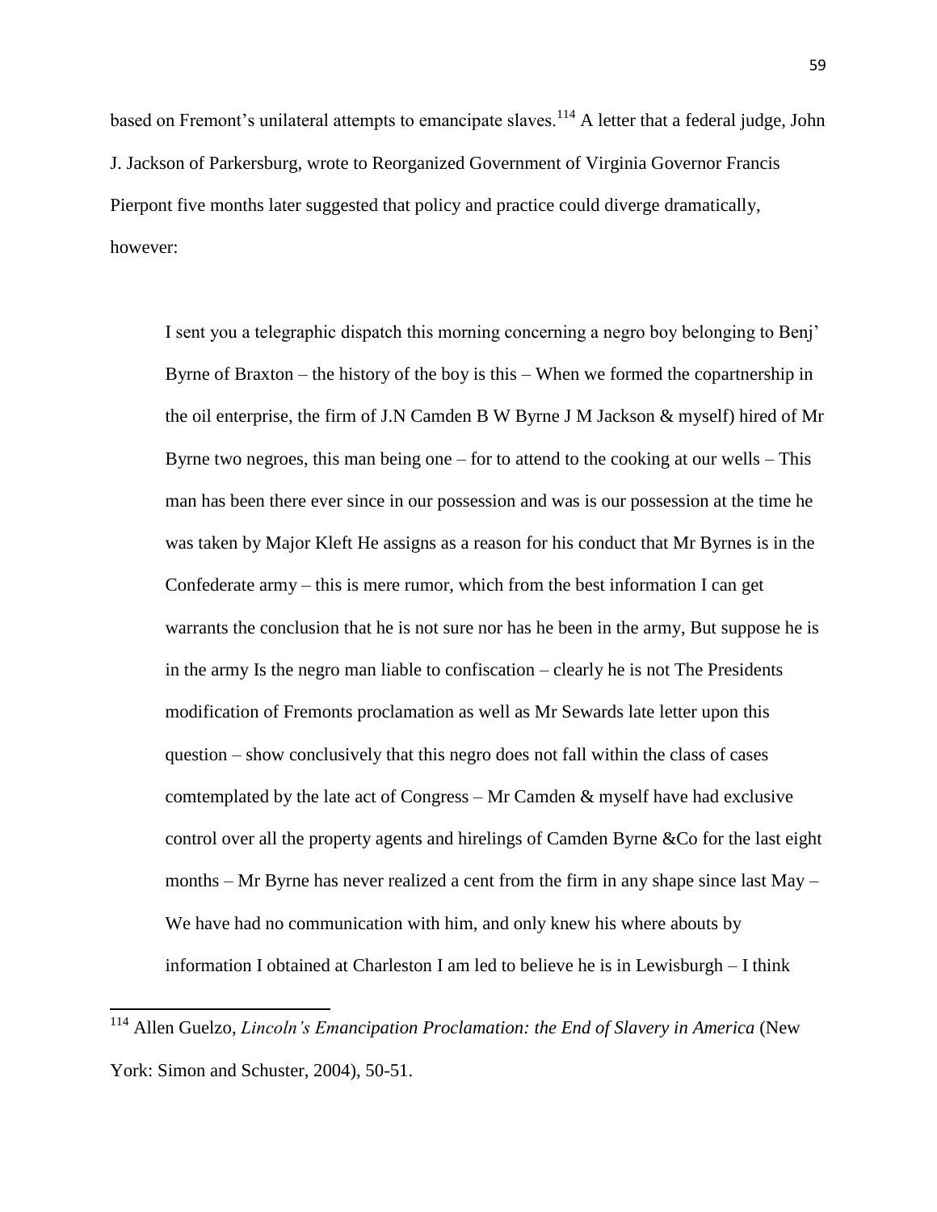based on Fremont's unilateral attempts to emancipate slaves.[114] A letter that a federal judge, John J. Jackson of Parkersburg, wrote to Reorganized Government of Virginia Governor Francis Pierpont five months later suggested that policy and practice could diverge dramatically, however:

> I sent you a telegraphic dispatch this morning concerning a negro boy belonging to Benj' Byrne of Braxton – the history of the boy is this – When we formed the copartnership in the oil enterprise, the firm of J.N Camden B W Byrne J M Jackson & myself) hired of Mr Byrne two negroes, this man being one – for to attend to the cooking at our wells – This man has been there ever since in our possession and was is our possession at the time he was taken by Major Kleft He assigns as a reason for his conduct that Mr Byrnes is in the Confederate army – this is mere rumor, which from the best information I can get warrants the conclusion that he is not sure nor has he been in the army, But suppose he is in the army Is the negro man liable to confiscation – clearly he is not The Presidents modification of Fremonts proclamation as well as Mr Sewards late letter upon this question – show conclusively that this negro does not fall within the class of cases comtemplated by the late act of Congress – Mr Camden & myself have had exclusive control over all the property agents and hirelings of Camden Byrne &Co for the last eight months – Mr Byrne has never realized a cent from the firm in any shape since last May – We have had no communication with him, and only knew his where abouts by information I obtained at Charleston I am led to believe he is in Lewisburgh – I think

[114] Allen Guelzo, *Lincoln's Emancipation Proclamation: the End of Slavery in America* (New York: Simon and Schuster, 2004), 50-51.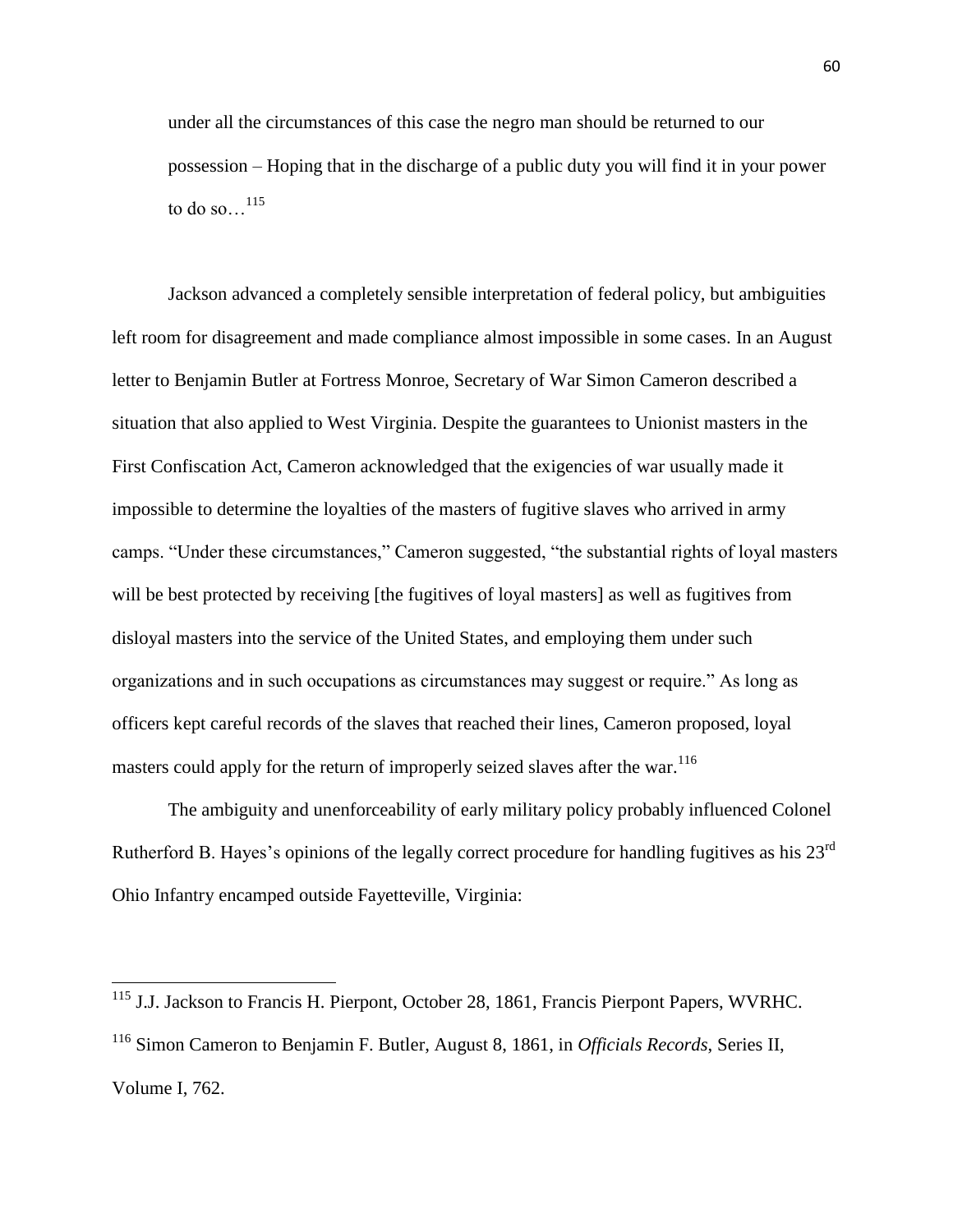under all the circumstances of this case the negro man should be returned to our possession – Hoping that in the discharge of a public duty you will find it in your power to do so…[115]

Jackson advanced a completely sensible interpretation of federal policy, but ambiguities left room for disagreement and made compliance almost impossible in some cases. In an August letter to Benjamin Butler at Fortress Monroe, Secretary of War Simon Cameron described a situation that also applied to West Virginia. Despite the guarantees to Unionist masters in the First Confiscation Act, Cameron acknowledged that the exigencies of war usually made it impossible to determine the loyalties of the masters of fugitive slaves who arrived in army camps. "Under these circumstances," Cameron suggested, "the substantial rights of loyal masters will be best protected by receiving [the fugitives of loyal masters] as well as fugitives from disloyal masters into the service of the United States, and employing them under such organizations and in such occupations as circumstances may suggest or require." As long as officers kept careful records of the slaves that reached their lines, Cameron proposed, loyal masters could apply for the return of improperly seized slaves after the war.[116]

The ambiguity and unenforceability of early military policy probably influenced Colonel Rutherford B. Hayes's opinions of the legally correct procedure for handling fugitives as his 23rd Ohio Infantry encamped outside Fayetteville, Virginia:

---

[115] J.J. Jackson to Francis H. Pierpont, October 28, 1861, Francis Pierpont Papers, WVRHC.

[116] Simon Cameron to Benjamin F. Butler, August 8, 1861, in *Officials Records*, Series II, Volume I, 762.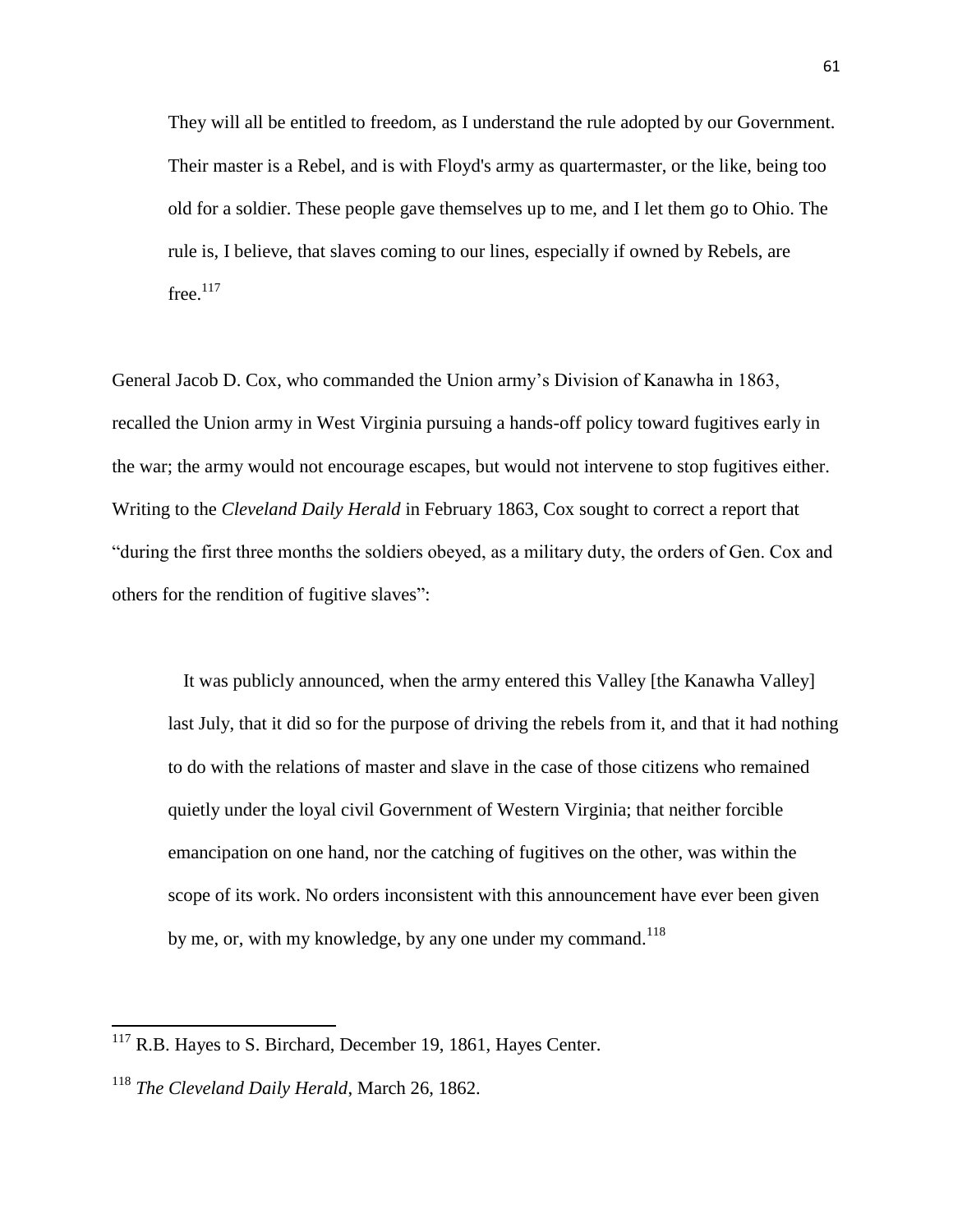> They will all be entitled to freedom, as I understand the rule adopted by our Government. Their master is a Rebel, and is with Floyd's army as quartermaster, or the like, being too old for a soldier. These people gave themselves up to me, and I let them go to Ohio. The rule is, I believe, that slaves coming to our lines, especially if owned by Rebels, are free.[117]

General Jacob D. Cox, who commanded the Union army's Division of Kanawha in 1863, recalled the Union army in West Virginia pursuing a hands-off policy toward fugitives early in the war; the army would not encourage escapes, but would not intervene to stop fugitives either. Writing to the *Cleveland Daily Herald* in February 1863, Cox sought to correct a report that "during the first three months the soldiers obeyed, as a military duty, the orders of Gen. Cox and others for the rendition of fugitive slaves":

> It was publicly announced, when the army entered this Valley [the Kanawha Valley] last July, that it did so for the purpose of driving the rebels from it, and that it had nothing to do with the relations of master and slave in the case of those citizens who remained quietly under the loyal civil Government of Western Virginia; that neither forcible emancipation on one hand, nor the catching of fugitives on the other, was within the scope of its work. No orders inconsistent with this announcement have ever been given by me, or, with my knowledge, by any one under my command.[118]

---

[117] R.B. Hayes to S. Birchard, December 19, 1861, Hayes Center.

[118] *The Cleveland Daily Herald*, March 26, 1862.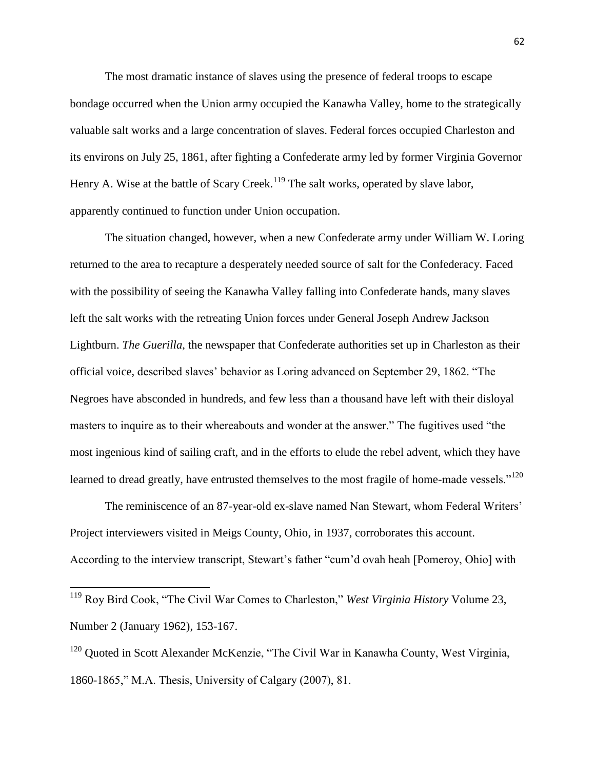The most dramatic instance of slaves using the presence of federal troops to escape bondage occurred when the Union army occupied the Kanawha Valley, home to the strategically valuable salt works and a large concentration of slaves. Federal forces occupied Charleston and its environs on July 25, 1861, after fighting a Confederate army led by former Virginia Governor Henry A. Wise at the battle of Scary Creek.[119] The salt works, operated by slave labor, apparently continued to function under Union occupation.

The situation changed, however, when a new Confederate army under William W. Loring returned to the area to recapture a desperately needed source of salt for the Confederacy. Faced with the possibility of seeing the Kanawha Valley falling into Confederate hands, many slaves left the salt works with the retreating Union forces under General Joseph Andrew Jackson Lightburn. *The Guerilla*, the newspaper that Confederate authorities set up in Charleston as their official voice, described slaves' behavior as Loring advanced on September 29, 1862. "The Negroes have absconded in hundreds, and few less than a thousand have left with their disloyal masters to inquire as to their whereabouts and wonder at the answer." The fugitives used "the most ingenious kind of sailing craft, and in the efforts to elude the rebel advent, which they have learned to dread greatly, have entrusted themselves to the most fragile of home-made vessels."[120]

The reminiscence of an 87-year-old ex-slave named Nan Stewart, whom Federal Writers' Project interviewers visited in Meigs County, Ohio, in 1937, corroborates this account. According to the interview transcript, Stewart's father "cum'd ovah heah [Pomeroy, Ohio] with

---

[119] Roy Bird Cook, "The Civil War Comes to Charleston," *West Virginia History* Volume 23, Number 2 (January 1962), 153-167.

[120] Quoted in Scott Alexander McKenzie, "The Civil War in Kanawha County, West Virginia, 1860-1865," M.A. Thesis, University of Calgary (2007), 81.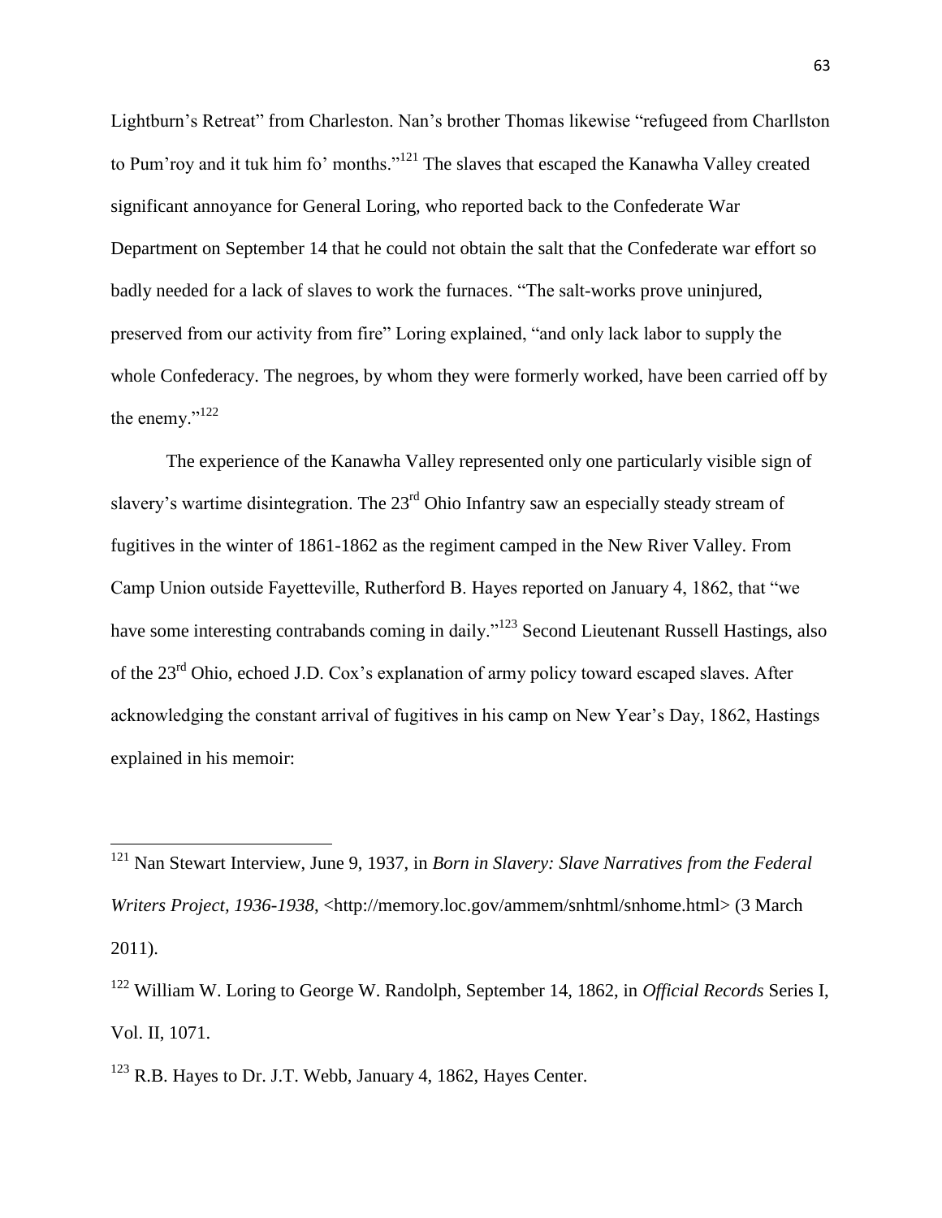Lightburn's Retreat" from Charleston. Nan's brother Thomas likewise "refugeed from Charllston to Pum'roy and it tuk him fo' months."[121] The slaves that escaped the Kanawha Valley created significant annoyance for General Loring, who reported back to the Confederate War Department on September 14 that he could not obtain the salt that the Confederate war effort so badly needed for a lack of slaves to work the furnaces. "The salt-works prove uninjured, preserved from our activity from fire" Loring explained, "and only lack labor to supply the whole Confederacy. The negroes, by whom they were formerly worked, have been carried off by the enemy."[122]

The experience of the Kanawha Valley represented only one particularly visible sign of slavery's wartime disintegration. The 23rd Ohio Infantry saw an especially steady stream of fugitives in the winter of 1861-1862 as the regiment camped in the New River Valley. From Camp Union outside Fayetteville, Rutherford B. Hayes reported on January 4, 1862, that "we have some interesting contrabands coming in daily."[123] Second Lieutenant Russell Hastings, also of the 23rd Ohio, echoed J.D. Cox's explanation of army policy toward escaped slaves. After acknowledging the constant arrival of fugitives in his camp on New Year's Day, 1862, Hastings explained in his memoir:

---

[121] Nan Stewart Interview, June 9, 1937, in *Born in Slavery: Slave Narratives from the Federal Writers Project, 1936-1938*, <http://memory.loc.gov/ammem/snhtml/snhome.html> (3 March 2011).

[122] William W. Loring to George W. Randolph, September 14, 1862, in *Official Records* Series I, Vol. II, 1071.

[123] R.B. Hayes to Dr. J.T. Webb, January 4, 1862, Hayes Center.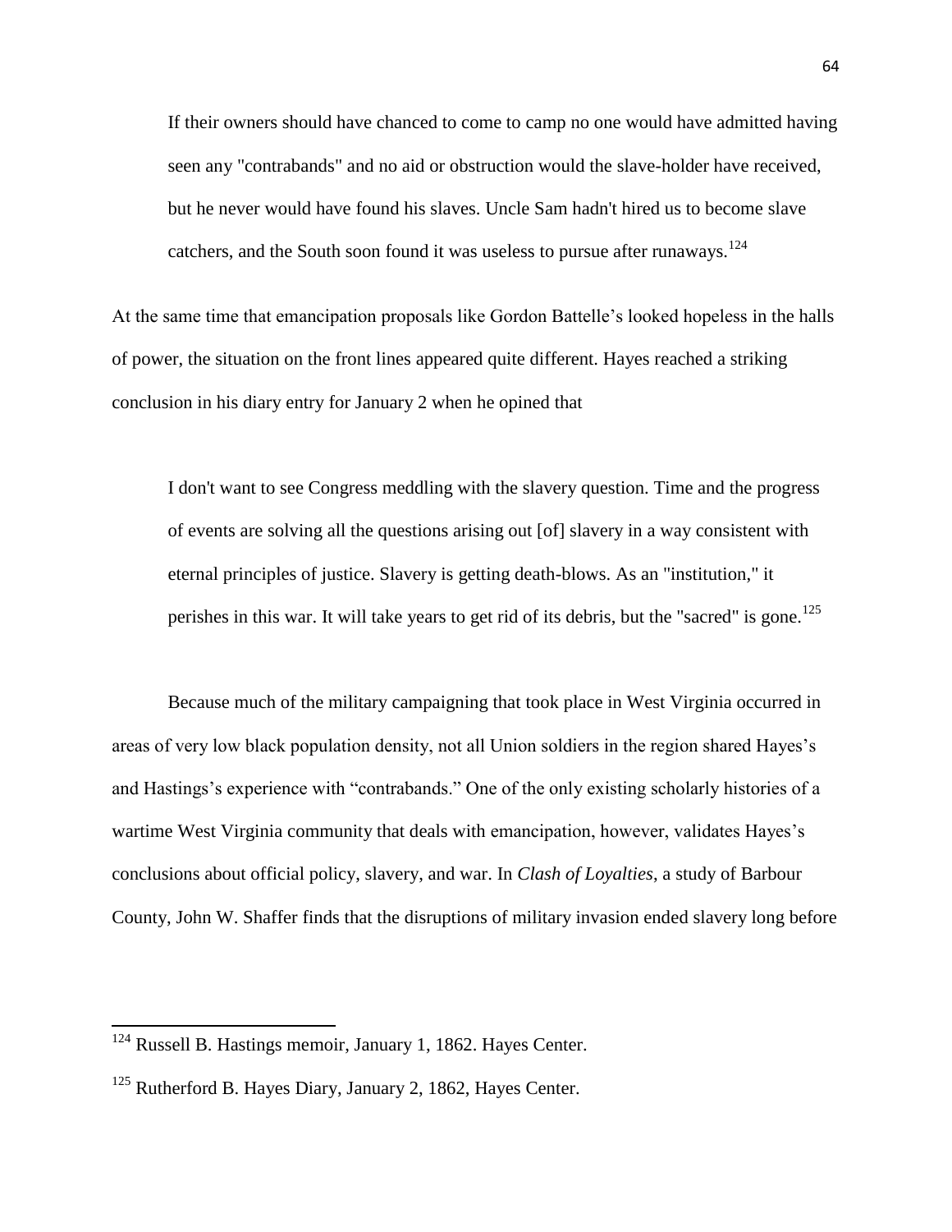> If their owners should have chanced to come to camp no one would have admitted having seen any "contrabands" and no aid or obstruction would the slave-holder have received, but he never would have found his slaves. Uncle Sam hadn't hired us to become slave catchers, and the South soon found it was useless to pursue after runaways.[124]

At the same time that emancipation proposals like Gordon Battelle's looked hopeless in the halls of power, the situation on the front lines appeared quite different. Hayes reached a striking conclusion in his diary entry for January 2 when he opined that

> I don't want to see Congress meddling with the slavery question. Time and the progress of events are solving all the questions arising out [of] slavery in a way consistent with eternal principles of justice. Slavery is getting death-blows. As an "institution," it perishes in this war. It will take years to get rid of its debris, but the "sacred" is gone.[125]

Because much of the military campaigning that took place in West Virginia occurred in areas of very low black population density, not all Union soldiers in the region shared Hayes's and Hastings's experience with "contrabands." One of the only existing scholarly histories of a wartime West Virginia community that deals with emancipation, however, validates Hayes's conclusions about official policy, slavery, and war. In *Clash of Loyalties*, a study of Barbour County, John W. Shaffer finds that the disruptions of military invasion ended slavery long before

---

[124] Russell B. Hastings memoir, January 1, 1862. Hayes Center.

[125] Rutherford B. Hayes Diary, January 2, 1862, Hayes Center.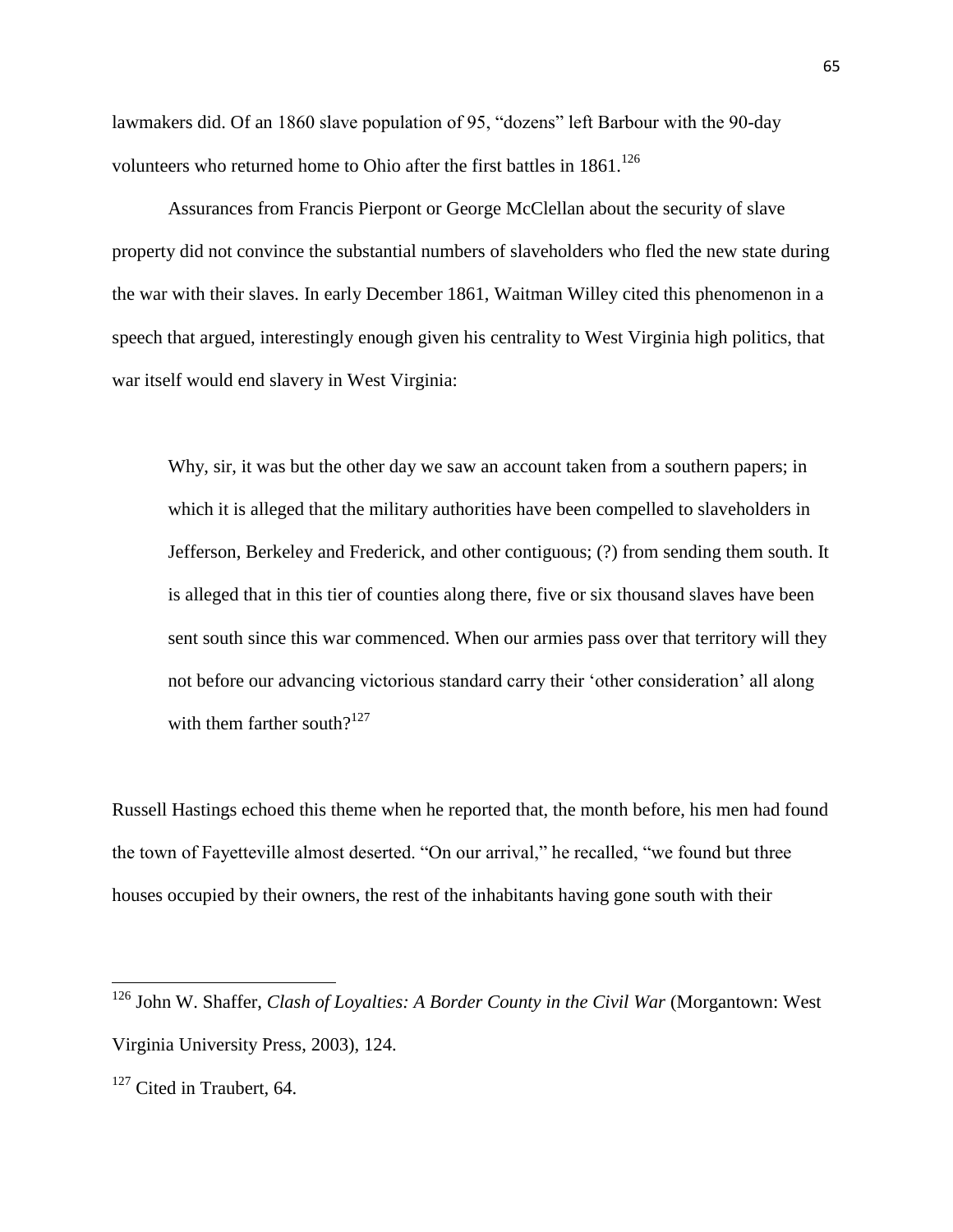lawmakers did. Of an 1860 slave population of 95, "dozens" left Barbour with the 90-day volunteers who returned home to Ohio after the first battles in 1861.[126]

Assurances from Francis Pierpont or George McClellan about the security of slave property did not convince the substantial numbers of slaveholders who fled the new state during the war with their slaves. In early December 1861, Waitman Willey cited this phenomenon in a speech that argued, interestingly enough given his centrality to West Virginia high politics, that war itself would end slavery in West Virginia:

> Why, sir, it was but the other day we saw an account taken from a southern papers; in which it is alleged that the military authorities have been compelled to slaveholders in Jefferson, Berkeley and Frederick, and other contiguous; (?) from sending them south. It is alleged that in this tier of counties along there, five or six thousand slaves have been sent south since this war commenced. When our armies pass over that territory will they not before our advancing victorious standard carry their 'other consideration' all along with them farther south?[127]

Russell Hastings echoed this theme when he reported that, the month before, his men had found the town of Fayetteville almost deserted. "On our arrival," he recalled, "we found but three houses occupied by their owners, the rest of the inhabitants having gone south with their

---

[126] John W. Shaffer, *Clash of Loyalties: A Border County in the Civil War* (Morgantown: West Virginia University Press, 2003), 124.

[127] Cited in Traubert, 64.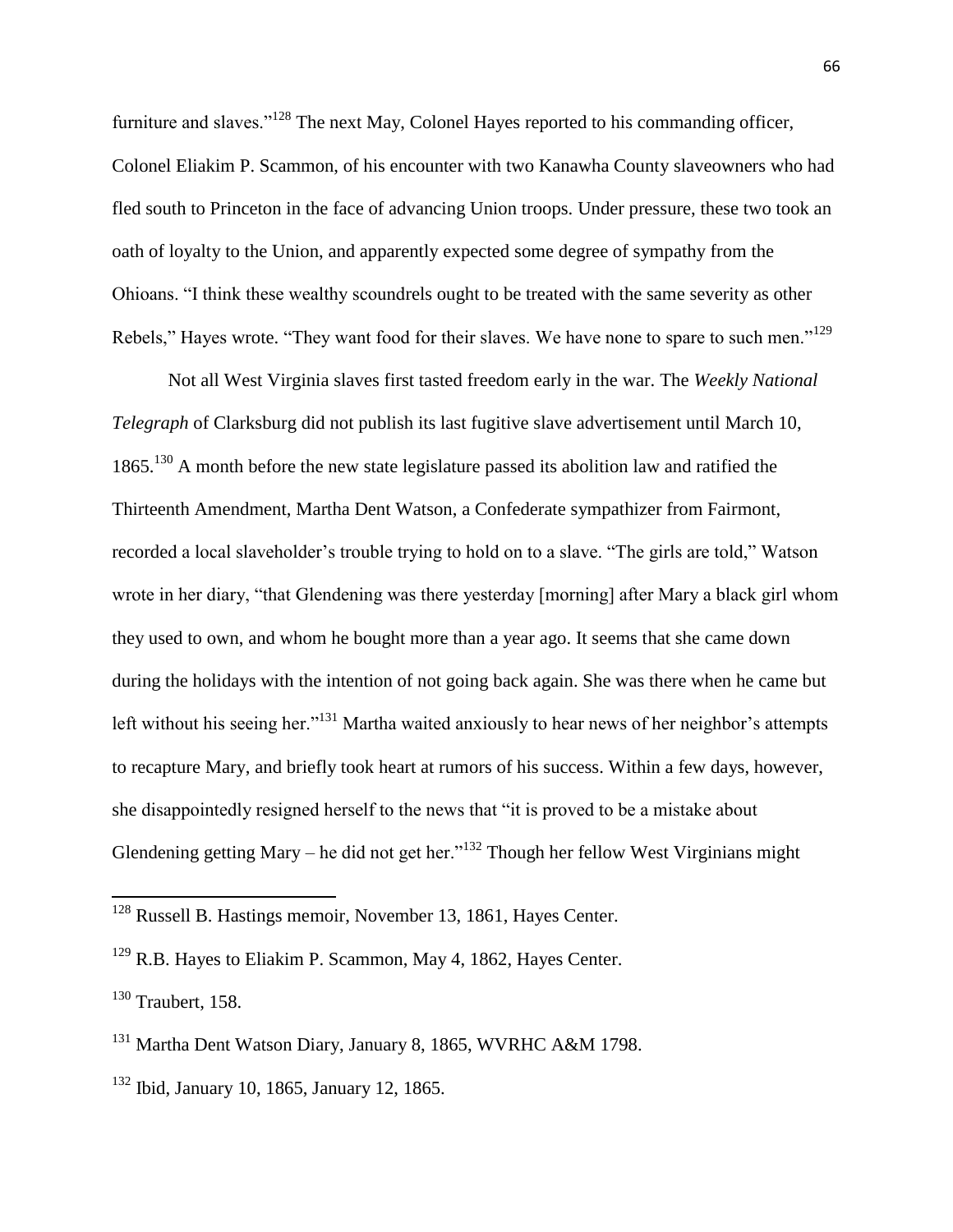furniture and slaves."[128] The next May, Colonel Hayes reported to his commanding officer, Colonel Eliakim P. Scammon, of his encounter with two Kanawha County slaveowners who had fled south to Princeton in the face of advancing Union troops. Under pressure, these two took an oath of loyalty to the Union, and apparently expected some degree of sympathy from the Ohioans. "I think these wealthy scoundrels ought to be treated with the same severity as other Rebels," Hayes wrote. "They want food for their slaves. We have none to spare to such men."[129]

Not all West Virginia slaves first tasted freedom early in the war. The *Weekly National Telegraph* of Clarksburg did not publish its last fugitive slave advertisement until March 10, 1865.[130] A month before the new state legislature passed its abolition law and ratified the Thirteenth Amendment, Martha Dent Watson, a Confederate sympathizer from Fairmont, recorded a local slaveholder's trouble trying to hold on to a slave. "The girls are told," Watson wrote in her diary, "that Glendening was there yesterday [morning] after Mary a black girl whom they used to own, and whom he bought more than a year ago. It seems that she came down during the holidays with the intention of not going back again. She was there when he came but left without his seeing her."[131] Martha waited anxiously to hear news of her neighbor's attempts to recapture Mary, and briefly took heart at rumors of his success. Within a few days, however, she disappointedly resigned herself to the news that "it is proved to be a mistake about Glendening getting Mary – he did not get her."[132] Though her fellow West Virginians might

---

[128] Russell B. Hastings memoir, November 13, 1861, Hayes Center.

[129] R.B. Hayes to Eliakim P. Scammon, May 4, 1862, Hayes Center.

[130] Traubert, 158.

[131] Martha Dent Watson Diary, January 8, 1865, WVRHC A&M 1798.

[132] Ibid, January 10, 1865, January 12, 1865.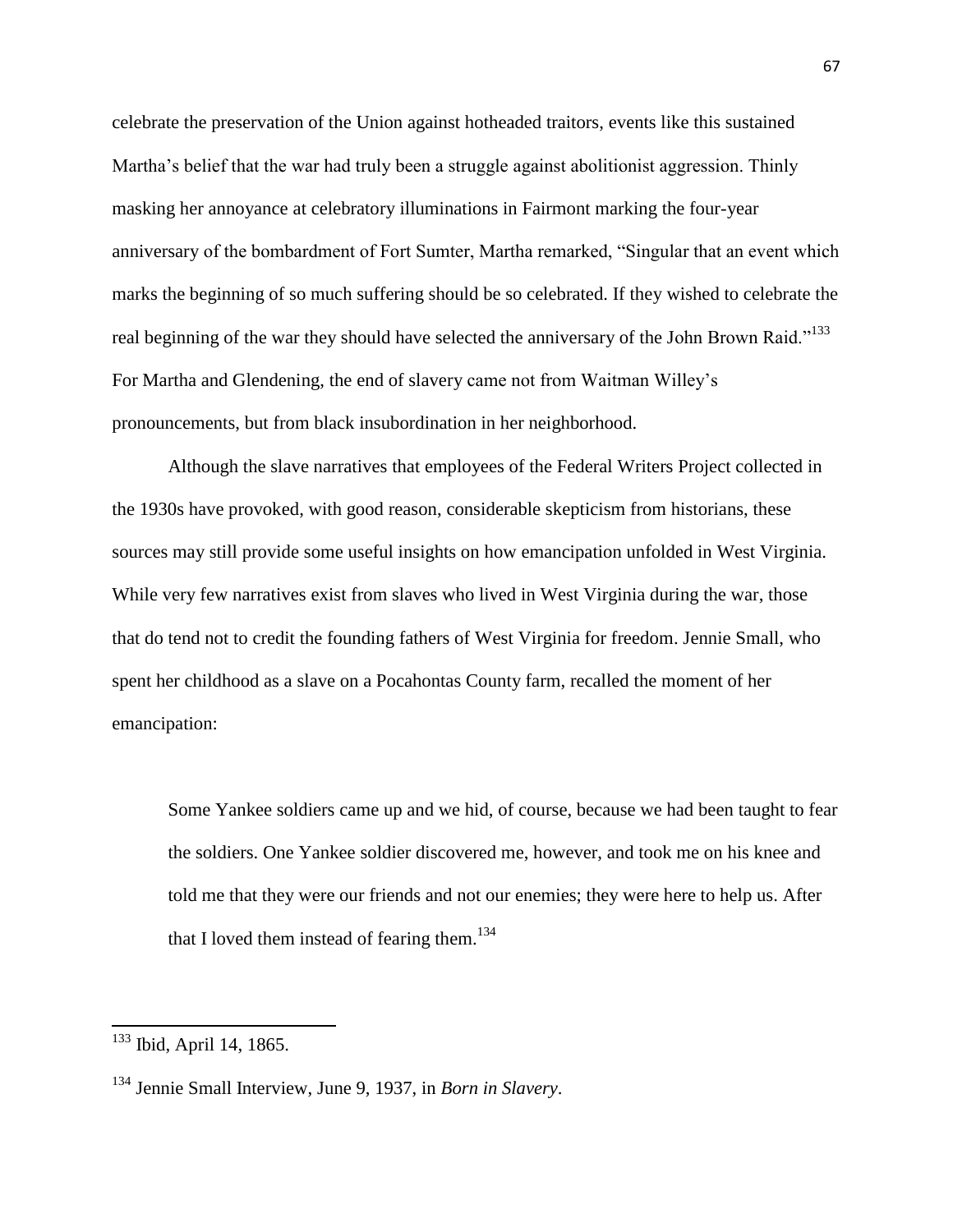celebrate the preservation of the Union against hotheaded traitors, events like this sustained Martha's belief that the war had truly been a struggle against abolitionist aggression. Thinly masking her annoyance at celebratory illuminations in Fairmont marking the four-year anniversary of the bombardment of Fort Sumter, Martha remarked, "Singular that an event which marks the beginning of so much suffering should be so celebrated. If they wished to celebrate the real beginning of the war they should have selected the anniversary of the John Brown Raid."[133] For Martha and Glendening, the end of slavery came not from Waitman Willey's pronouncements, but from black insubordination in her neighborhood.

Although the slave narratives that employees of the Federal Writers Project collected in the 1930s have provoked, with good reason, considerable skepticism from historians, these sources may still provide some useful insights on how emancipation unfolded in West Virginia. While very few narratives exist from slaves who lived in West Virginia during the war, those that do tend not to credit the founding fathers of West Virginia for freedom. Jennie Small, who spent her childhood as a slave on a Pocahontas County farm, recalled the moment of her emancipation:

> Some Yankee soldiers came up and we hid, of course, because we had been taught to fear the soldiers. One Yankee soldier discovered me, however, and took me on his knee and told me that they were our friends and not our enemies; they were here to help us. After that I loved them instead of fearing them.[134]

---

[133] Ibid, April 14, 1865.

[134] Jennie Small Interview, June 9, 1937, in *Born in Slavery*.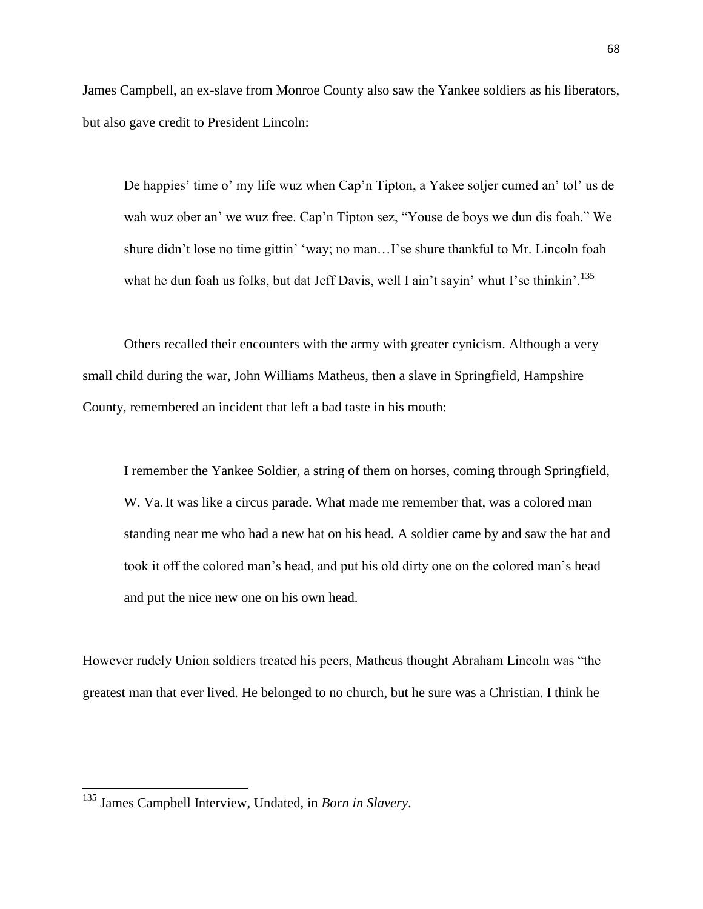James Campbell, an ex-slave from Monroe County also saw the Yankee soldiers as his liberators, but also gave credit to President Lincoln:

> De happies' time o' my life wuz when Cap'n Tipton, a Yakee soljer cumed an' tol' us de wah wuz ober an' we wuz free. Cap'n Tipton sez, "Youse de boys we dun dis foah." We shure didn't lose no time gittin' 'way; no man…I'se shure thankful to Mr. Lincoln foah what he dun foah us folks, but dat Jeff Davis, well I ain't sayin' whut I'se thinkin'.[135]

Others recalled their encounters with the army with greater cynicism. Although a very small child during the war, John Williams Matheus, then a slave in Springfield, Hampshire County, remembered an incident that left a bad taste in his mouth:

> I remember the Yankee Soldier, a string of them on horses, coming through Springfield, W. Va. It was like a circus parade. What made me remember that, was a colored man standing near me who had a new hat on his head. A soldier came by and saw the hat and took it off the colored man's head, and put his old dirty one on the colored man's head and put the nice new one on his own head.

However rudely Union soldiers treated his peers, Matheus thought Abraham Lincoln was "the greatest man that ever lived. He belonged to no church, but he sure was a Christian. I think he

---

[135] James Campbell Interview, Undated, in *Born in Slavery*.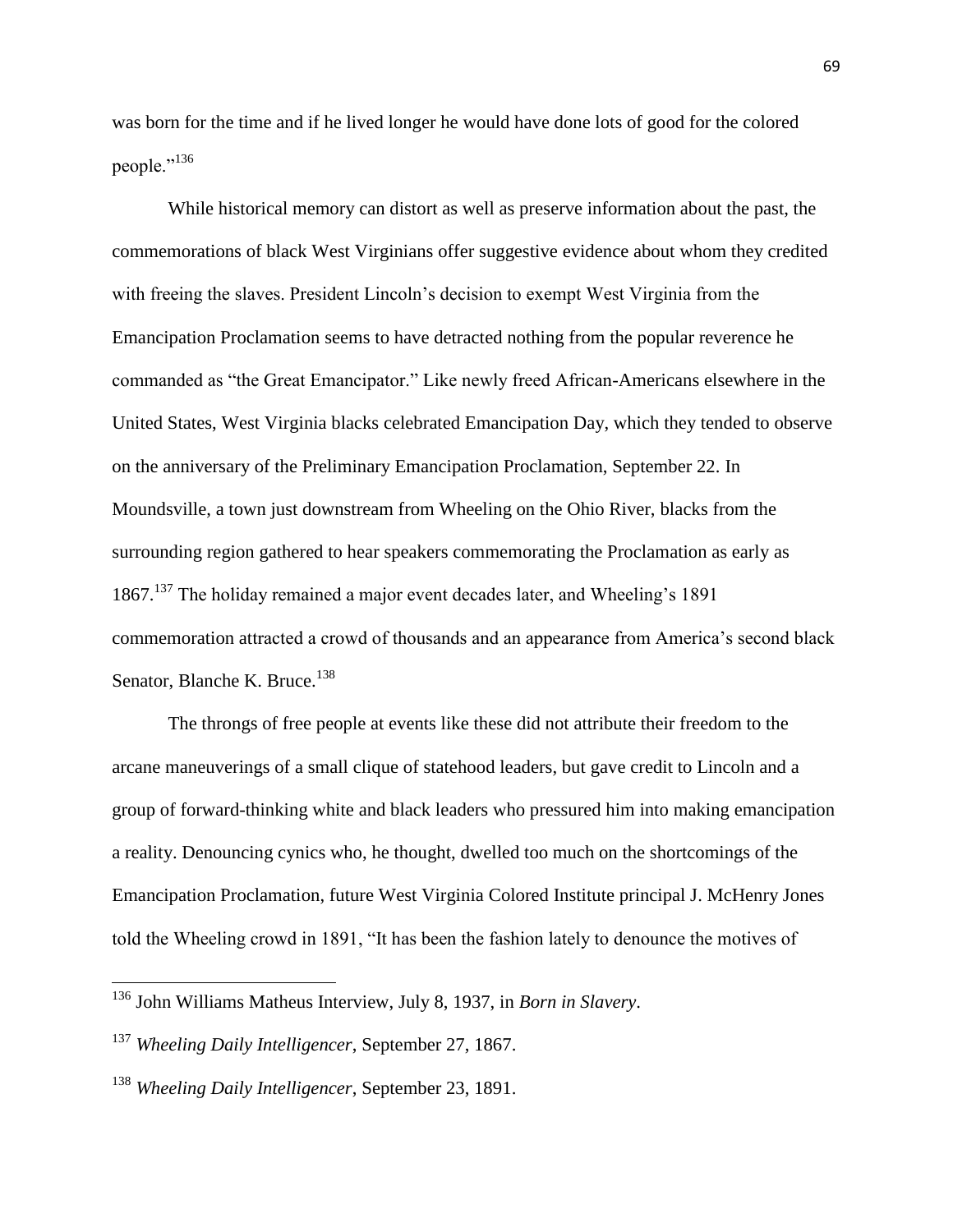was born for the time and if he lived longer he would have done lots of good for the colored people."[136]

While historical memory can distort as well as preserve information about the past, the commemorations of black West Virginians offer suggestive evidence about whom they credited with freeing the slaves. President Lincoln's decision to exempt West Virginia from the Emancipation Proclamation seems to have detracted nothing from the popular reverence he commanded as "the Great Emancipator." Like newly freed African-Americans elsewhere in the United States, West Virginia blacks celebrated Emancipation Day, which they tended to observe on the anniversary of the Preliminary Emancipation Proclamation, September 22. In Moundsville, a town just downstream from Wheeling on the Ohio River, blacks from the surrounding region gathered to hear speakers commemorating the Proclamation as early as 1867.[137] The holiday remained a major event decades later, and Wheeling's 1891 commemoration attracted a crowd of thousands and an appearance from America's second black Senator, Blanche K. Bruce.[138]

The throngs of free people at events like these did not attribute their freedom to the arcane maneuverings of a small clique of statehood leaders, but gave credit to Lincoln and a group of forward-thinking white and black leaders who pressured him into making emancipation a reality. Denouncing cynics who, he thought, dwelled too much on the shortcomings of the Emancipation Proclamation, future West Virginia Colored Institute principal J. McHenry Jones told the Wheeling crowd in 1891, "It has been the fashion lately to denounce the motives of

---

[136] John Williams Matheus Interview, July 8, 1937, in *Born in Slavery*.

[137] *Wheeling Daily Intelligencer*, September 27, 1867.

[138] *Wheeling Daily Intelligencer*, September 23, 1891.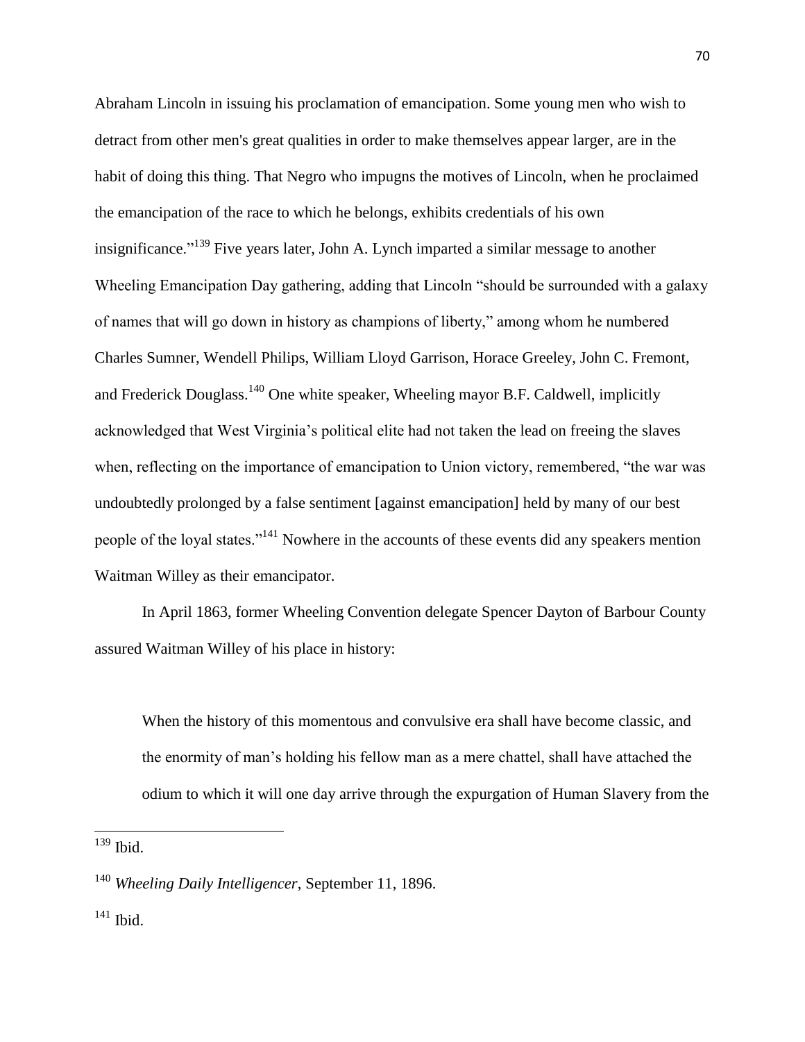Abraham Lincoln in issuing his proclamation of emancipation. Some young men who wish to detract from other men's great qualities in order to make themselves appear larger, are in the habit of doing this thing. That Negro who impugns the motives of Lincoln, when he proclaimed the emancipation of the race to which he belongs, exhibits credentials of his own insignificance."[139] Five years later, John A. Lynch imparted a similar message to another Wheeling Emancipation Day gathering, adding that Lincoln "should be surrounded with a galaxy of names that will go down in history as champions of liberty," among whom he numbered Charles Sumner, Wendell Philips, William Lloyd Garrison, Horace Greeley, John C. Fremont, and Frederick Douglass.[140] One white speaker, Wheeling mayor B.F. Caldwell, implicitly acknowledged that West Virginia's political elite had not taken the lead on freeing the slaves when, reflecting on the importance of emancipation to Union victory, remembered, "the war was undoubtedly prolonged by a false sentiment [against emancipation] held by many of our best people of the loyal states."[141] Nowhere in the accounts of these events did any speakers mention Waitman Willey as their emancipator.

In April 1863, former Wheeling Convention delegate Spencer Dayton of Barbour County assured Waitman Willey of his place in history:

> When the history of this momentous and convulsive era shall have become classic, and the enormity of man's holding his fellow man as a mere chattel, shall have attached the odium to which it will one day arrive through the expurgation of Human Slavery from the

---

[139] Ibid.

[140] *Wheeling Daily Intelligencer*, September 11, 1896.

[141] Ibid.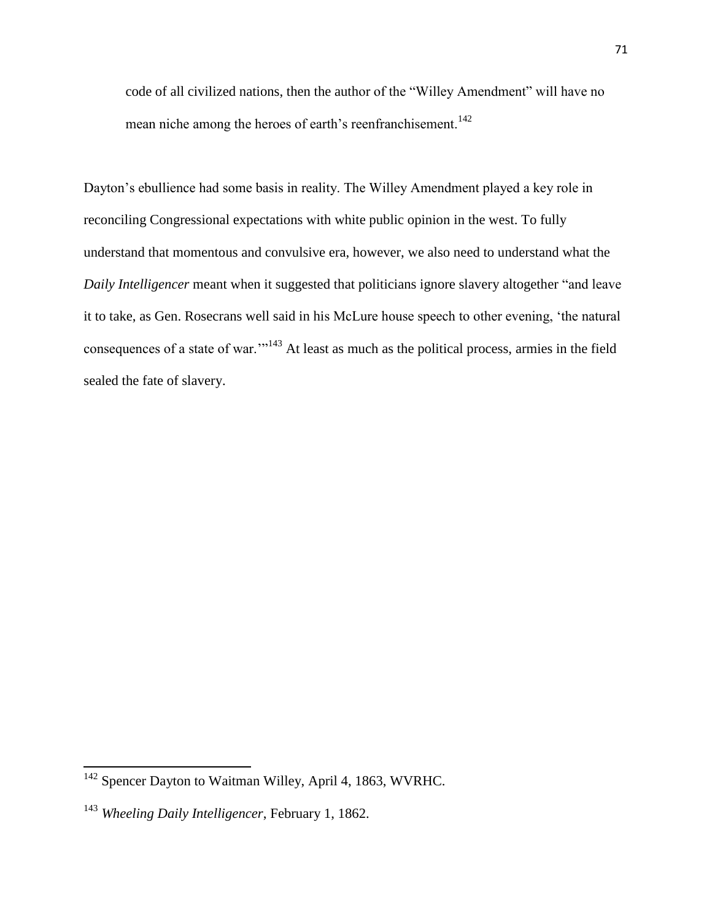> code of all civilized nations, then the author of the "Willey Amendment" will have no mean niche among the heroes of earth's reenfranchisement.[142]

Dayton's ebullience had some basis in reality. The Willey Amendment played a key role in reconciling Congressional expectations with white public opinion in the west. To fully understand that momentous and convulsive era, however, we also need to understand what the *Daily Intelligencer* meant when it suggested that politicians ignore slavery altogether "and leave it to take, as Gen. Rosecrans well said in his McLure house speech to other evening, 'the natural consequences of a state of war.'"[143] At least as much as the political process, armies in the field sealed the fate of slavery.

---

[142] Spencer Dayton to Waitman Willey, April 4, 1863, WVRHC.

[143] *Wheeling Daily Intelligencer*, February 1, 1862.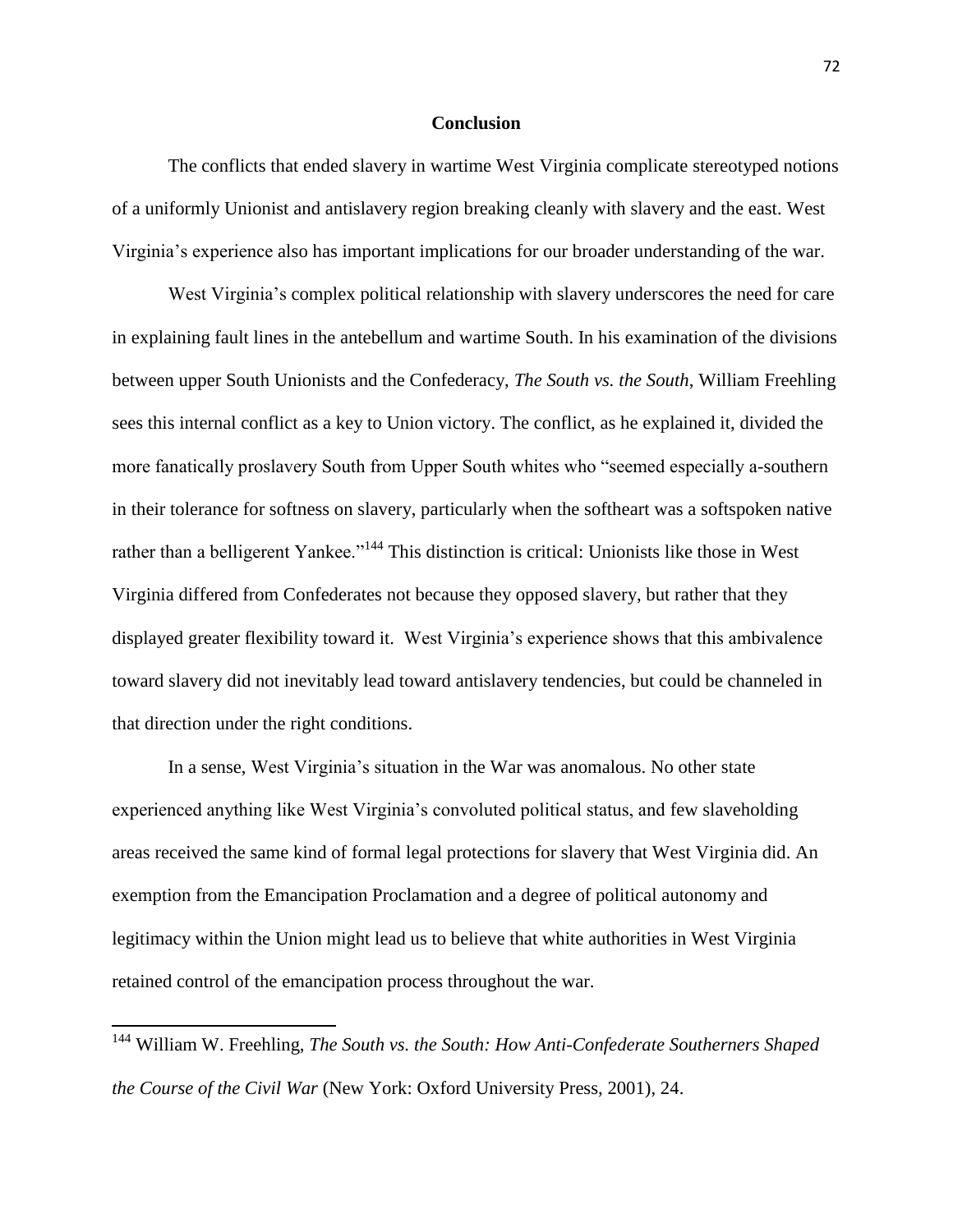## Conclusion

The conflicts that ended slavery in wartime West Virginia complicate stereotyped notions of a uniformly Unionist and antislavery region breaking cleanly with slavery and the east. West Virginia's experience also has important implications for our broader understanding of the war.

West Virginia's complex political relationship with slavery underscores the need for care in explaining fault lines in the antebellum and wartime South. In his examination of the divisions between upper South Unionists and the Confederacy, *The South vs. the South*, William Freehling sees this internal conflict as a key to Union victory. The conflict, as he explained it, divided the more fanatically proslavery South from Upper South whites who "seemed especially a-southern in their tolerance for softness on slavery, particularly when the softheart was a softspoken native rather than a belligerent Yankee."[144] This distinction is critical: Unionists like those in West Virginia differed from Confederates not because they opposed slavery, but rather that they displayed greater flexibility toward it. West Virginia's experience shows that this ambivalence toward slavery did not inevitably lead toward antislavery tendencies, but could be channeled in that direction under the right conditions.

In a sense, West Virginia's situation in the War was anomalous. No other state experienced anything like West Virginia's convoluted political status, and few slaveholding areas received the same kind of formal legal protections for slavery that West Virginia did. An exemption from the Emancipation Proclamation and a degree of political autonomy and legitimacy within the Union might lead us to believe that white authorities in West Virginia retained control of the emancipation process throughout the war.

---

[144] William W. Freehling, *The South vs. the South: How Anti-Confederate Southerners Shaped the Course of the Civil War* (New York: Oxford University Press, 2001), 24.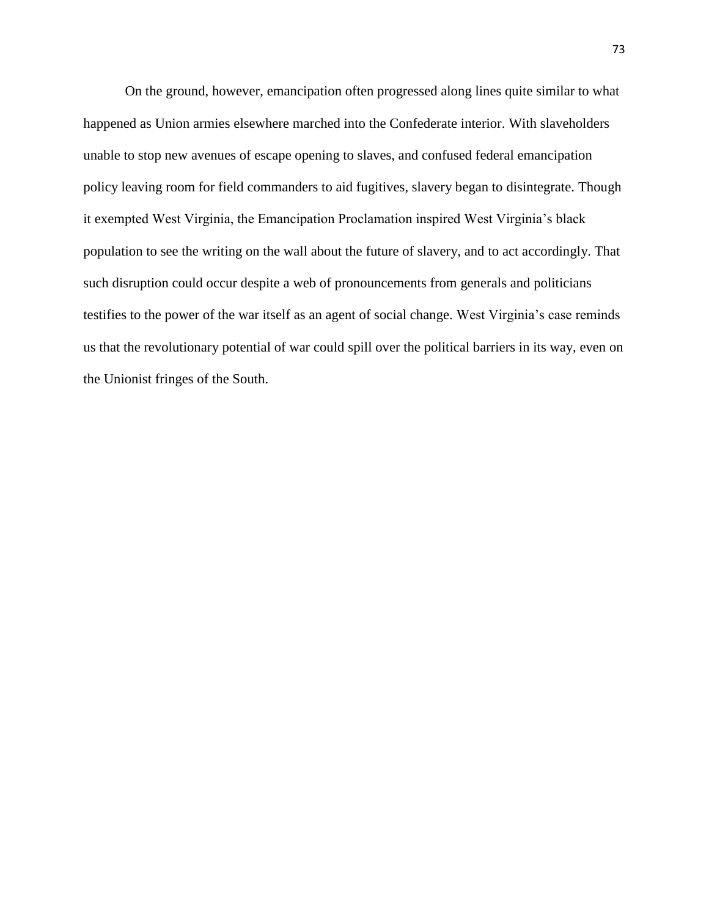On the ground, however, emancipation often progressed along lines quite similar to what happened as Union armies elsewhere marched into the Confederate interior. With slaveholders unable to stop new avenues of escape opening to slaves, and confused federal emancipation policy leaving room for field commanders to aid fugitives, slavery began to disintegrate. Though it exempted West Virginia, the Emancipation Proclamation inspired West Virginia's black population to see the writing on the wall about the future of slavery, and to act accordingly. That such disruption could occur despite a web of pronouncements from generals and politicians testifies to the power of the war itself as an agent of social change. West Virginia's case reminds us that the revolutionary potential of war could spill over the political barriers in its way, even on the Unionist fringes of the South.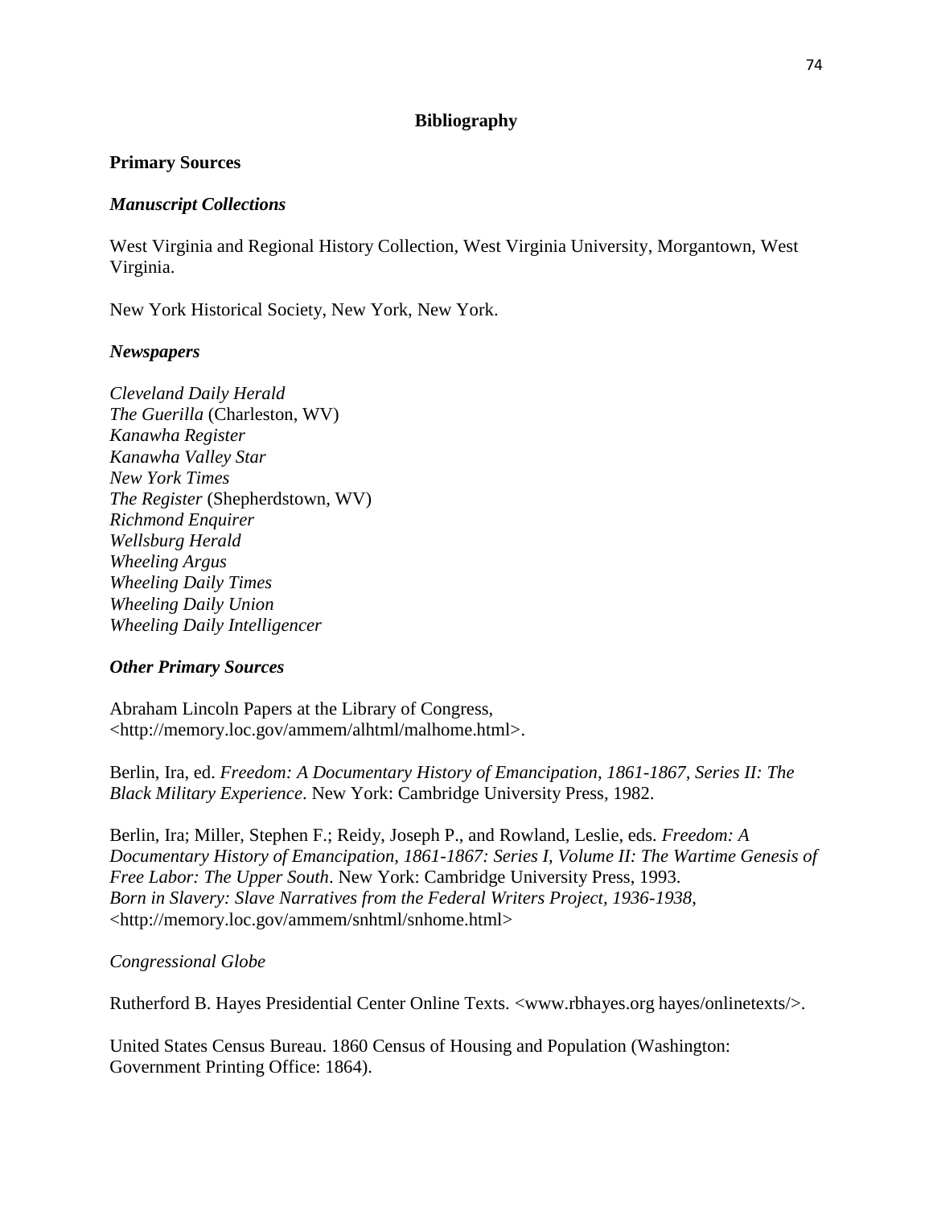## Bibliography

### Primary Sources

#### *Manuscript Collections*

West Virginia and Regional History Collection, West Virginia University, Morgantown, West Virginia.

New York Historical Society, New York, New York.

#### *Newspapers*

*Cleveland Daily Herald*
*The Guerilla* (Charleston, WV)
*Kanawha Register*
*Kanawha Valley Star*
*New York Times*
*The Register* (Shepherdstown, WV)
*Richmond Enquirer*
*Wellsburg Herald*
*Wheeling Argus*
*Wheeling Daily Times*
*Wheeling Daily Union*
*Wheeling Daily Intelligencer*

#### *Other Primary Sources*

Abraham Lincoln Papers at the Library of Congress, <http://memory.loc.gov/ammem/alhtml/malhome.html>.

Berlin, Ira, ed. *Freedom: A Documentary History of Emancipation, 1861-1867, Series II: The Black Military Experience*. New York: Cambridge University Press, 1982.

Berlin, Ira; Miller, Stephen F.; Reidy, Joseph P., and Rowland, Leslie, eds. *Freedom: A Documentary History of Emancipation, 1861-1867: Series I, Volume II: The Wartime Genesis of Free Labor: The Upper South*. New York: Cambridge University Press, 1993.
*Born in Slavery: Slave Narratives from the Federal Writers Project, 1936-1938*, <http://memory.loc.gov/ammem/snhtml/snhome.html>

*Congressional Globe*

Rutherford B. Hayes Presidential Center Online Texts. <www.rbhayes.org hayes/onlinetexts/>.

United States Census Bureau. 1860 Census of Housing and Population (Washington: Government Printing Office: 1864).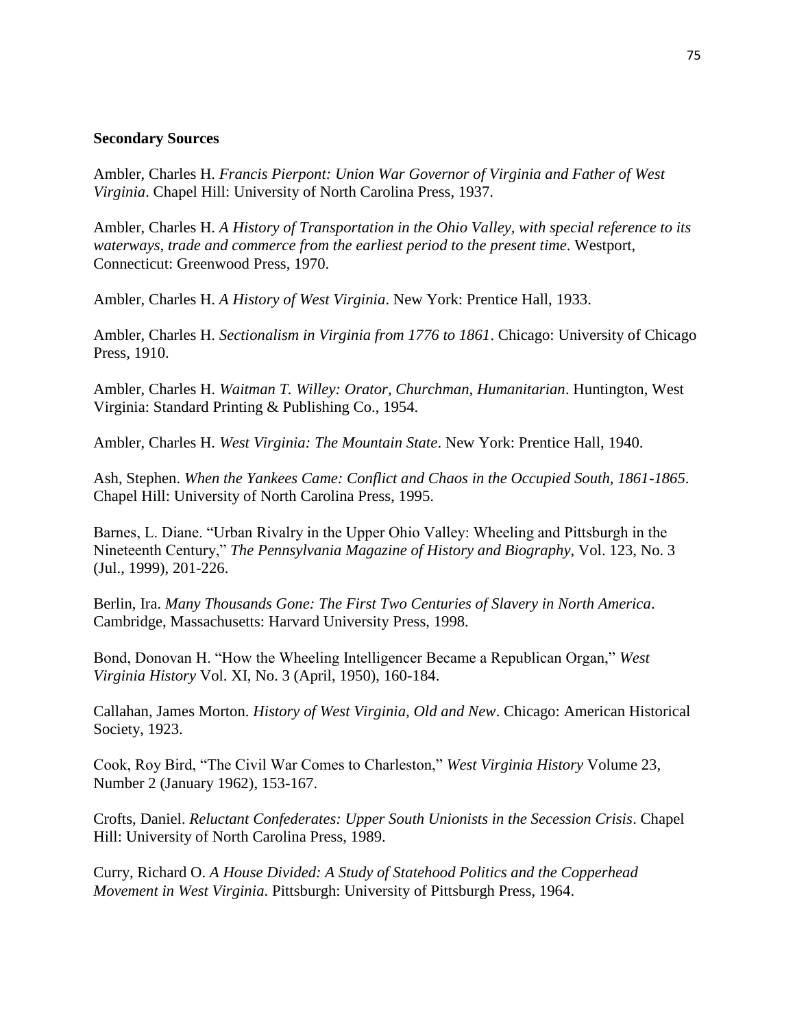**Secondary Sources**

Ambler, Charles H. *Francis Pierpont: Union War Governor of Virginia and Father of West Virginia*. Chapel Hill: University of North Carolina Press, 1937.

Ambler, Charles H. *A History of Transportation in the Ohio Valley, with special reference to its waterways, trade and commerce from the earliest period to the present time*. Westport, Connecticut: Greenwood Press, 1970.

Ambler, Charles H. *A History of West Virginia*. New York: Prentice Hall, 1933.

Ambler, Charles H. *Sectionalism in Virginia from 1776 to 1861*. Chicago: University of Chicago Press, 1910.

Ambler, Charles H. *Waitman T. Willey: Orator, Churchman, Humanitarian*. Huntington, West Virginia: Standard Printing & Publishing Co., 1954.

Ambler, Charles H. *West Virginia: The Mountain State*. New York: Prentice Hall, 1940.

Ash, Stephen. *When the Yankees Came: Conflict and Chaos in the Occupied South, 1861-1865*. Chapel Hill: University of North Carolina Press, 1995.

Barnes, L. Diane. "Urban Rivalry in the Upper Ohio Valley: Wheeling and Pittsburgh in the Nineteenth Century," *The Pennsylvania Magazine of History and Biography*, Vol. 123, No. 3 (Jul., 1999), 201-226.

Berlin, Ira. *Many Thousands Gone: The First Two Centuries of Slavery in North America*. Cambridge, Massachusetts: Harvard University Press, 1998.

Bond, Donovan H. "How the Wheeling Intelligencer Became a Republican Organ," *West Virginia History* Vol. XI, No. 3 (April, 1950), 160-184.

Callahan, James Morton. *History of West Virginia, Old and New*. Chicago: American Historical Society, 1923.

Cook, Roy Bird, "The Civil War Comes to Charleston," *West Virginia History* Volume 23, Number 2 (January 1962), 153-167.

Crofts, Daniel. *Reluctant Confederates: Upper South Unionists in the Secession Crisis*. Chapel Hill: University of North Carolina Press, 1989.

Curry, Richard O. *A House Divided: A Study of Statehood Politics and the Copperhead Movement in West Virginia*. Pittsburgh: University of Pittsburgh Press, 1964.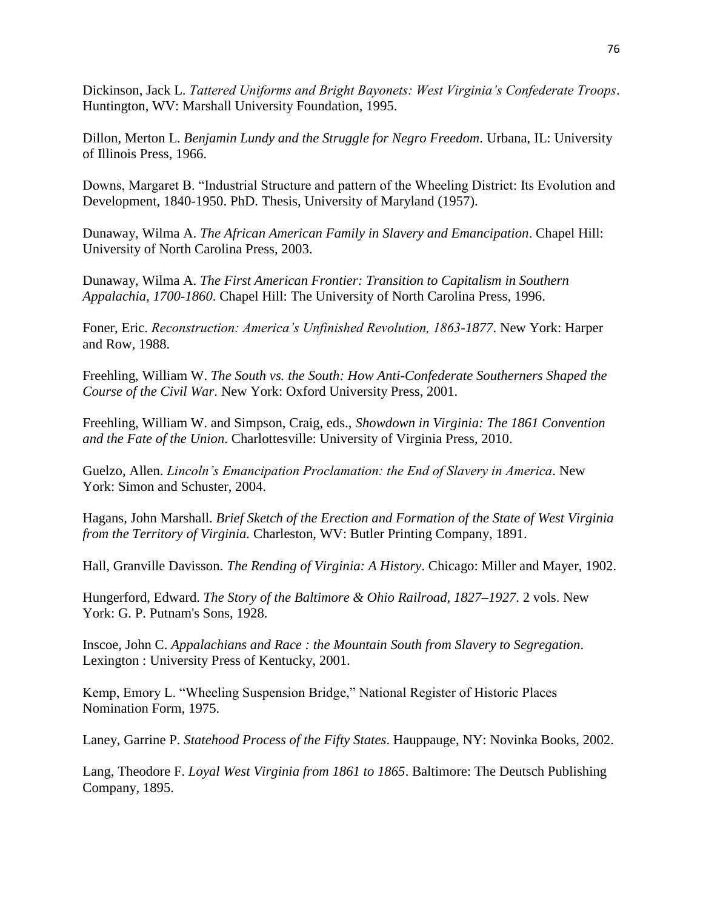Dickinson, Jack L. *Tattered Uniforms and Bright Bayonets: West Virginia's Confederate Troops*. Huntington, WV: Marshall University Foundation, 1995.

Dillon, Merton L. *Benjamin Lundy and the Struggle for Negro Freedom*. Urbana, IL: University of Illinois Press, 1966.

Downs, Margaret B. "Industrial Structure and pattern of the Wheeling District: Its Evolution and Development, 1840-1950. PhD. Thesis, University of Maryland (1957).

Dunaway, Wilma A. *The African American Family in Slavery and Emancipation*. Chapel Hill: University of North Carolina Press, 2003.

Dunaway, Wilma A. *The First American Frontier: Transition to Capitalism in Southern Appalachia, 1700-1860*. Chapel Hill: The University of North Carolina Press, 1996.

Foner, Eric. *Reconstruction: America's Unfinished Revolution, 1863-1877*. New York: Harper and Row, 1988.

Freehling, William W. *The South vs. the South: How Anti-Confederate Southerners Shaped the Course of the Civil War*. New York: Oxford University Press, 2001.

Freehling, William W. and Simpson, Craig, eds., *Showdown in Virginia: The 1861 Convention and the Fate of the Union*. Charlottesville: University of Virginia Press, 2010.

Guelzo, Allen. *Lincoln's Emancipation Proclamation: the End of Slavery in America*. New York: Simon and Schuster, 2004.

Hagans, John Marshall. *Brief Sketch of the Erection and Formation of the State of West Virginia from the Territory of Virginia.* Charleston, WV: Butler Printing Company, 1891.

Hall, Granville Davisson. *The Rending of Virginia: A History*. Chicago: Miller and Mayer, 1902.

Hungerford, Edward. *The Story of the Baltimore & Ohio Railroad, 1827–1927*. 2 vols. New York: G. P. Putnam's Sons, 1928.

Inscoe, John C. *Appalachians and Race : the Mountain South from Slavery to Segregation*. Lexington : University Press of Kentucky, 2001.

Kemp, Emory L. "Wheeling Suspension Bridge," National Register of Historic Places Nomination Form, 1975.

Laney, Garrine P. *Statehood Process of the Fifty States*. Hauppauge, NY: Novinka Books, 2002.

Lang, Theodore F. *Loyal West Virginia from 1861 to 1865*. Baltimore: The Deutsch Publishing Company, 1895.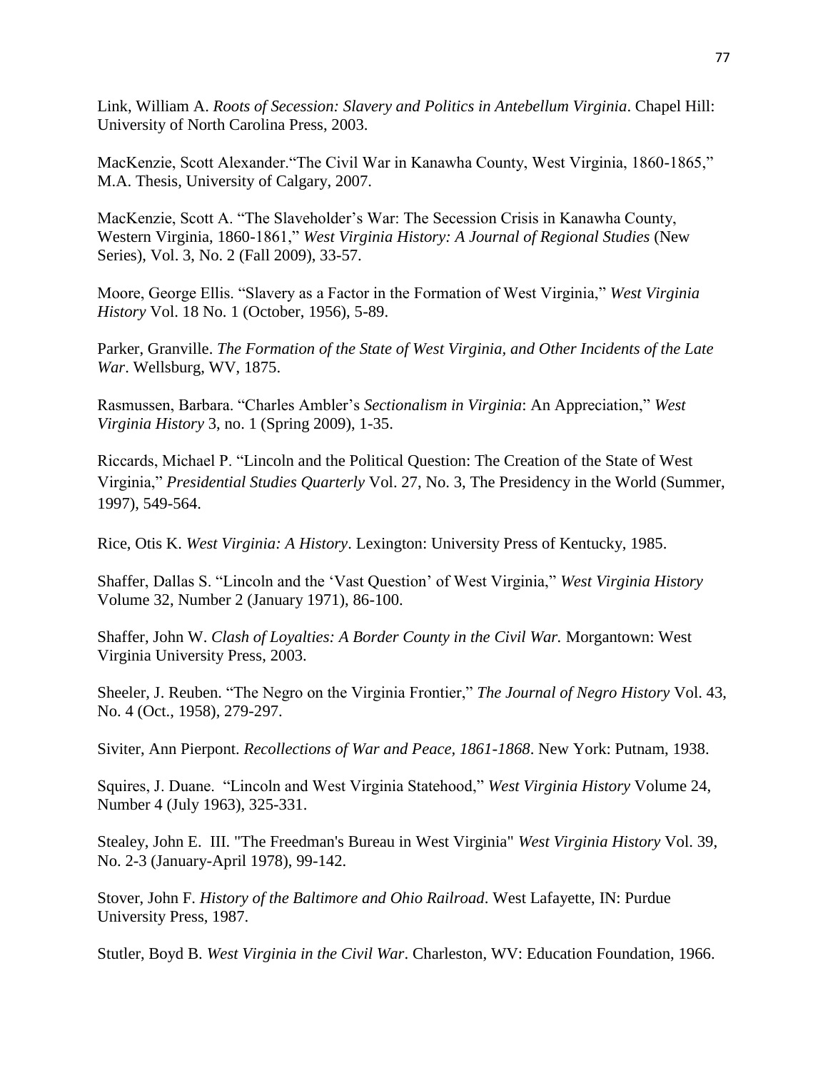Link, William A. *Roots of Secession: Slavery and Politics in Antebellum Virginia*. Chapel Hill: University of North Carolina Press, 2003.

MacKenzie, Scott Alexander."The Civil War in Kanawha County, West Virginia, 1860-1865," M.A. Thesis, University of Calgary, 2007.

MacKenzie, Scott A. "The Slaveholder's War: The Secession Crisis in Kanawha County, Western Virginia, 1860-1861," *West Virginia History: A Journal of Regional Studies* (New Series), Vol. 3, No. 2 (Fall 2009), 33-57.

Moore, George Ellis. "Slavery as a Factor in the Formation of West Virginia," *West Virginia History* Vol. 18 No. 1 (October, 1956), 5-89.

Parker, Granville. *The Formation of the State of West Virginia, and Other Incidents of the Late War*. Wellsburg, WV, 1875.

Rasmussen, Barbara. "Charles Ambler's *Sectionalism in Virginia*: An Appreciation," *West Virginia History* 3, no. 1 (Spring 2009), 1-35.

Riccards, Michael P. "Lincoln and the Political Question: The Creation of the State of West Virginia," *Presidential Studies Quarterly* Vol. 27, No. 3, The Presidency in the World (Summer, 1997), 549-564.

Rice, Otis K. *West Virginia: A History*. Lexington: University Press of Kentucky, 1985.

Shaffer, Dallas S. "Lincoln and the 'Vast Question' of West Virginia," *West Virginia History* Volume 32, Number 2 (January 1971), 86-100.

Shaffer, John W. *Clash of Loyalties: A Border County in the Civil War.* Morgantown: West Virginia University Press, 2003.

Sheeler, J. Reuben. "The Negro on the Virginia Frontier," *The Journal of Negro History* Vol. 43, No. 4 (Oct., 1958), 279-297.

Siviter, Ann Pierpont. *Recollections of War and Peace, 1861-1868*. New York: Putnam, 1938.

Squires, J. Duane. "Lincoln and West Virginia Statehood," *West Virginia History* Volume 24, Number 4 (July 1963), 325-331.

Stealey, John E. III. "The Freedman's Bureau in West Virginia" *West Virginia History* Vol. 39, No. 2-3 (January-April 1978), 99-142.

Stover, John F. *History of the Baltimore and Ohio Railroad*. West Lafayette, IN: Purdue University Press, 1987.

Stutler, Boyd B. *West Virginia in the Civil War*. Charleston, WV: Education Foundation, 1966.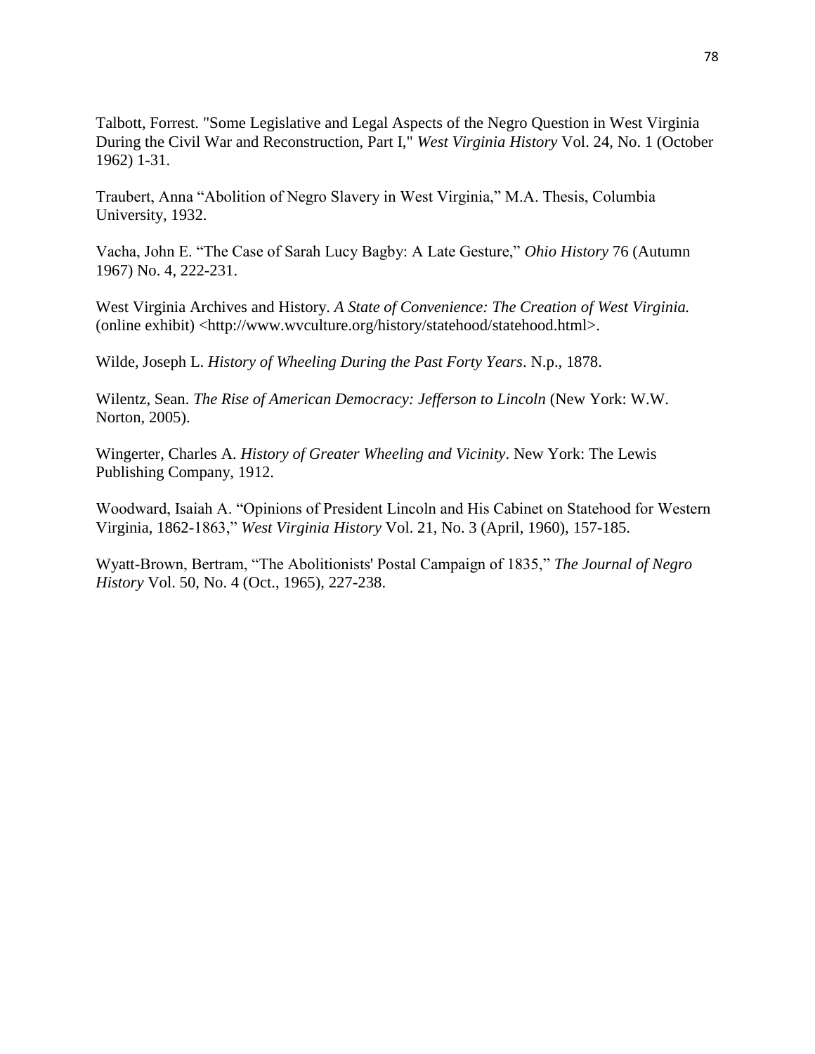Talbott, Forrest. "Some Legislative and Legal Aspects of the Negro Question in West Virginia During the Civil War and Reconstruction, Part I," *West Virginia History* Vol. 24, No. 1 (October 1962) 1-31.

Traubert, Anna "Abolition of Negro Slavery in West Virginia," M.A. Thesis, Columbia University, 1932.

Vacha, John E. "The Case of Sarah Lucy Bagby: A Late Gesture," *Ohio History* 76 (Autumn 1967) No. 4, 222-231.

West Virginia Archives and History. *A State of Convenience: The Creation of West Virginia.* (online exhibit) <http://www.wvculture.org/history/statehood/statehood.html>.

Wilde, Joseph L. *History of Wheeling During the Past Forty Years*. N.p., 1878.

Wilentz, Sean. *The Rise of American Democracy: Jefferson to Lincoln* (New York: W.W. Norton, 2005).

Wingerter, Charles A. *History of Greater Wheeling and Vicinity*. New York: The Lewis Publishing Company, 1912.

Woodward, Isaiah A. "Opinions of President Lincoln and His Cabinet on Statehood for Western Virginia, 1862-1863," *West Virginia History* Vol. 21, No. 3 (April, 1960), 157-185.

Wyatt-Brown, Bertram, "The Abolitionists' Postal Campaign of 1835," *The Journal of Negro History* Vol. 50, No. 4 (Oct., 1965), 227-238.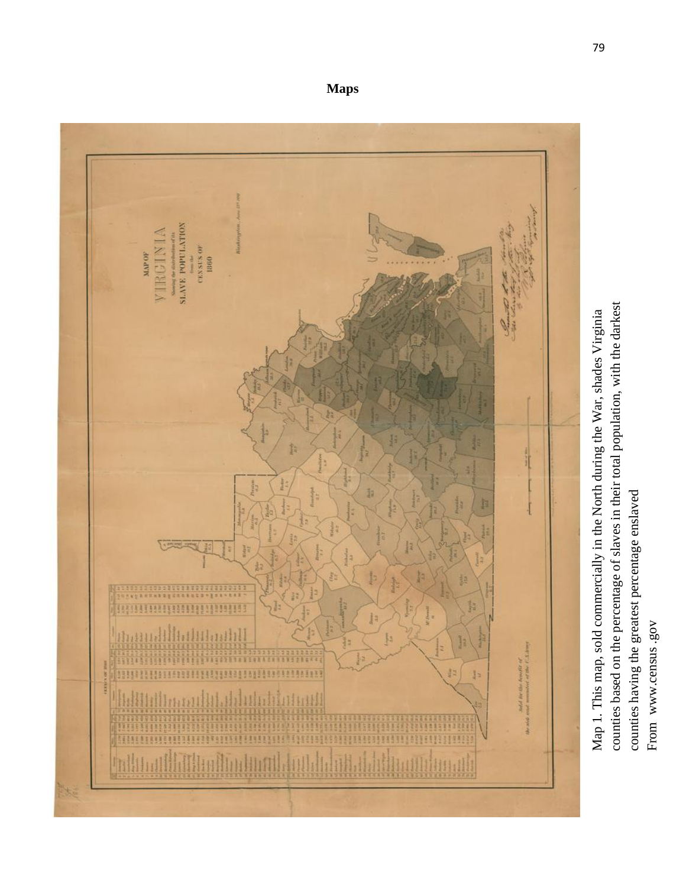# Maps

Map 1. This map, sold commercially in the North during the War, shades Virginia counties based on the percentage of slaves in their total population, with the darkest counties having the greatest percentage enslaved

From www.census .gov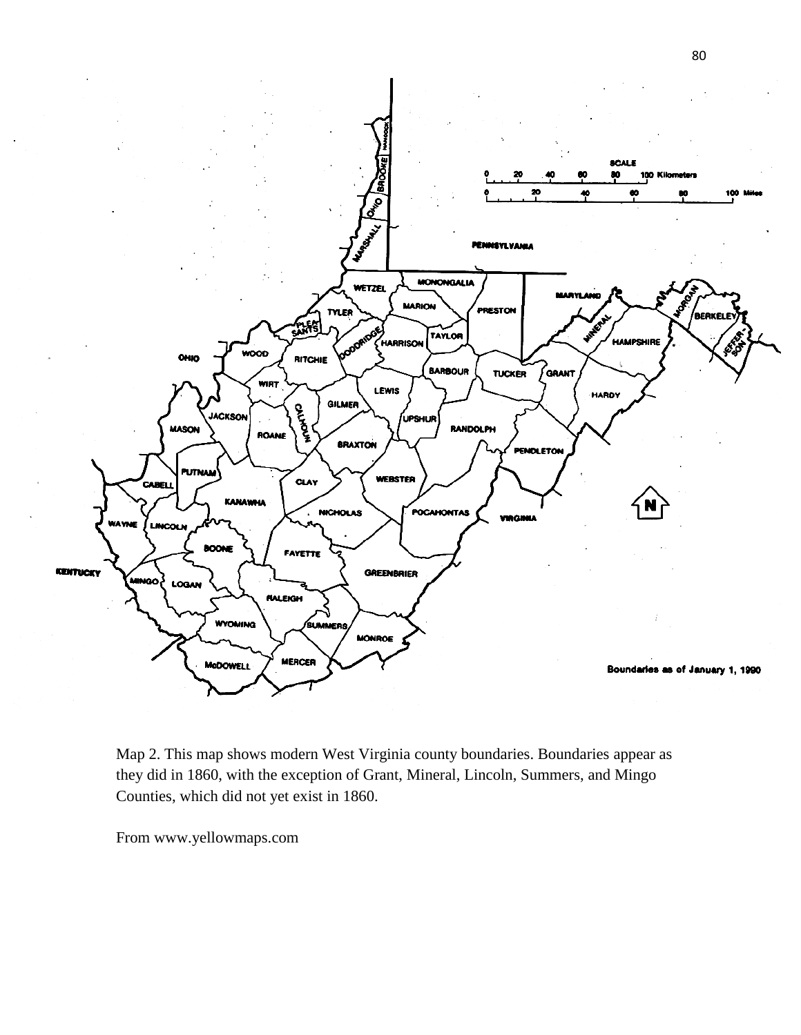Map 2. This map shows modern West Virginia county boundaries. Boundaries appear as they did in 1860, with the exception of Grant, Mineral, Lincoln, Summers, and Mingo Counties, which did not yet exist in 1860.

From www.yellowmaps.com